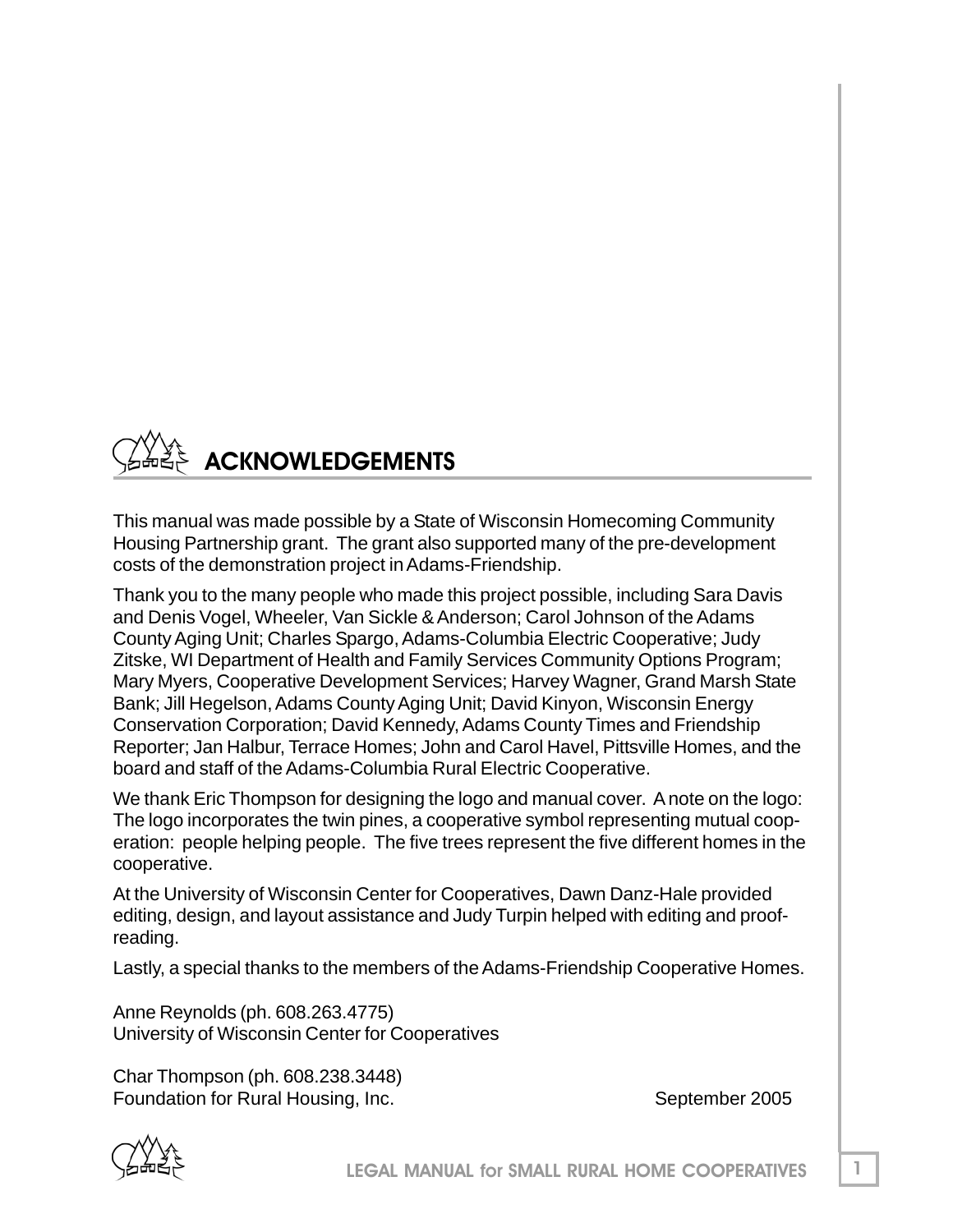## ACKNOWLEDGEMENTS

This manual was made possible by a State of Wisconsin Homecoming Community Housing Partnership grant. The grant also supported many of the pre-development costs of the demonstration project in Adams-Friendship.

Thank you to the many people who made this project possible, including Sara Davis and Denis Vogel, Wheeler, Van Sickle & Anderson; Carol Johnson of the Adams County Aging Unit; Charles Spargo, Adams-Columbia Electric Cooperative; Judy Zitske, WI Department of Health and Family Services Community Options Program; Mary Myers, Cooperative Development Services; Harvey Wagner, Grand Marsh State Bank; Jill Hegelson, Adams County Aging Unit; David Kinyon, Wisconsin Energy Conservation Corporation; David Kennedy, Adams County Times and Friendship Reporter; Jan Halbur, Terrace Homes; John and Carol Havel, Pittsville Homes, and the board and staff of the Adams-Columbia Rural Electric Cooperative.

We thank Eric Thompson for designing the logo and manual cover. A note on the logo: The logo incorporates the twin pines, a cooperative symbol representing mutual cooperation: people helping people. The five trees represent the five different homes in the cooperative.

At the University of Wisconsin Center for Cooperatives, Dawn Danz-Hale provided editing, design, and layout assistance and Judy Turpin helped with editing and proofreading.

Lastly, a special thanks to the members of the Adams-Friendship Cooperative Homes.

Anne Reynolds (ph. 608.263.4775)
University of Wisconsin Center for Cooperatives

Char Thompson (ph. 608.238.3448)
Foundation for Rural Housing, Inc.

September 2005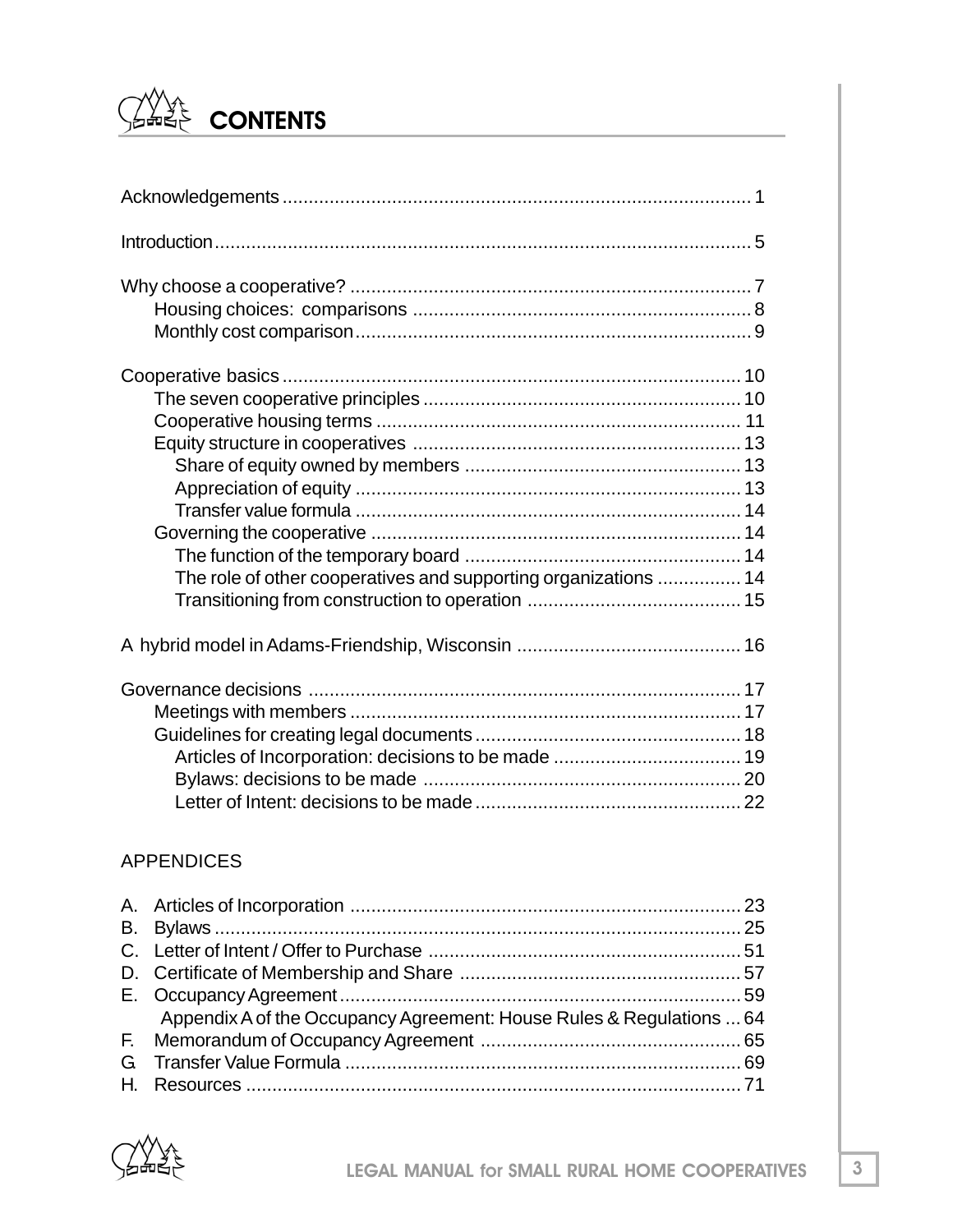# CONTENTS

- Acknowledgements ... 1
- Introduction ... 5
- Why choose a cooperative? ... 7
  - Housing choices: comparisons ... 8
  - Monthly cost comparison ... 9
- Cooperative basics ... 10
  - The seven cooperative principles ... 10
  - Cooperative housing terms ... 11
  - Equity structure in cooperatives ... 13
    - Share of equity owned by members ... 13
    - Appreciation of equity ... 13
    - Transfer value formula ... 14
  - Governing the cooperative ... 14
    - The function of the temporary board ... 14
    - The role of other cooperatives and supporting organizations ... 14
    - Transitioning from construction to operation ... 15
- A hybrid model in Adams-Friendship, Wisconsin ... 16
- Governance decisions ... 17
  - Meetings with members ... 17
  - Guidelines for creating legal documents ... 18
    - Articles of Incorporation: decisions to be made ... 19
    - Bylaws: decisions to be made ... 20
    - Letter of Intent: decisions to be made ... 22

## APPENDICES

- A. Articles of Incorporation ... 23
- B. Bylaws ... 25
- C. Letter of Intent / Offer to Purchase ... 51
- D. Certificate of Membership and Share ... 57
- E. Occupancy Agreement ... 59
  - Appendix A of the Occupancy Agreement: House Rules & Regulations ... 64
- F. Memorandum of Occupancy Agreement ... 65
- G. Transfer Value Formula ... 69
- H. Resources ... 71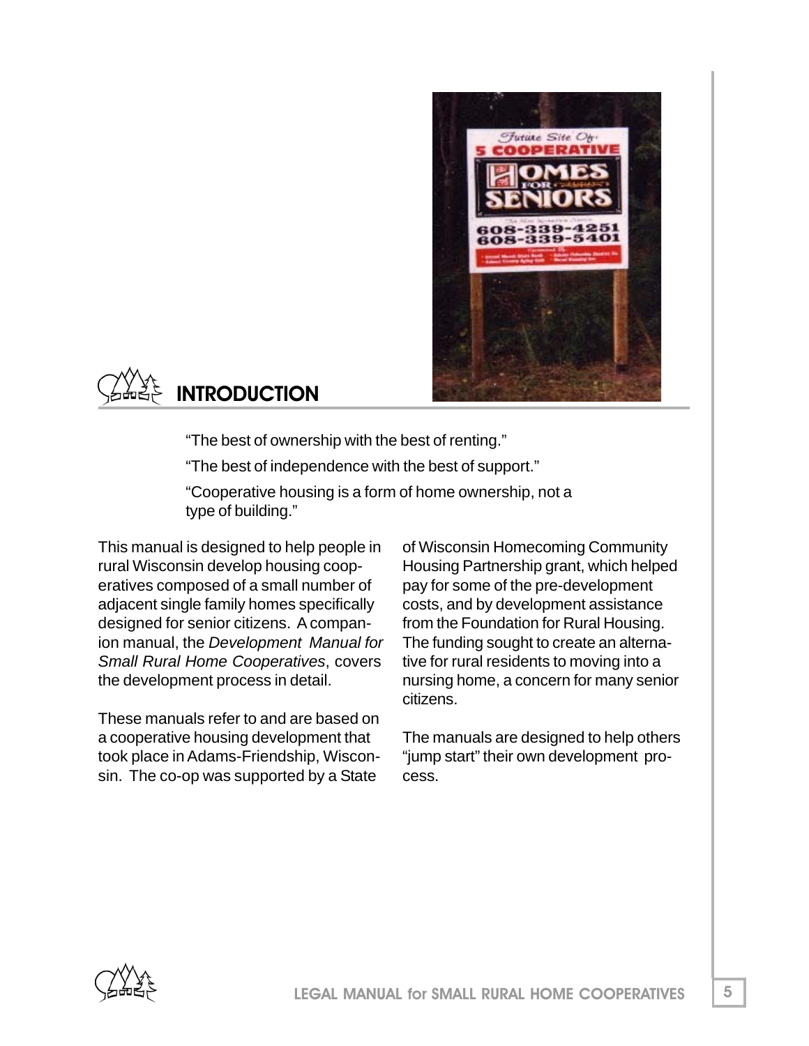## INTRODUCTION

"The best of ownership with the best of renting."

"The best of independence with the best of support."

"Cooperative housing is a form of home ownership, not a type of building."

This manual is designed to help people in rural Wisconsin develop housing cooperatives composed of a small number of adjacent single family homes specifically designed for senior citizens. A companion manual, the *Development Manual for Small Rural Home Cooperatives*, covers the development process in detail.

These manuals refer to and are based on a cooperative housing development that took place in Adams-Friendship, Wisconsin. The co-op was supported by a State of Wisconsin Homecoming Community Housing Partnership grant, which helped pay for some of the pre-development costs, and by development assistance from the Foundation for Rural Housing. The funding sought to create an alternative for rural residents to moving into a nursing home, a concern for many senior citizens.

The manuals are designed to help others "jump start" their own development process.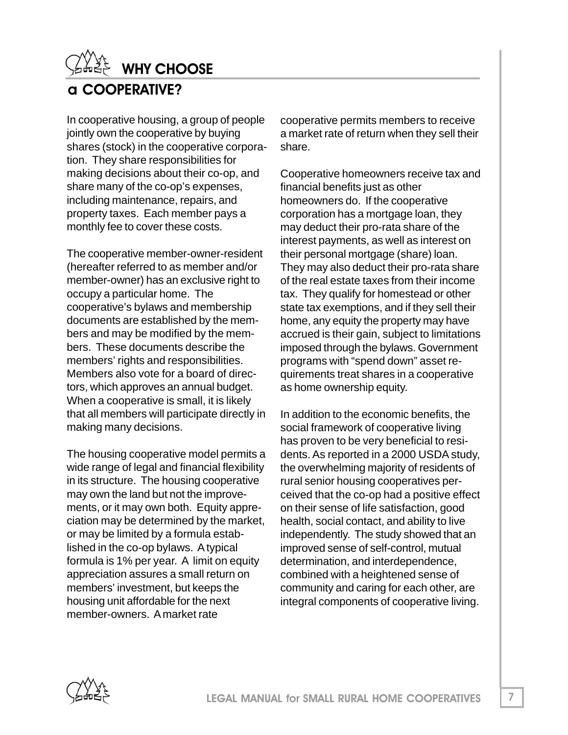# WHY CHOOSE a COOPERATIVE?

In cooperative housing, a group of people jointly own the cooperative by buying shares (stock) in the cooperative corporation. They share responsibilities for making decisions about their co-op, and share many of the co-op's expenses, including maintenance, repairs, and property taxes. Each member pays a monthly fee to cover these costs.

The cooperative member-owner-resident (hereafter referred to as member and/or member-owner) has an exclusive right to occupy a particular home. The cooperative's bylaws and membership documents are established by the members and may be modified by the members. These documents describe the members' rights and responsibilities. Members also vote for a board of directors, which approves an annual budget. When a cooperative is small, it is likely that all members will participate directly in making many decisions.

The housing cooperative model permits a wide range of legal and financial flexibility in its structure. The housing cooperative may own the land but not the improvements, or it may own both. Equity appreciation may be determined by the market, or may be limited by a formula established in the co-op bylaws. A typical formula is 1% per year. A limit on equity appreciation assures a small return on members' investment, but keeps the housing unit affordable for the next member-owners. A market rate cooperative permits members to receive a market rate of return when they sell their share.

Cooperative homeowners receive tax and financial benefits just as other homeowners do. If the cooperative corporation has a mortgage loan, they may deduct their pro-rata share of the interest payments, as well as interest on their personal mortgage (share) loan. They may also deduct their pro-rata share of the real estate taxes from their income tax. They qualify for homestead or other state tax exemptions, and if they sell their home, any equity the property may have accrued is their gain, subject to limitations imposed through the bylaws. Government programs with "spend down" asset requirements treat shares in a cooperative as home ownership equity.

In addition to the economic benefits, the social framework of cooperative living has proven to be very beneficial to residents. As reported in a 2000 USDA study, the overwhelming majority of residents of rural senior housing cooperatives perceived that the co-op had a positive effect on their sense of life satisfaction, good health, social contact, and ability to live independently. The study showed that an improved sense of self-control, mutual determination, and interdependence, combined with a heightened sense of community and caring for each other, are integral components of cooperative living.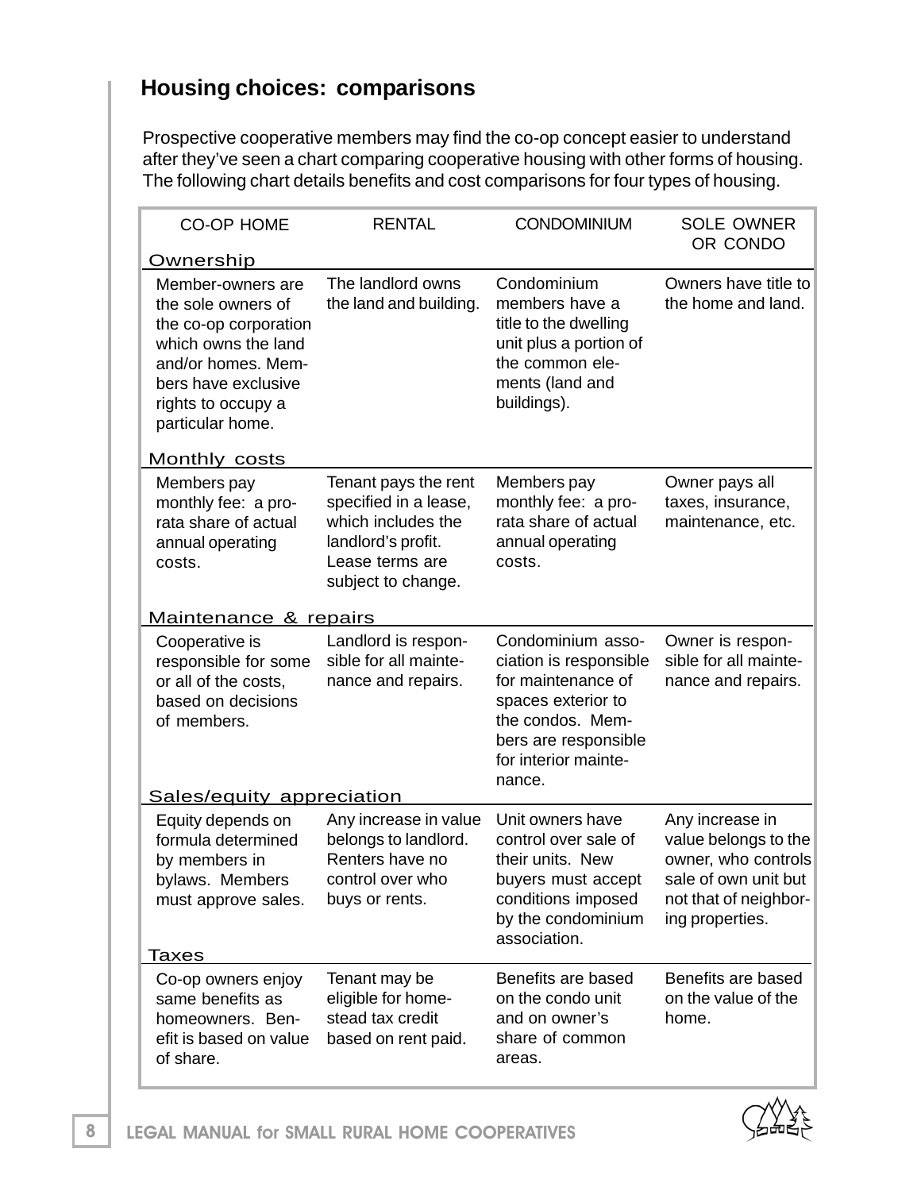## Housing choices: comparisons

Prospective cooperative members may find the co-op concept easier to understand after they've seen a chart comparing cooperative housing with other forms of housing. The following chart details benefits and cost comparisons for four types of housing.

| | CO-OP HOME | RENTAL | CONDOMINIUM | SOLE OWNER OR CONDO |
|---|---|---|---|---|
| **Ownership** | Member-owners are the sole owners of the co-op corporation which owns the land and/or homes. Members have exclusive rights to occupy a particular home. | The landlord owns the land and building. | Condominium members have a title to the dwelling unit plus a portion of the common elements (land and buildings). | Owners have title to the home and land. |
| **Monthly costs** | Members pay monthly fee: a pro-rata share of actual annual operating costs. | Tenant pays the rent specified in a lease, which includes the landlord's profit. Lease terms are subject to change. | Members pay monthly fee: a pro-rata share of actual annual operating costs. | Owner pays all taxes, insurance, maintenance, etc. |
| **Maintenance & repairs** | Cooperative is responsible for some or all of the costs, based on decisions of members. | Landlord is responsible for all maintenance and repairs. | Condominium association is responsible for maintenance of spaces exterior to the condos. Members are responsible for interior maintenance. | Owner is responsible for all maintenance and repairs. |
| **Sales/equity appreciation** | Equity depends on formula determined by members in bylaws. Members must approve sales. | Any increase in value belongs to landlord. Renters have no control over who buys or rents. | Unit owners have control over sale of their units. New buyers must accept conditions imposed by the condominium association. | Any increase in value belongs to the owner, who controls sale of own unit but not that of neighboring properties. |
| **Taxes** | Co-op owners enjoy same benefits as homeowners. Benefit is based on value of share. | Tenant may be eligible for homestead tax credit based on rent paid. | Benefits are based on the condo unit and on owner's share of common areas. | Benefits are based on the value of the home. |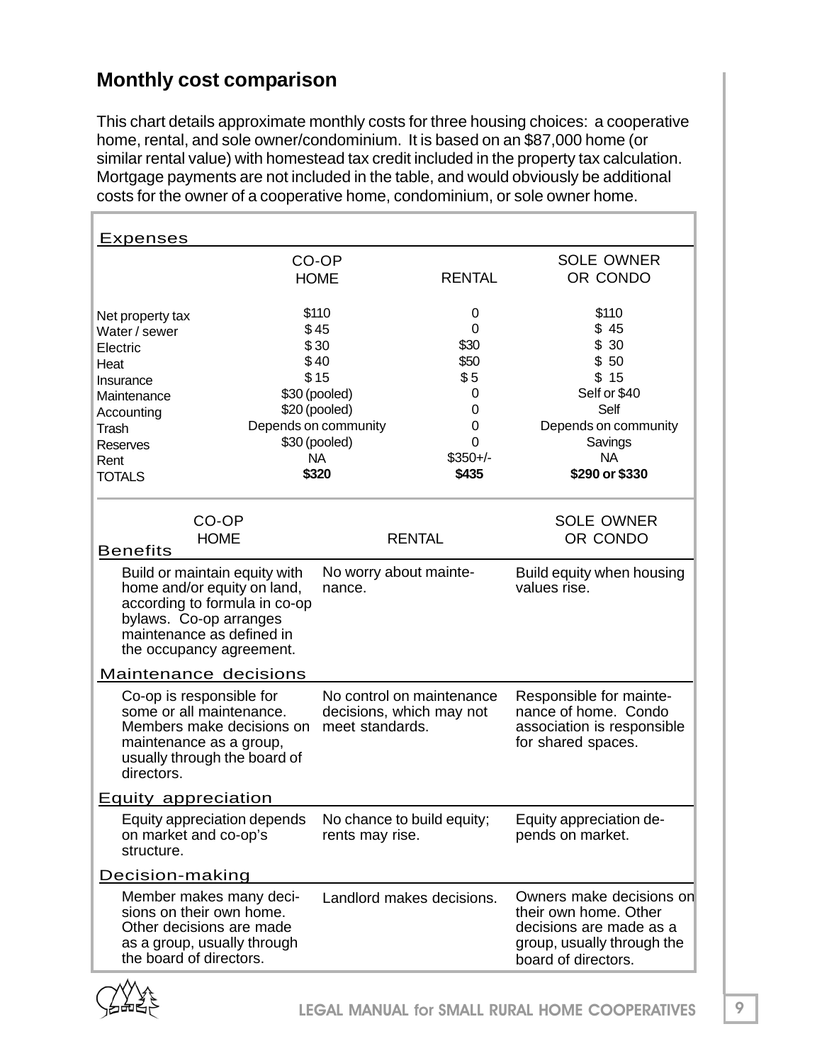## Monthly cost comparison

This chart details approximate monthly costs for three housing choices: a cooperative home, rental, and sole owner/condominium. It is based on an $87,000 home (or similar rental value) with homestead tax credit included in the property tax calculation. Mortgage payments are not included in the table, and would obviously be additional costs for the owner of a cooperative home, condominium, or sole owner home.

| Expenses | CO-OP HOME | RENTAL | SOLE OWNER OR CONDO |
|---|---|---|---|
| Net property tax | $110 | 0 | $110 |
| Water / sewer | $ 45 | 0 | $ 45 |
| Electric | $ 30 | $30 | $ 30 |
| Heat | $ 40 | $50 | $ 50 |
| Insurance | $ 15 | $ 5 | $ 15 |
| Maintenance | $30 (pooled) | 0 | Self or $40 |
| Accounting | $20 (pooled) | 0 | Self |
| Trash | Depends on community | 0 | Depends on community |
| Reserves | $30 (pooled) | 0 | Savings |
| Rent | NA | $350+/- | NA |
| **TOTALS** | **$320** | **$435** | **$290 or $330** |

| | CO-OP HOME | RENTAL | SOLE OWNER OR CONDO |
|---|---|---|---|
| **Benefits** | Build or maintain equity with home and/or equity on land, according to formula in co-op bylaws. Co-op arranges maintenance as defined in the occupancy agreement. | No worry about maintenance. | Build equity when housing values rise. |
| **Maintenance decisions** | Co-op is responsible for some or all maintenance. Members make decisions on maintenance as a group, usually through the board of directors. | No control on maintenance decisions, which may not meet standards. | Responsible for maintenance of home. Condo association is responsible for shared spaces. |
| **Equity appreciation** | Equity appreciation depends on market and co-op's structure. | No chance to build equity; rents may rise. | Equity appreciation depends on market. |
| **Decision-making** | Member makes many decisions on their own home. Other decisions are made as a group, usually through the board of directors. | Landlord makes decisions. | Owners make decisions on their own home. Other decisions are made as a group, usually through the board of directors. |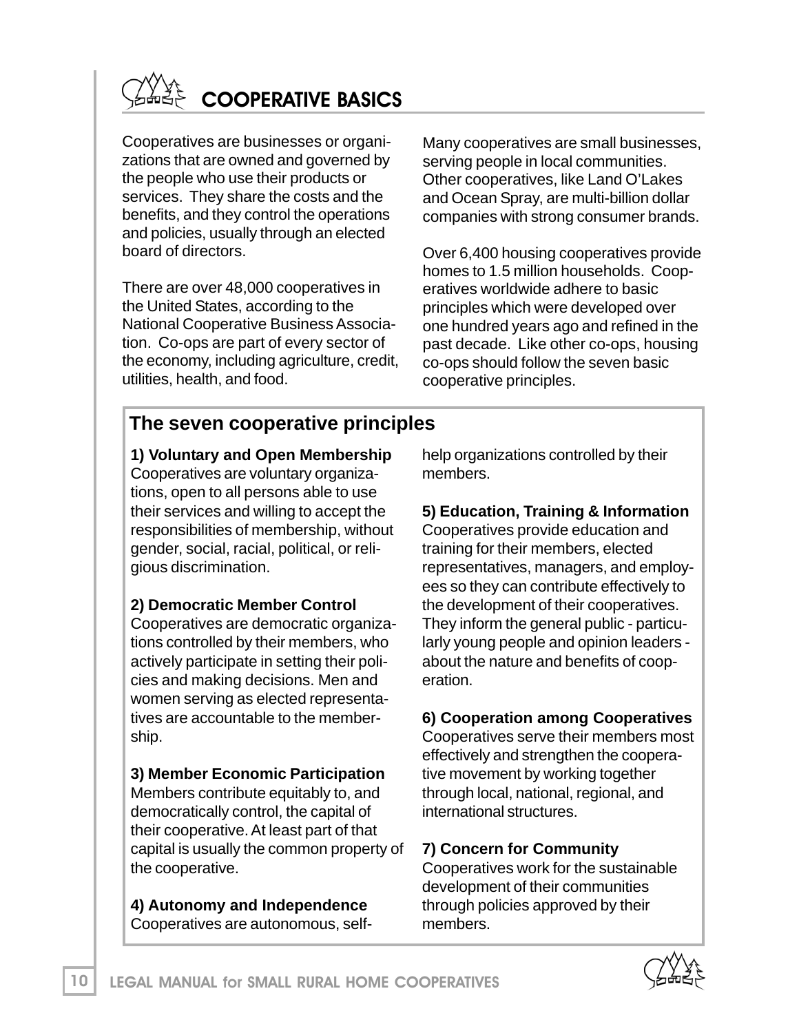# COOPERATIVE BASICS

Cooperatives are businesses or organizations that are owned and governed by the people who use their products or services. They share the costs and the benefits, and they control the operations and policies, usually through an elected board of directors.

There are over 48,000 cooperatives in the United States, according to the National Cooperative Business Association. Co-ops are part of every sector of the economy, including agriculture, credit, utilities, health, and food.

Many cooperatives are small businesses, serving people in local communities. Other cooperatives, like Land O'Lakes and Ocean Spray, are multi-billion dollar companies with strong consumer brands.

Over 6,400 housing cooperatives provide homes to 1.5 million households. Cooperatives worldwide adhere to basic principles which were developed over one hundred years ago and refined in the past decade. Like other co-ops, housing co-ops should follow the seven basic cooperative principles.

## The seven cooperative principles

**1) Voluntary and Open Membership**
Cooperatives are voluntary organizations, open to all persons able to use their services and willing to accept the responsibilities of membership, without gender, social, racial, political, or religious discrimination.

**2) Democratic Member Control**
Cooperatives are democratic organizations controlled by their members, who actively participate in setting their policies and making decisions. Men and women serving as elected representatives are accountable to the membership.

**3) Member Economic Participation**
Members contribute equitably to, and democratically control, the capital of their cooperative. At least part of that capital is usually the common property of the cooperative.

**4) Autonomy and Independence**
Cooperatives are autonomous, self-help organizations controlled by their members.

**5) Education, Training & Information**
Cooperatives provide education and training for their members, elected representatives, managers, and employees so they can contribute effectively to the development of their cooperatives. They inform the general public - particularly young people and opinion leaders - about the nature and benefits of cooperation.

**6) Cooperation among Cooperatives**
Cooperatives serve their members most effectively and strengthen the cooperative movement by working together through local, national, regional, and international structures.

**7) Concern for Community**
Cooperatives work for the sustainable development of their communities through policies approved by their members.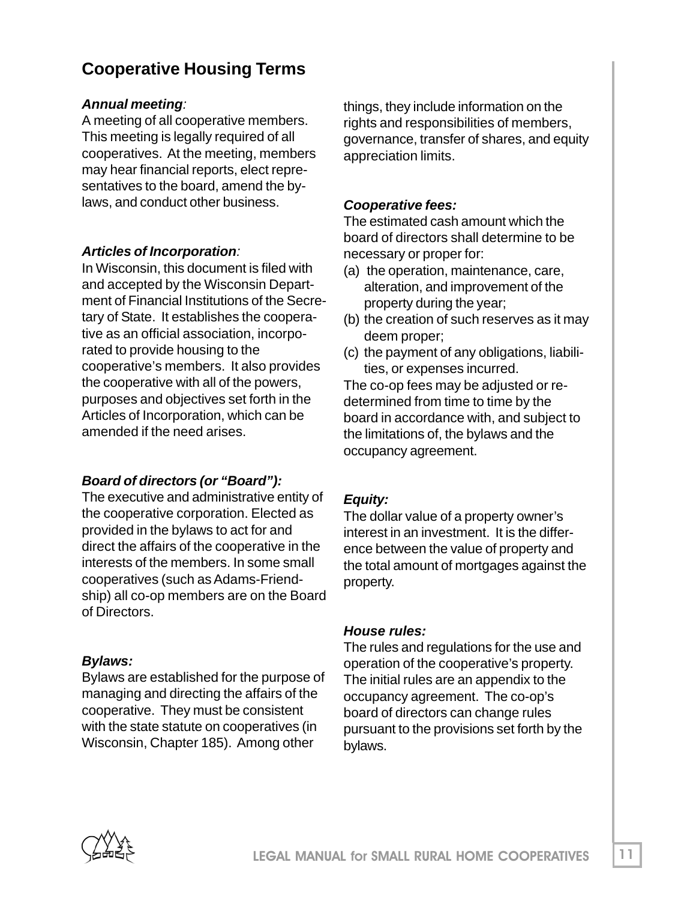## Cooperative Housing Terms

***Annual meeting****:*
A meeting of all cooperative members. This meeting is legally required of all cooperatives. At the meeting, members may hear financial reports, elect representatives to the board, amend the bylaws, and conduct other business.

***Articles of Incorporation****:*
In Wisconsin, this document is filed with and accepted by the Wisconsin Department of Financial Institutions of the Secretary of State. It establishes the cooperative as an official association, incorporated to provide housing to the cooperative's members. It also provides the cooperative with all of the powers, purposes and objectives set forth in the Articles of Incorporation, which can be amended if the need arises.

***Board of directors (or "Board"):***
The executive and administrative entity of the cooperative corporation. Elected as provided in the bylaws to act for and direct the affairs of the cooperative in the interests of the members. In some small cooperatives (such as Adams-Friendship) all co-op members are on the Board of Directors.

***Bylaws:***
Bylaws are established for the purpose of managing and directing the affairs of the cooperative. They must be consistent with the state statute on cooperatives (in Wisconsin, Chapter 185). Among other things, they include information on the rights and responsibilities of members, governance, transfer of shares, and equity appreciation limits.

***Cooperative fees:***
The estimated cash amount which the board of directors shall determine to be necessary or proper for:
(a) the operation, maintenance, care, alteration, and improvement of the property during the year;
(b) the creation of such reserves as it may deem proper;
(c) the payment of any obligations, liabilities, or expenses incurred.
The co-op fees may be adjusted or redetermined from time to time by the board in accordance with, and subject to the limitations of, the bylaws and the occupancy agreement.

***Equity:***
The dollar value of a property owner's interest in an investment. It is the difference between the value of property and the total amount of mortgages against the property.

***House rules:***
The rules and regulations for the use and operation of the cooperative's property. The initial rules are an appendix to the occupancy agreement. The co-op's board of directors can change rules pursuant to the provisions set forth by the bylaws.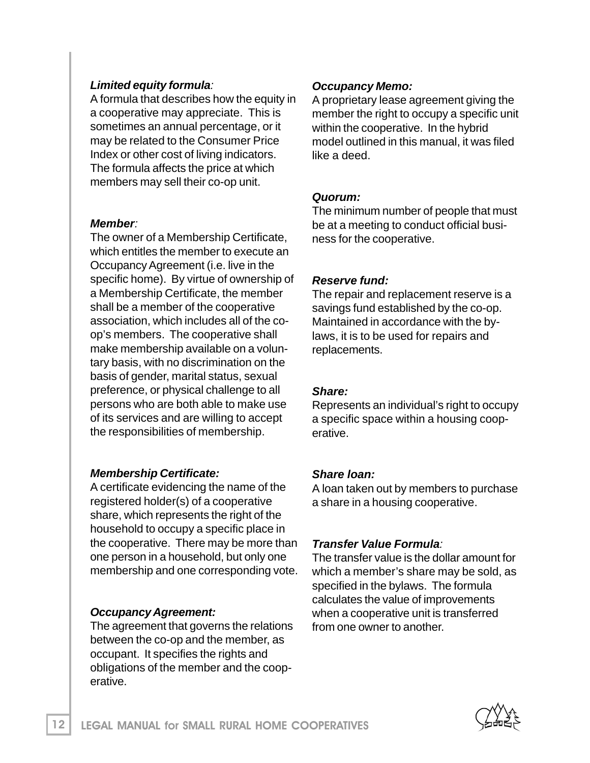***Limited equity formula**:*
A formula that describes how the equity in a cooperative may appreciate. This is sometimes an annual percentage, or it may be related to the Consumer Price Index or other cost of living indicators. The formula affects the price at which members may sell their co-op unit.

***Member**:*
The owner of a Membership Certificate, which entitles the member to execute an Occupancy Agreement (i.e. live in the specific home). By virtue of ownership of a Membership Certificate, the member shall be a member of the cooperative association, which includes all of the co-op's members. The cooperative shall make membership available on a voluntary basis, with no discrimination on the basis of gender, marital status, sexual preference, or physical challenge to all persons who are both able to make use of its services and are willing to accept the responsibilities of membership.

***Membership Certificate:***
A certificate evidencing the name of the registered holder(s) of a cooperative share, which represents the right of the household to occupy a specific place in the cooperative. There may be more than one person in a household, but only one membership and one corresponding vote.

***Occupancy Agreement:***
The agreement that governs the relations between the co-op and the member, as occupant. It specifies the rights and obligations of the member and the cooperative.

***Occupancy Memo:***
A proprietary lease agreement giving the member the right to occupy a specific unit within the cooperative. In the hybrid model outlined in this manual, it was filed like a deed.

***Quorum:***
The minimum number of people that must be at a meeting to conduct official business for the cooperative.

***Reserve fund:***
The repair and replacement reserve is a savings fund established by the co-op. Maintained in accordance with the bylaws, it is to be used for repairs and replacements.

***Share:***
Represents an individual's right to occupy a specific space within a housing cooperative.

***Share loan:***
A loan taken out by members to purchase a share in a housing cooperative.

***Transfer Value Formula**:*
The transfer value is the dollar amount for which a member's share may be sold, as specified in the bylaws. The formula calculates the value of improvements when a cooperative unit is transferred from one owner to another.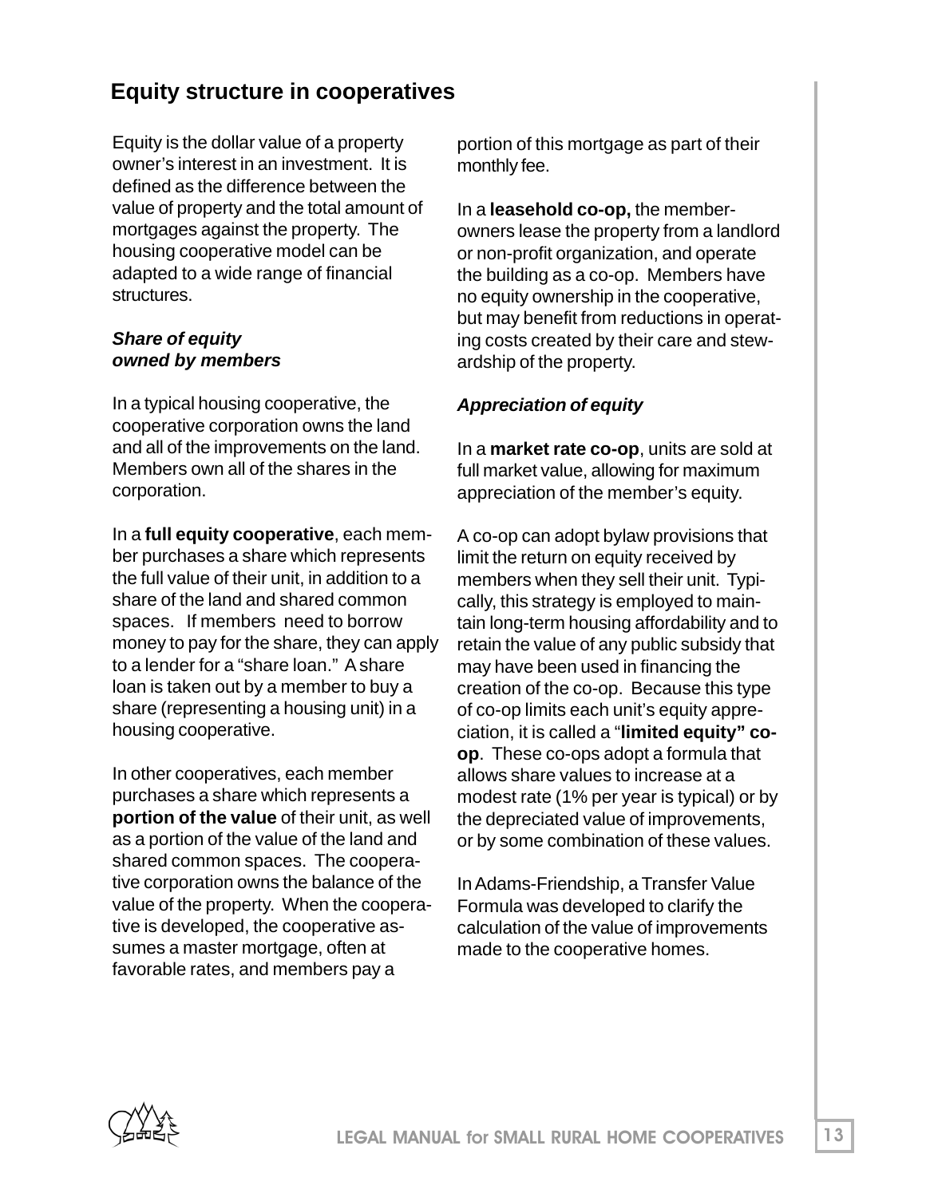## Equity structure in cooperatives

Equity is the dollar value of a property owner's interest in an investment. It is defined as the difference between the value of property and the total amount of mortgages against the property. The housing cooperative model can be adapted to a wide range of financial structures.

### *Share of equity owned by members*

In a typical housing cooperative, the cooperative corporation owns the land and all of the improvements on the land. Members own all of the shares in the corporation.

In a **full equity cooperative**, each member purchases a share which represents the full value of their unit, in addition to a share of the land and shared common spaces. If members need to borrow money to pay for the share, they can apply to a lender for a "share loan." A share loan is taken out by a member to buy a share (representing a housing unit) in a housing cooperative.

In other cooperatives, each member purchases a share which represents a **portion of the value** of their unit, as well as a portion of the value of the land and shared common spaces. The cooperative corporation owns the balance of the value of the property. When the cooperative is developed, the cooperative assumes a master mortgage, often at favorable rates, and members pay a portion of this mortgage as part of their monthly fee.

In a **leasehold co-op,** the member-owners lease the property from a landlord or non-profit organization, and operate the building as a co-op. Members have no equity ownership in the cooperative, but may benefit from reductions in operating costs created by their care and stewardship of the property.

### *Appreciation of equity*

In a **market rate co-op**, units are sold at full market value, allowing for maximum appreciation of the member's equity.

A co-op can adopt bylaw provisions that limit the return on equity received by members when they sell their unit. Typically, this strategy is employed to maintain long-term housing affordability and to retain the value of any public subsidy that may have been used in financing the creation of the co-op. Because this type of co-op limits each unit's equity appreciation, it is called a "**limited equity" co-op**. These co-ops adopt a formula that allows share values to increase at a modest rate (1% per year is typical) or by the depreciated value of improvements, or by some combination of these values.

In Adams-Friendship, a Transfer Value Formula was developed to clarify the calculation of the value of improvements made to the cooperative homes.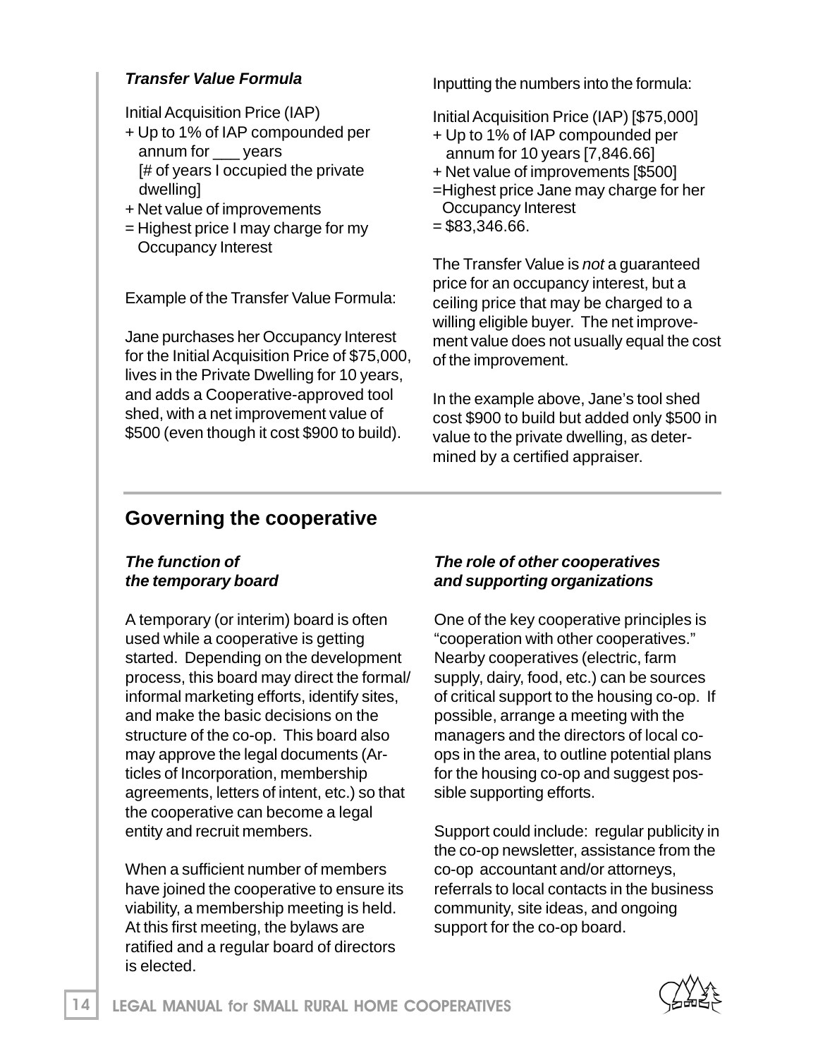### *Transfer Value Formula*

Initial Acquisition Price (IAP)
+ Up to 1% of IAP compounded per annum for ___ years [# of years I occupied the private dwelling]
+ Net value of improvements
= Highest price I may charge for my Occupancy Interest

Example of the Transfer Value Formula:

Jane purchases her Occupancy Interest for the Initial Acquisition Price of $75,000, lives in the Private Dwelling for 10 years, and adds a Cooperative-approved tool shed, with a net improvement value of $500 (even though it cost $900 to build).

Inputting the numbers into the formula:

Initial Acquisition Price (IAP) [$75,000]
+ Up to 1% of IAP compounded per annum for 10 years [7,846.66]
+ Net value of improvements [$500]
=Highest price Jane may charge for her Occupancy Interest
= $83,346.66.

The Transfer Value is *not* a guaranteed price for an occupancy interest, but a ceiling price that may be charged to a willing eligible buyer. The net improvement value does not usually equal the cost of the improvement.

In the example above, Jane's tool shed cost $900 to build but added only $500 in value to the private dwelling, as determined by a certified appraiser.

## Governing the cooperative

### *The function of the temporary board*

A temporary (or interim) board is often used while a cooperative is getting started. Depending on the development process, this board may direct the formal/informal marketing efforts, identify sites, and make the basic decisions on the structure of the co-op. This board also may approve the legal documents (Articles of Incorporation, membership agreements, letters of intent, etc.) so that the cooperative can become a legal entity and recruit members.

When a sufficient number of members have joined the cooperative to ensure its viability, a membership meeting is held. At this first meeting, the bylaws are ratified and a regular board of directors is elected.

### *The role of other cooperatives and supporting organizations*

One of the key cooperative principles is "cooperation with other cooperatives." Nearby cooperatives (electric, farm supply, dairy, food, etc.) can be sources of critical support to the housing co-op. If possible, arrange a meeting with the managers and the directors of local co-ops in the area, to outline potential plans for the housing co-op and suggest possible supporting efforts.

Support could include: regular publicity in the co-op newsletter, assistance from the co-op accountant and/or attorneys, referrals to local contacts in the business community, site ideas, and ongoing support for the co-op board.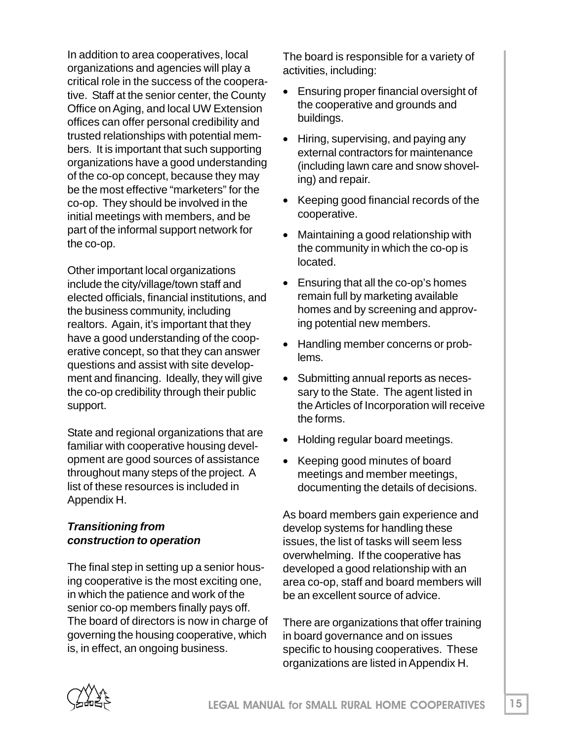In addition to area cooperatives, local organizations and agencies will play a critical role in the success of the cooperative. Staff at the senior center, the County Office on Aging, and local UW Extension offices can offer personal credibility and trusted relationships with potential members. It is important that such supporting organizations have a good understanding of the co-op concept, because they may be the most effective "marketers" for the co-op. They should be involved in the initial meetings with members, and be part of the informal support network for the co-op.

Other important local organizations include the city/village/town staff and elected officials, financial institutions, and the business community, including realtors. Again, it's important that they have a good understanding of the cooperative concept, so that they can answer questions and assist with site development and financing. Ideally, they will give the co-op credibility through their public support.

State and regional organizations that are familiar with cooperative housing development are good sources of assistance throughout many steps of the project. A list of these resources is included in Appendix H.

### *Transitioning from construction to operation*

The final step in setting up a senior housing cooperative is the most exciting one, in which the patience and work of the senior co-op members finally pays off. The board of directors is now in charge of governing the housing cooperative, which is, in effect, an ongoing business.

The board is responsible for a variety of activities, including:

- Ensuring proper financial oversight of the cooperative and grounds and buildings.
- Hiring, supervising, and paying any external contractors for maintenance (including lawn care and snow shoveling) and repair.
- Keeping good financial records of the cooperative.
- Maintaining a good relationship with the community in which the co-op is located.
- Ensuring that all the co-op's homes remain full by marketing available homes and by screening and approving potential new members.
- Handling member concerns or problems.
- Submitting annual reports as necessary to the State. The agent listed in the Articles of Incorporation will receive the forms.
- Holding regular board meetings.
- Keeping good minutes of board meetings and member meetings, documenting the details of decisions.

As board members gain experience and develop systems for handling these issues, the list of tasks will seem less overwhelming. If the cooperative has developed a good relationship with an area co-op, staff and board members will be an excellent source of advice.

There are organizations that offer training in board governance and on issues specific to housing cooperatives. These organizations are listed in Appendix H.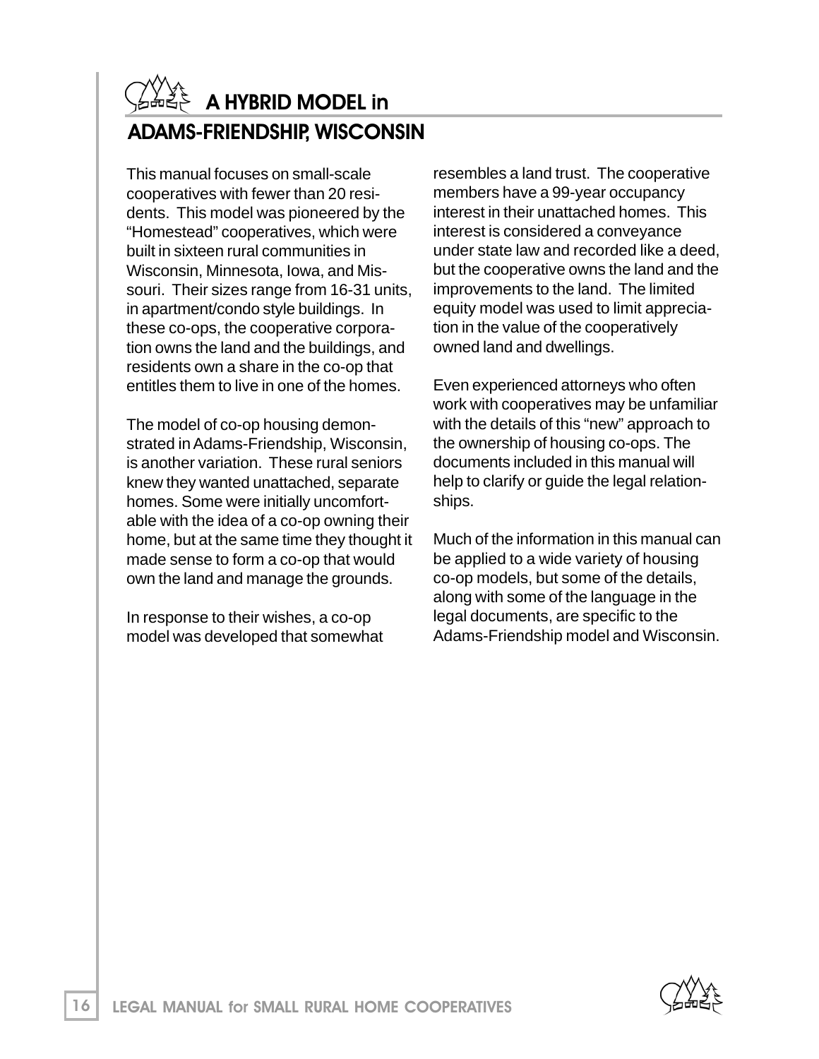# A HYBRID MODEL in ADAMS-FRIENDSHIP, WISCONSIN

This manual focuses on small-scale cooperatives with fewer than 20 residents. This model was pioneered by the "Homestead" cooperatives, which were built in sixteen rural communities in Wisconsin, Minnesota, Iowa, and Missouri. Their sizes range from 16-31 units, in apartment/condo style buildings. In these co-ops, the cooperative corporation owns the land and the buildings, and residents own a share in the co-op that entitles them to live in one of the homes.

The model of co-op housing demonstrated in Adams-Friendship, Wisconsin, is another variation. These rural seniors knew they wanted unattached, separate homes. Some were initially uncomfortable with the idea of a co-op owning their home, but at the same time they thought it made sense to form a co-op that would own the land and manage the grounds.

In response to their wishes, a co-op model was developed that somewhat resembles a land trust. The cooperative members have a 99-year occupancy interest in their unattached homes. This interest is considered a conveyance under state law and recorded like a deed, but the cooperative owns the land and the improvements to the land. The limited equity model was used to limit appreciation in the value of the cooperatively owned land and dwellings.

Even experienced attorneys who often work with cooperatives may be unfamiliar with the details of this "new" approach to the ownership of housing co-ops. The documents included in this manual will help to clarify or guide the legal relationships.

Much of the information in this manual can be applied to a wide variety of housing co-op models, but some of the details, along with some of the language in the legal documents, are specific to the Adams-Friendship model and Wisconsin.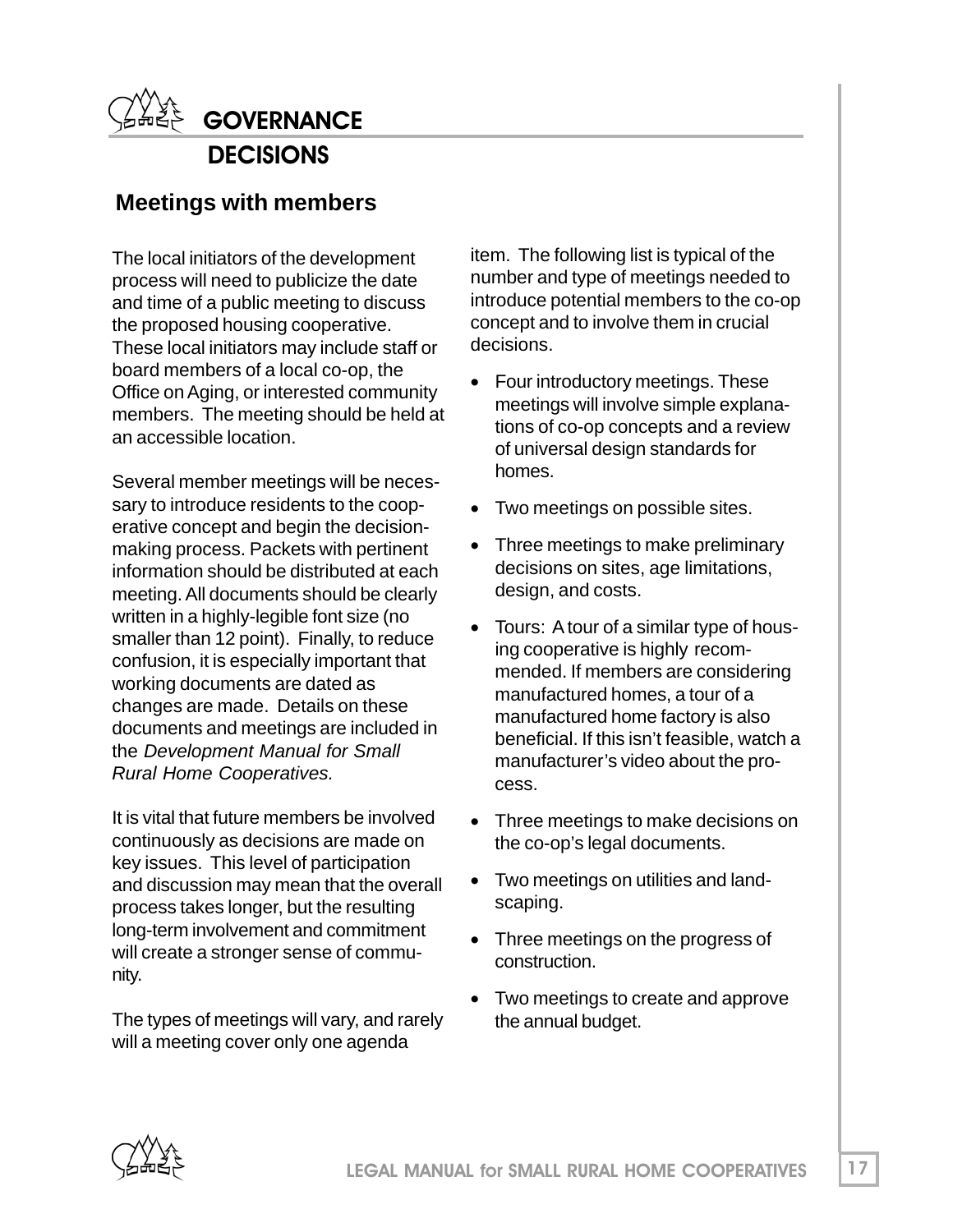# GOVERNANCE

## DECISIONS

### Meetings with members

The local initiators of the development process will need to publicize the date and time of a public meeting to discuss the proposed housing cooperative. These local initiators may include staff or board members of a local co-op, the Office on Aging, or interested community members. The meeting should be held at an accessible location.

Several member meetings will be necessary to introduce residents to the cooperative concept and begin the decision-making process. Packets with pertinent information should be distributed at each meeting. All documents should be clearly written in a highly-legible font size (no smaller than 12 point). Finally, to reduce confusion, it is especially important that working documents are dated as changes are made. Details on these documents and meetings are included in the *Development Manual for Small Rural Home Cooperatives.*

It is vital that future members be involved continuously as decisions are made on key issues. This level of participation and discussion may mean that the overall process takes longer, but the resulting long-term involvement and commitment will create a stronger sense of community.

The types of meetings will vary, and rarely will a meeting cover only one agenda item. The following list is typical of the number and type of meetings needed to introduce potential members to the co-op concept and to involve them in crucial decisions.

- Four introductory meetings. These meetings will involve simple explanations of co-op concepts and a review of universal design standards for homes.
- Two meetings on possible sites.
- Three meetings to make preliminary decisions on sites, age limitations, design, and costs.
- Tours: A tour of a similar type of housing cooperative is highly recommended. If members are considering manufactured homes, a tour of a manufactured home factory is also beneficial. If this isn't feasible, watch a manufacturer's video about the process.
- Three meetings to make decisions on the co-op's legal documents.
- Two meetings on utilities and landscaping.
- Three meetings on the progress of construction.
- Two meetings to create and approve the annual budget.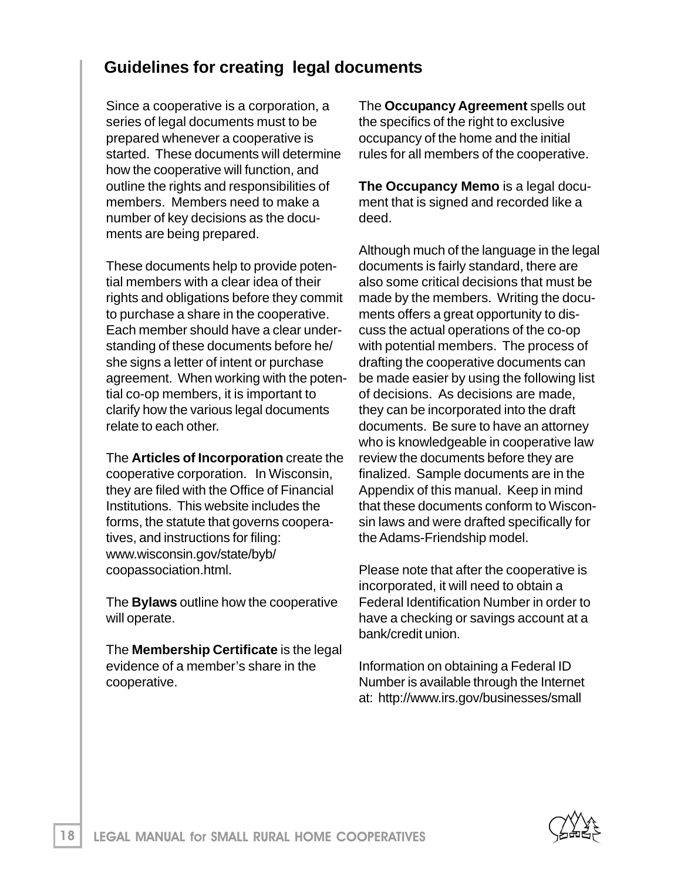## Guidelines for creating legal documents

Since a cooperative is a corporation, a series of legal documents must to be prepared whenever a cooperative is started. These documents will determine how the cooperative will function, and outline the rights and responsibilities of members. Members need to make a number of key decisions as the documents are being prepared.

These documents help to provide potential members with a clear idea of their rights and obligations before they commit to purchase a share in the cooperative. Each member should have a clear understanding of these documents before he/she signs a letter of intent or purchase agreement. When working with the potential co-op members, it is important to clarify how the various legal documents relate to each other.

The **Articles of Incorporation** create the cooperative corporation. In Wisconsin, they are filed with the Office of Financial Institutions. This website includes the forms, the statute that governs cooperatives, and instructions for filing: www.wisconsin.gov/state/byb/coopassociation.html.

The **Bylaws** outline how the cooperative will operate.

The **Membership Certificate** is the legal evidence of a member's share in the cooperative.

The **Occupancy Agreement** spells out the specifics of the right to exclusive occupancy of the home and the initial rules for all members of the cooperative.

**The Occupancy Memo** is a legal document that is signed and recorded like a deed.

Although much of the language in the legal documents is fairly standard, there are also some critical decisions that must be made by the members. Writing the documents offers a great opportunity to discuss the actual operations of the co-op with potential members. The process of drafting the cooperative documents can be made easier by using the following list of decisions. As decisions are made, they can be incorporated into the draft documents. Be sure to have an attorney who is knowledgeable in cooperative law review the documents before they are finalized. Sample documents are in the Appendix of this manual. Keep in mind that these documents conform to Wisconsin laws and were drafted specifically for the Adams-Friendship model.

Please note that after the cooperative is incorporated, it will need to obtain a Federal Identification Number in order to have a checking or savings account at a bank/credit union.

Information on obtaining a Federal ID Number is available through the Internet at: http://www.irs.gov/businesses/small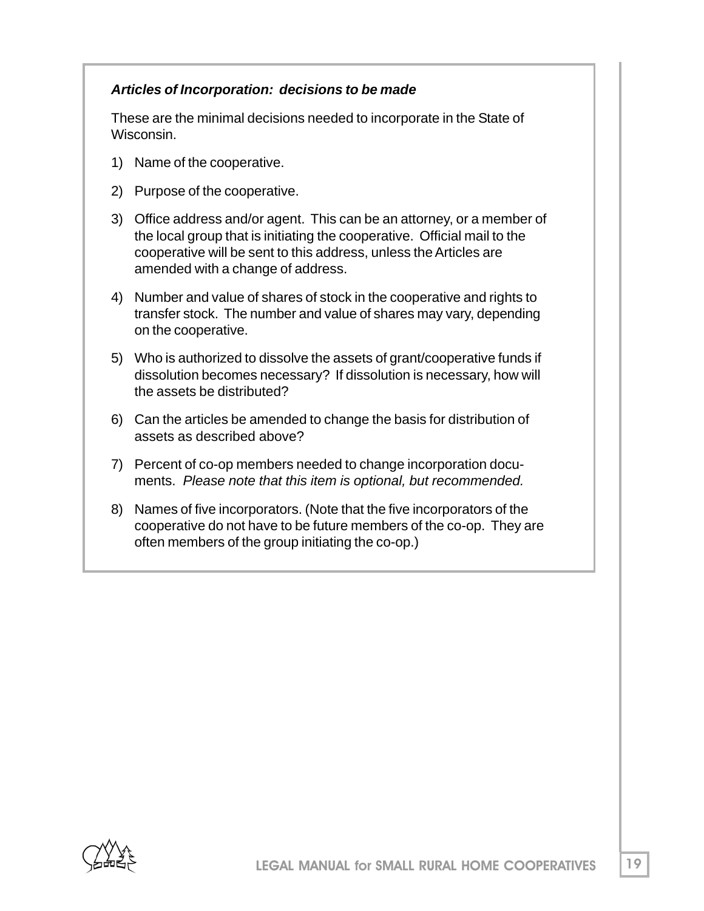***Articles of Incorporation: decisions to be made***

These are the minimal decisions needed to incorporate in the State of Wisconsin.

1) Name of the cooperative.

2) Purpose of the cooperative.

3) Office address and/or agent. This can be an attorney, or a member of the local group that is initiating the cooperative. Official mail to the cooperative will be sent to this address, unless the Articles are amended with a change of address.

4) Number and value of shares of stock in the cooperative and rights to transfer stock. The number and value of shares may vary, depending on the cooperative.

5) Who is authorized to dissolve the assets of grant/cooperative funds if dissolution becomes necessary? If dissolution is necessary, how will the assets be distributed?

6) Can the articles be amended to change the basis for distribution of assets as described above?

7) Percent of co-op members needed to change incorporation documents. *Please note that this item is optional, but recommended.*

8) Names of five incorporators. (Note that the five incorporators of the cooperative do not have to be future members of the co-op. They are often members of the group initiating the co-op.)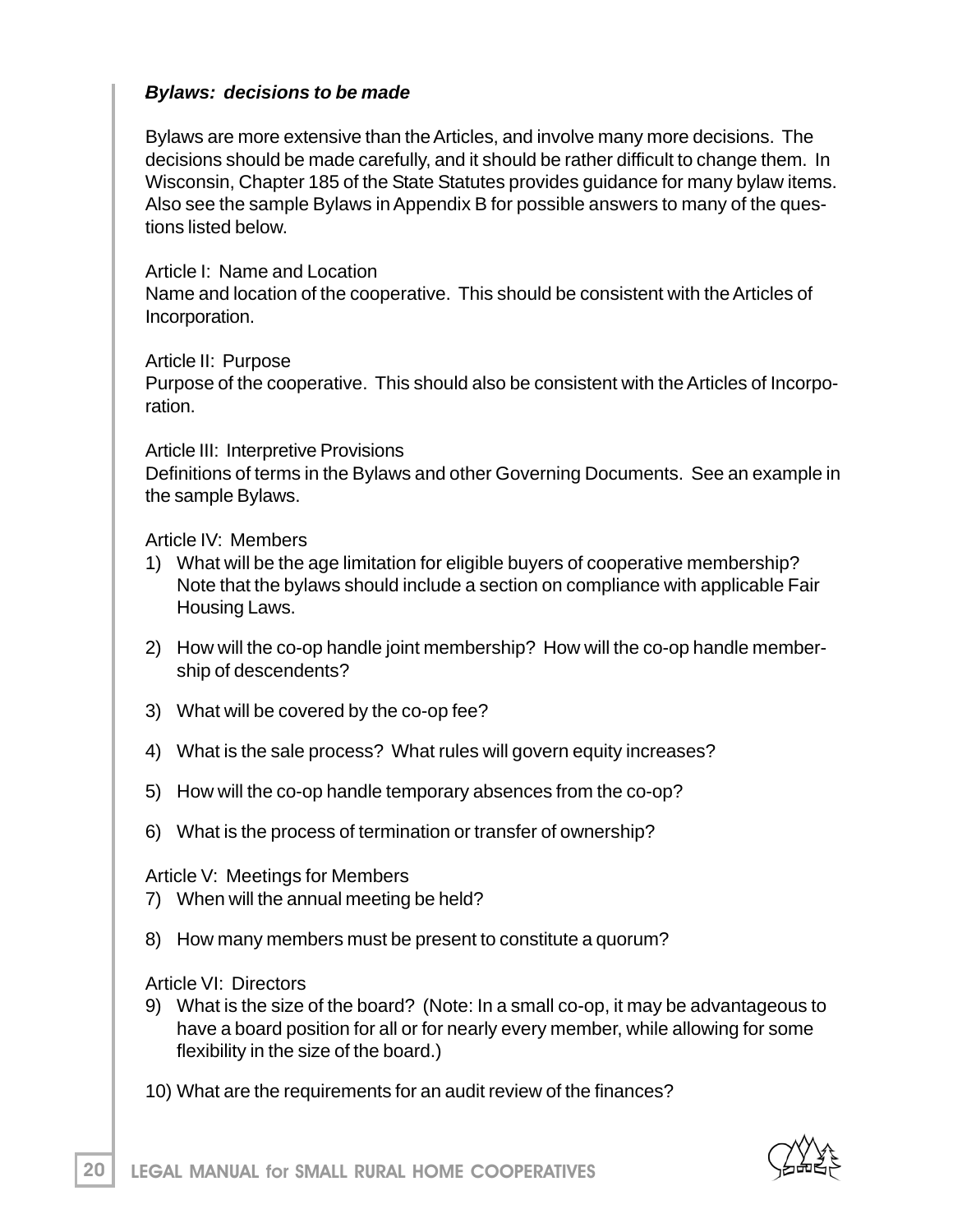### *Bylaws: decisions to be made*

Bylaws are more extensive than the Articles, and involve many more decisions. The decisions should be made carefully, and it should be rather difficult to change them. In Wisconsin, Chapter 185 of the State Statutes provides guidance for many bylaw items. Also see the sample Bylaws in Appendix B for possible answers to many of the questions listed below.

Article I: Name and Location
Name and location of the cooperative. This should be consistent with the Articles of Incorporation.

Article II: Purpose
Purpose of the cooperative. This should also be consistent with the Articles of Incorporation.

Article III: Interpretive Provisions
Definitions of terms in the Bylaws and other Governing Documents. See an example in the sample Bylaws.

Article IV: Members

1) What will be the age limitation for eligible buyers of cooperative membership? Note that the bylaws should include a section on compliance with applicable Fair Housing Laws.

2) How will the co-op handle joint membership? How will the co-op handle membership of descendents?

3) What will be covered by the co-op fee?

4) What is the sale process? What rules will govern equity increases?

5) How will the co-op handle temporary absences from the co-op?

6) What is the process of termination or transfer of ownership?

Article V: Meetings for Members

7) When will the annual meeting be held?

8) How many members must be present to constitute a quorum?

Article VI: Directors

9) What is the size of the board? (Note: In a small co-op, it may be advantageous to have a board position for all or for nearly every member, while allowing for some flexibility in the size of the board.)

10) What are the requirements for an audit review of the finances?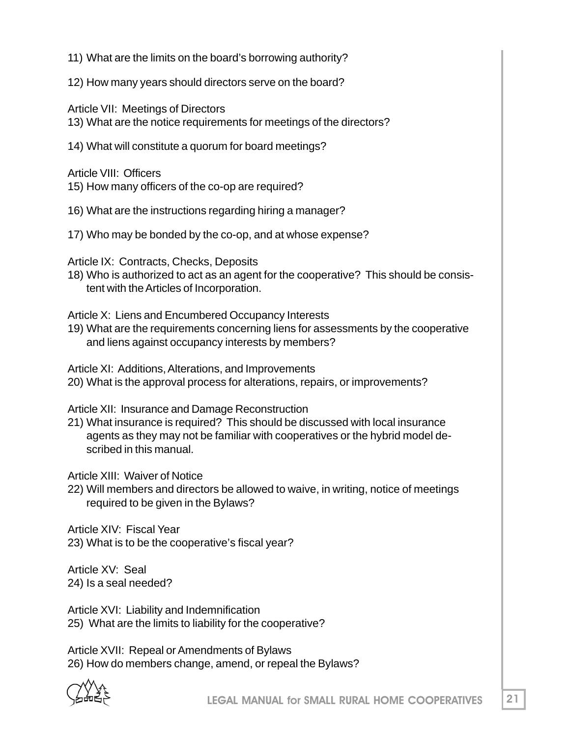11) What are the limits on the board's borrowing authority?

12) How many years should directors serve on the board?

Article VII: Meetings of Directors

13) What are the notice requirements for meetings of the directors?

14) What will constitute a quorum for board meetings?

Article VIII: Officers

15) How many officers of the co-op are required?

16) What are the instructions regarding hiring a manager?

17) Who may be bonded by the co-op, and at whose expense?

Article IX: Contracts, Checks, Deposits

18) Who is authorized to act as an agent for the cooperative? This should be consistent with the Articles of Incorporation.

Article X: Liens and Encumbered Occupancy Interests

19) What are the requirements concerning liens for assessments by the cooperative and liens against occupancy interests by members?

Article XI: Additions, Alterations, and Improvements

20) What is the approval process for alterations, repairs, or improvements?

Article XII: Insurance and Damage Reconstruction

21) What insurance is required? This should be discussed with local insurance agents as they may not be familiar with cooperatives or the hybrid model described in this manual.

Article XIII: Waiver of Notice

22) Will members and directors be allowed to waive, in writing, notice of meetings required to be given in the Bylaws?

Article XIV: Fiscal Year

23) What is to be the cooperative's fiscal year?

Article XV: Seal

24) Is a seal needed?

Article XVI: Liability and Indemnification

25) What are the limits to liability for the cooperative?

Article XVII: Repeal or Amendments of Bylaws

26) How do members change, amend, or repeal the Bylaws?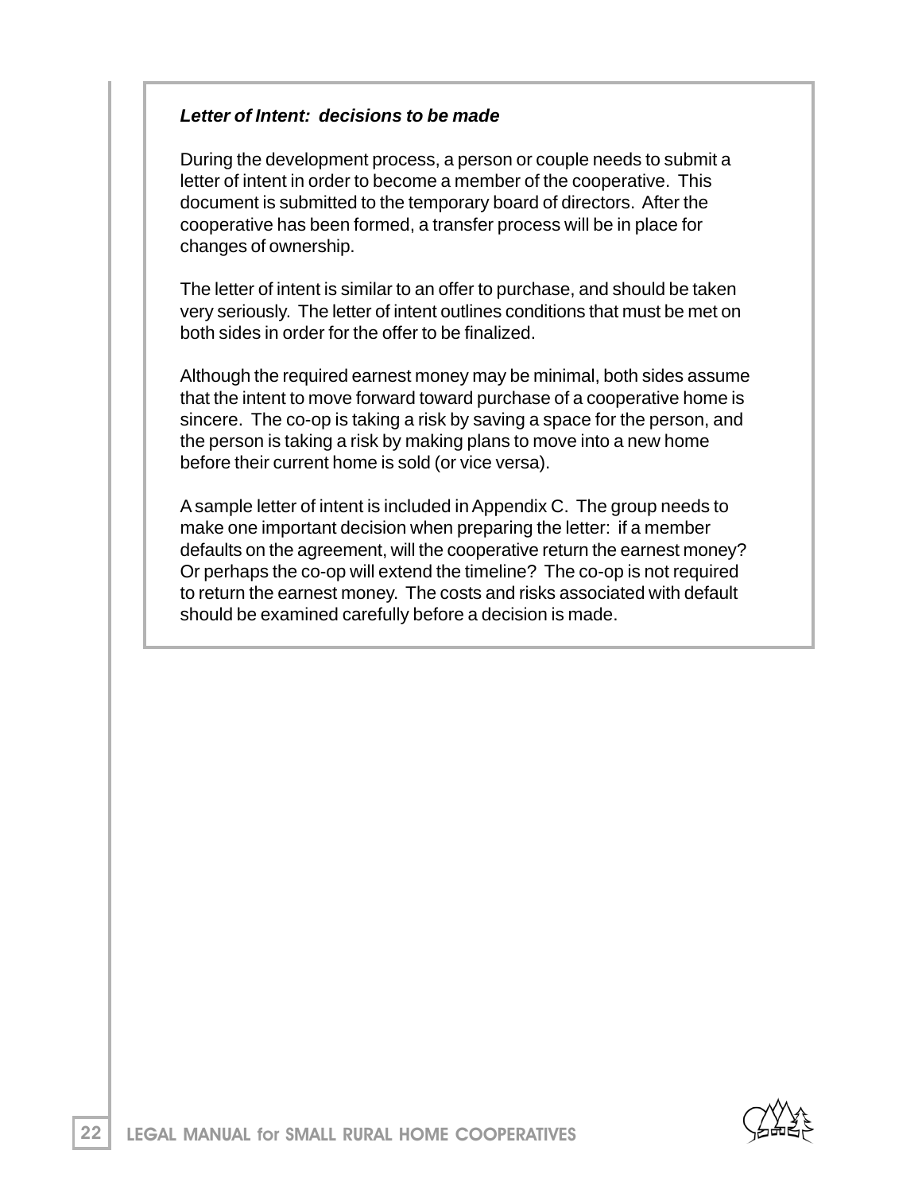***Letter of Intent: decisions to be made***

During the development process, a person or couple needs to submit a letter of intent in order to become a member of the cooperative. This document is submitted to the temporary board of directors. After the cooperative has been formed, a transfer process will be in place for changes of ownership.

The letter of intent is similar to an offer to purchase, and should be taken very seriously. The letter of intent outlines conditions that must be met on both sides in order for the offer to be finalized.

Although the required earnest money may be minimal, both sides assume that the intent to move forward toward purchase of a cooperative home is sincere. The co-op is taking a risk by saving a space for the person, and the person is taking a risk by making plans to move into a new home before their current home is sold (or vice versa).

A sample letter of intent is included in Appendix C. The group needs to make one important decision when preparing the letter: if a member defaults on the agreement, will the cooperative return the earnest money? Or perhaps the co-op will extend the timeline? The co-op is not required to return the earnest money. The costs and risks associated with default should be examined carefully before a decision is made.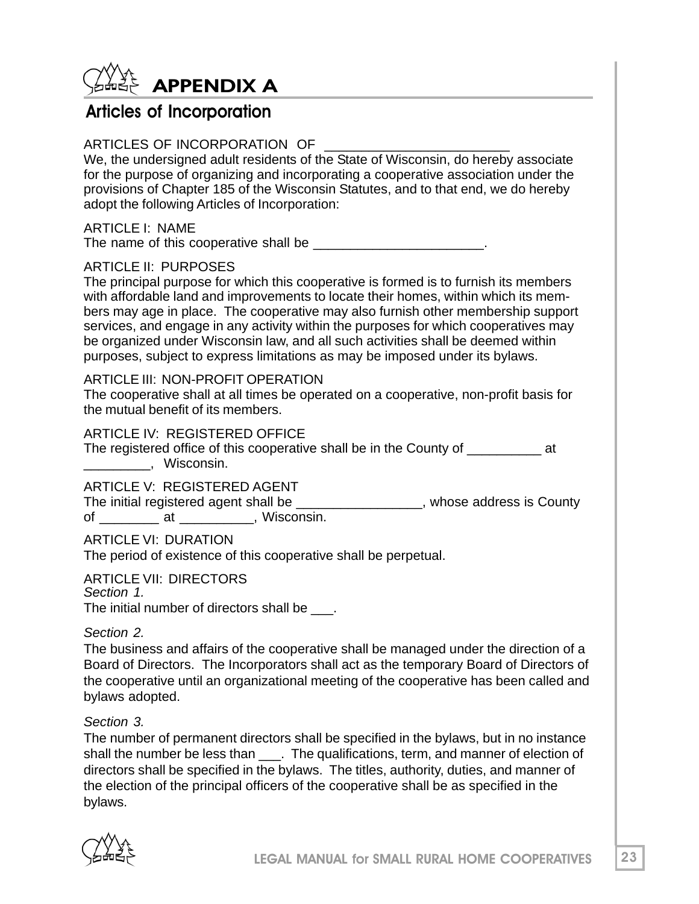# APPENDIX A

## Articles of Incorporation

ARTICLES OF INCORPORATION OF ________________________

We, the undersigned adult residents of the State of Wisconsin, do hereby associate for the purpose of organizing and incorporating a cooperative association under the provisions of Chapter 185 of the Wisconsin Statutes, and to that end, we do hereby adopt the following Articles of Incorporation:

ARTICLE I: NAME

The name of this cooperative shall be _______________________.

ARTICLE II: PURPOSES

The principal purpose for which this cooperative is formed is to furnish its members with affordable land and improvements to locate their homes, within which its members may age in place. The cooperative may also furnish other membership support services, and engage in any activity within the purposes for which cooperatives may be organized under Wisconsin law, and all such activities shall be deemed within purposes, subject to express limitations as may be imposed under its bylaws.

ARTICLE III: NON-PROFIT OPERATION

The cooperative shall at all times be operated on a cooperative, non-profit basis for the mutual benefit of its members.

ARTICLE IV: REGISTERED OFFICE

The registered office of this cooperative shall be in the County of __________ at _________, Wisconsin.

ARTICLE V: REGISTERED AGENT

The initial registered agent shall be _________________, whose address is County of ________ at __________, Wisconsin.

ARTICLE VI: DURATION

The period of existence of this cooperative shall be perpetual.

ARTICLE VII: DIRECTORS

*Section 1.*

The initial number of directors shall be ___.

*Section 2.*

The business and affairs of the cooperative shall be managed under the direction of a Board of Directors. The Incorporators shall act as the temporary Board of Directors of the cooperative until an organizational meeting of the cooperative has been called and bylaws adopted.

*Section 3.*

The number of permanent directors shall be specified in the bylaws, but in no instance shall the number be less than ___. The qualifications, term, and manner of election of directors shall be specified in the bylaws. The titles, authority, duties, and manner of the election of the principal officers of the cooperative shall be as specified in the bylaws.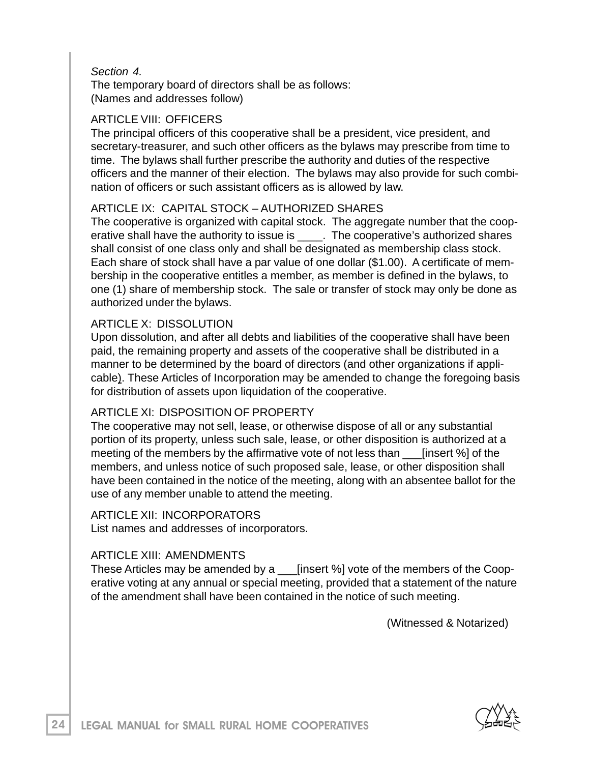*Section 4.*
The temporary board of directors shall be as follows:
(Names and addresses follow)

ARTICLE VIII: OFFICERS
The principal officers of this cooperative shall be a president, vice president, and secretary-treasurer, and such other officers as the bylaws may prescribe from time to time. The bylaws shall further prescribe the authority and duties of the respective officers and the manner of their election. The bylaws may also provide for such combination of officers or such assistant officers as is allowed by law.

ARTICLE IX: CAPITAL STOCK – AUTHORIZED SHARES
The cooperative is organized with capital stock. The aggregate number that the cooperative shall have the authority to issue is ____. The cooperative's authorized shares shall consist of one class only and shall be designated as membership class stock. Each share of stock shall have a par value of one dollar ($1.00). A certificate of membership in the cooperative entitles a member, as member is defined in the bylaws, to one (1) share of membership stock. The sale or transfer of stock may only be done as authorized under the bylaws.

ARTICLE X: DISSOLUTION
Upon dissolution, and after all debts and liabilities of the cooperative shall have been paid, the remaining property and assets of the cooperative shall be distributed in a manner to be determined by the board of directors (and other organizations if applicable). These Articles of Incorporation may be amended to change the foregoing basis for distribution of assets upon liquidation of the cooperative.

ARTICLE XI: DISPOSITION OF PROPERTY
The cooperative may not sell, lease, or otherwise dispose of all or any substantial portion of its property, unless such sale, lease, or other disposition is authorized at a meeting of the members by the affirmative vote of not less than ___[insert %] of the members, and unless notice of such proposed sale, lease, or other disposition shall have been contained in the notice of the meeting, along with an absentee ballot for the use of any member unable to attend the meeting.

ARTICLE XII: INCORPORATORS
List names and addresses of incorporators.

ARTICLE XIII: AMENDMENTS
These Articles may be amended by a ___[insert %] vote of the members of the Cooperative voting at any annual or special meeting, provided that a statement of the nature of the amendment shall have been contained in the notice of such meeting.

(Witnessed & Notarized)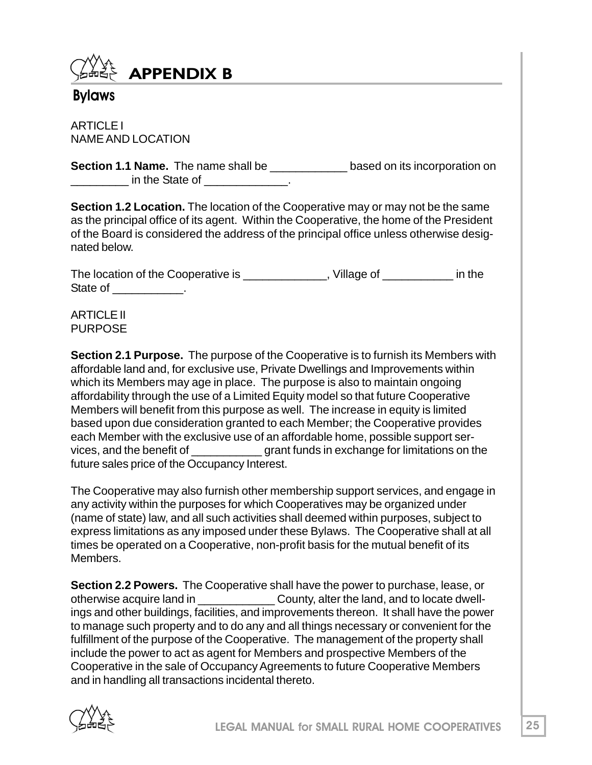# APPENDIX B

## Bylaws

ARTICLE I
NAME AND LOCATION

**Section 1.1 Name.** The name shall be ____________ based on its incorporation on _________ in the State of _____________.

**Section 1.2 Location.** The location of the Cooperative may or may not be the same as the principal office of its agent. Within the Cooperative, the home of the President of the Board is considered the address of the principal office unless otherwise designated below.

The location of the Cooperative is _____________, Village of ___________ in the State of ___________.

ARTICLE II
PURPOSE

**Section 2.1 Purpose.** The purpose of the Cooperative is to furnish its Members with affordable land and, for exclusive use, Private Dwellings and Improvements within which its Members may age in place. The purpose is also to maintain ongoing affordability through the use of a Limited Equity model so that future Cooperative Members will benefit from this purpose as well. The increase in equity is limited based upon due consideration granted to each Member; the Cooperative provides each Member with the exclusive use of an affordable home, possible support services, and the benefit of ___________ grant funds in exchange for limitations on the future sales price of the Occupancy Interest.

The Cooperative may also furnish other membership support services, and engage in any activity within the purposes for which Cooperatives may be organized under (name of state) law, and all such activities shall deemed within purposes, subject to express limitations as any imposed under these Bylaws. The Cooperative shall at all times be operated on a Cooperative, non-profit basis for the mutual benefit of its Members.

**Section 2.2 Powers.** The Cooperative shall have the power to purchase, lease, or otherwise acquire land in ____________ County, alter the land, and to locate dwellings and other buildings, facilities, and improvements thereon. It shall have the power to manage such property and to do any and all things necessary or convenient for the fulfillment of the purpose of the Cooperative. The management of the property shall include the power to act as agent for Members and prospective Members of the Cooperative in the sale of Occupancy Agreements to future Cooperative Members and in handling all transactions incidental thereto.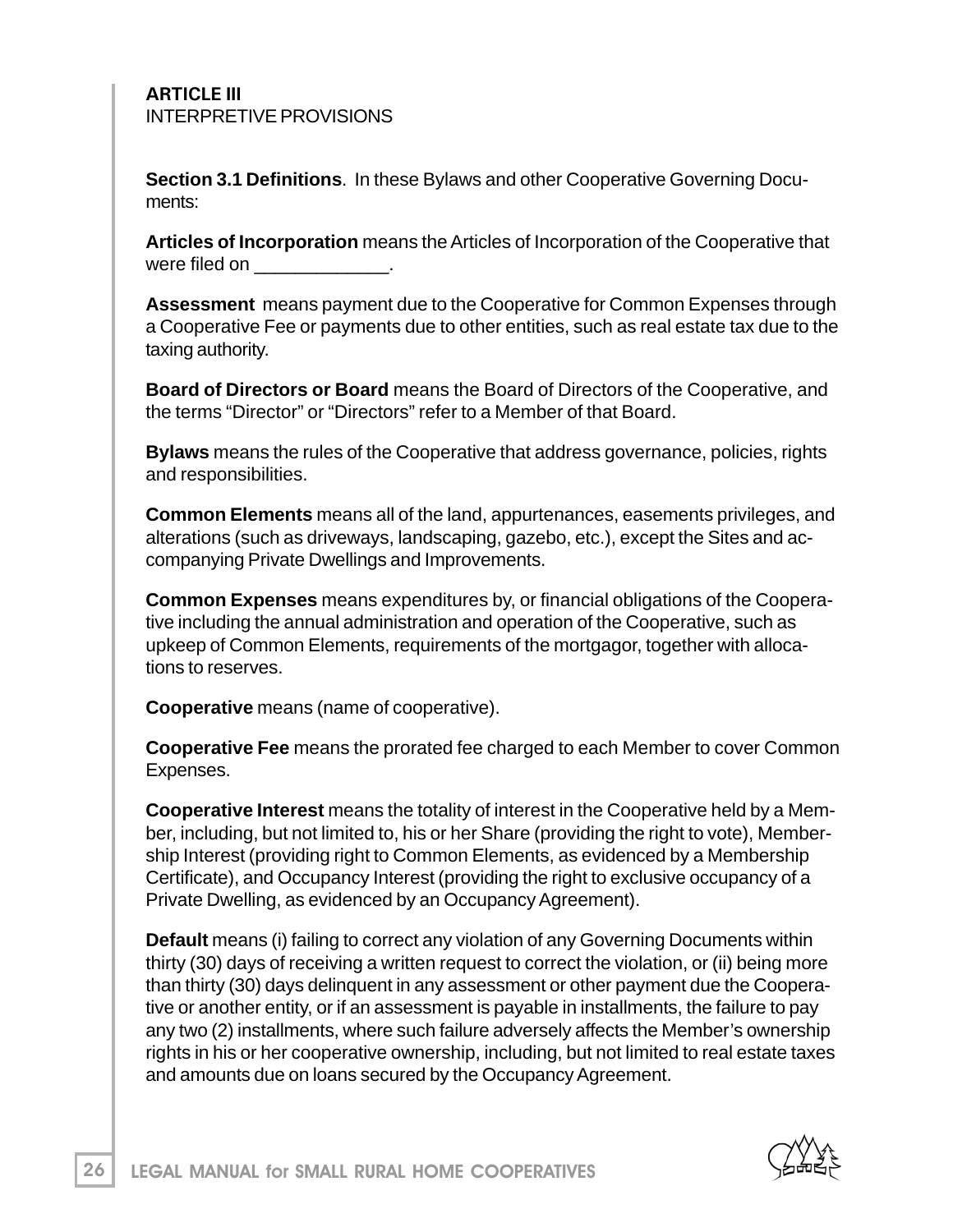**ARTICLE III**
INTERPRETIVE PROVISIONS

**Section 3.1 Definitions**. In these Bylaws and other Cooperative Governing Documents:

**Articles of Incorporation** means the Articles of Incorporation of the Cooperative that were filed on _____________.

**Assessment** means payment due to the Cooperative for Common Expenses through a Cooperative Fee or payments due to other entities, such as real estate tax due to the taxing authority.

**Board of Directors or Board** means the Board of Directors of the Cooperative, and the terms "Director" or "Directors" refer to a Member of that Board.

**Bylaws** means the rules of the Cooperative that address governance, policies, rights and responsibilities.

**Common Elements** means all of the land, appurtenances, easements privileges, and alterations (such as driveways, landscaping, gazebo, etc.), except the Sites and accompanying Private Dwellings and Improvements.

**Common Expenses** means expenditures by, or financial obligations of the Cooperative including the annual administration and operation of the Cooperative, such as upkeep of Common Elements, requirements of the mortgagor, together with allocations to reserves.

**Cooperative** means (name of cooperative).

**Cooperative Fee** means the prorated fee charged to each Member to cover Common Expenses.

**Cooperative Interest** means the totality of interest in the Cooperative held by a Member, including, but not limited to, his or her Share (providing the right to vote), Membership Interest (providing right to Common Elements, as evidenced by a Membership Certificate), and Occupancy Interest (providing the right to exclusive occupancy of a Private Dwelling, as evidenced by an Occupancy Agreement).

**Default** means (i) failing to correct any violation of any Governing Documents within thirty (30) days of receiving a written request to correct the violation, or (ii) being more than thirty (30) days delinquent in any assessment or other payment due the Cooperative or another entity, or if an assessment is payable in installments, the failure to pay any two (2) installments, where such failure adversely affects the Member's ownership rights in his or her cooperative ownership, including, but not limited to real estate taxes and amounts due on loans secured by the Occupancy Agreement.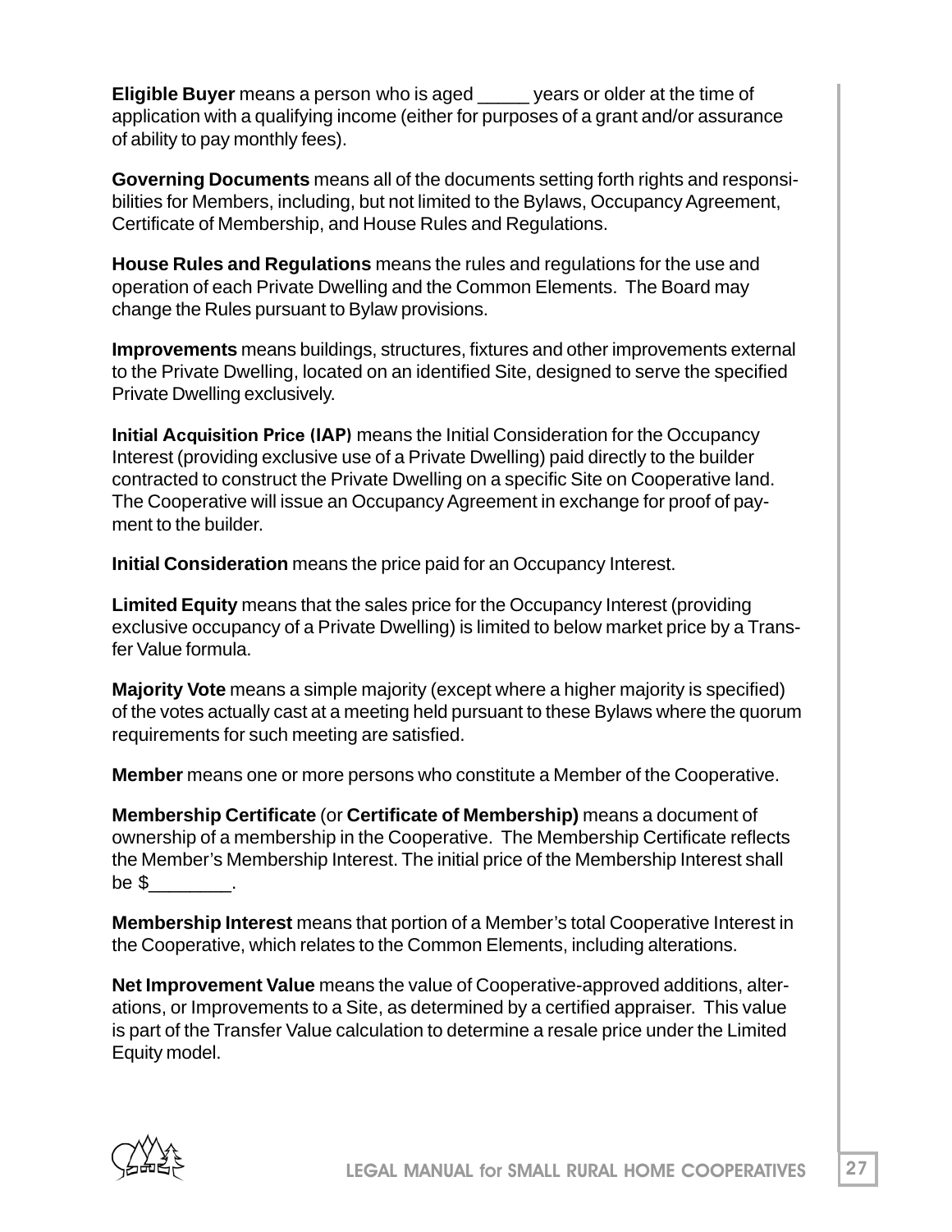**Eligible Buyer** means a person who is aged _____ years or older at the time of application with a qualifying income (either for purposes of a grant and/or assurance of ability to pay monthly fees).

**Governing Documents** means all of the documents setting forth rights and responsibilities for Members, including, but not limited to the Bylaws, Occupancy Agreement, Certificate of Membership, and House Rules and Regulations.

**House Rules and Regulations** means the rules and regulations for the use and operation of each Private Dwelling and the Common Elements. The Board may change the Rules pursuant to Bylaw provisions.

**Improvements** means buildings, structures, fixtures and other improvements external to the Private Dwelling, located on an identified Site, designed to serve the specified Private Dwelling exclusively.

**Initial Acquisition Price (IAP)** means the Initial Consideration for the Occupancy Interest (providing exclusive use of a Private Dwelling) paid directly to the builder contracted to construct the Private Dwelling on a specific Site on Cooperative land. The Cooperative will issue an Occupancy Agreement in exchange for proof of payment to the builder.

**Initial Consideration** means the price paid for an Occupancy Interest.

**Limited Equity** means that the sales price for the Occupancy Interest (providing exclusive occupancy of a Private Dwelling) is limited to below market price by a Transfer Value formula.

**Majority Vote** means a simple majority (except where a higher majority is specified) of the votes actually cast at a meeting held pursuant to these Bylaws where the quorum requirements for such meeting are satisfied.

**Member** means one or more persons who constitute a Member of the Cooperative.

**Membership Certificate** (or **Certificate of Membership)** means a document of ownership of a membership in the Cooperative. The Membership Certificate reflects the Member's Membership Interest. The initial price of the Membership Interest shall be $________.

**Membership Interest** means that portion of a Member's total Cooperative Interest in the Cooperative, which relates to the Common Elements, including alterations.

**Net Improvement Value** means the value of Cooperative-approved additions, alterations, or Improvements to a Site, as determined by a certified appraiser. This value is part of the Transfer Value calculation to determine a resale price under the Limited Equity model.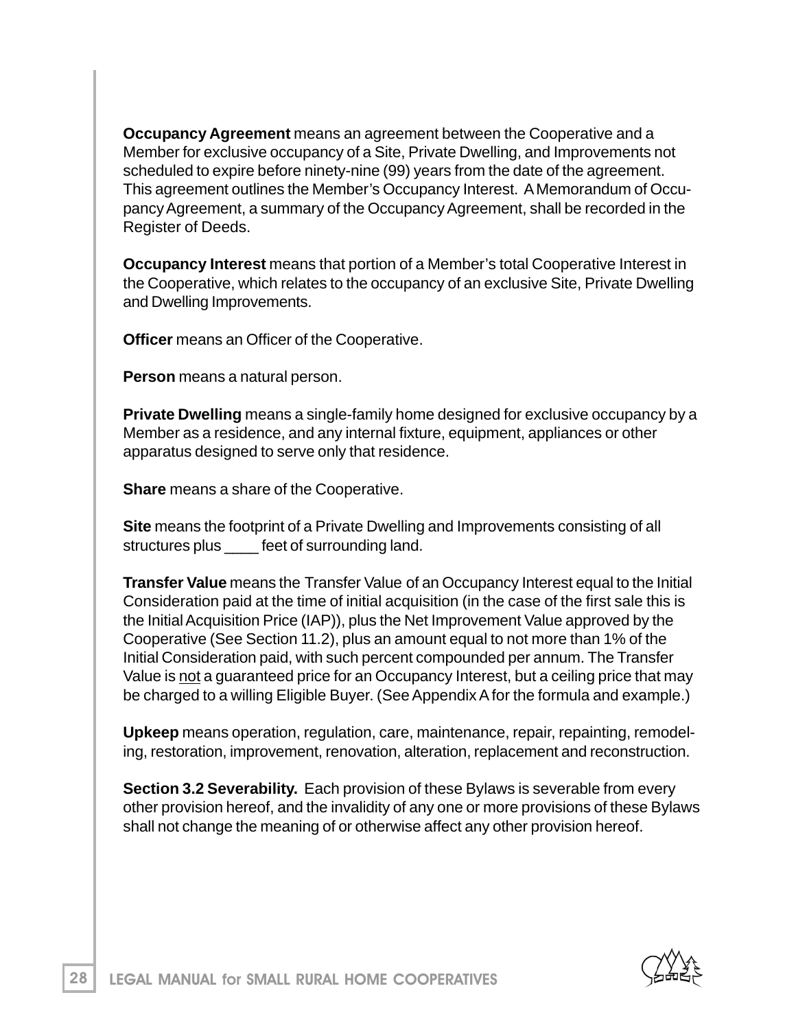**Occupancy Agreement** means an agreement between the Cooperative and a Member for exclusive occupancy of a Site, Private Dwelling, and Improvements not scheduled to expire before ninety-nine (99) years from the date of the agreement. This agreement outlines the Member's Occupancy Interest. A Memorandum of Occupancy Agreement, a summary of the Occupancy Agreement, shall be recorded in the Register of Deeds.

**Occupancy Interest** means that portion of a Member's total Cooperative Interest in the Cooperative, which relates to the occupancy of an exclusive Site, Private Dwelling and Dwelling Improvements.

**Officer** means an Officer of the Cooperative.

**Person** means a natural person.

**Private Dwelling** means a single-family home designed for exclusive occupancy by a Member as a residence, and any internal fixture, equipment, appliances or other apparatus designed to serve only that residence.

**Share** means a share of the Cooperative.

**Site** means the footprint of a Private Dwelling and Improvements consisting of all structures plus ____ feet of surrounding land.

**Transfer Value** means the Transfer Value of an Occupancy Interest equal to the Initial Consideration paid at the time of initial acquisition (in the case of the first sale this is the Initial Acquisition Price (IAP)), plus the Net Improvement Value approved by the Cooperative (See Section 11.2), plus an amount equal to not more than 1% of the Initial Consideration paid, with such percent compounded per annum. The Transfer Value is <u>not</u> a guaranteed price for an Occupancy Interest, but a ceiling price that may be charged to a willing Eligible Buyer. (See Appendix A for the formula and example.)

**Upkeep** means operation, regulation, care, maintenance, repair, repainting, remodeling, restoration, improvement, renovation, alteration, replacement and reconstruction.

**Section 3.2 Severability.** Each provision of these Bylaws is severable from every other provision hereof, and the invalidity of any one or more provisions of these Bylaws shall not change the meaning of or otherwise affect any other provision hereof.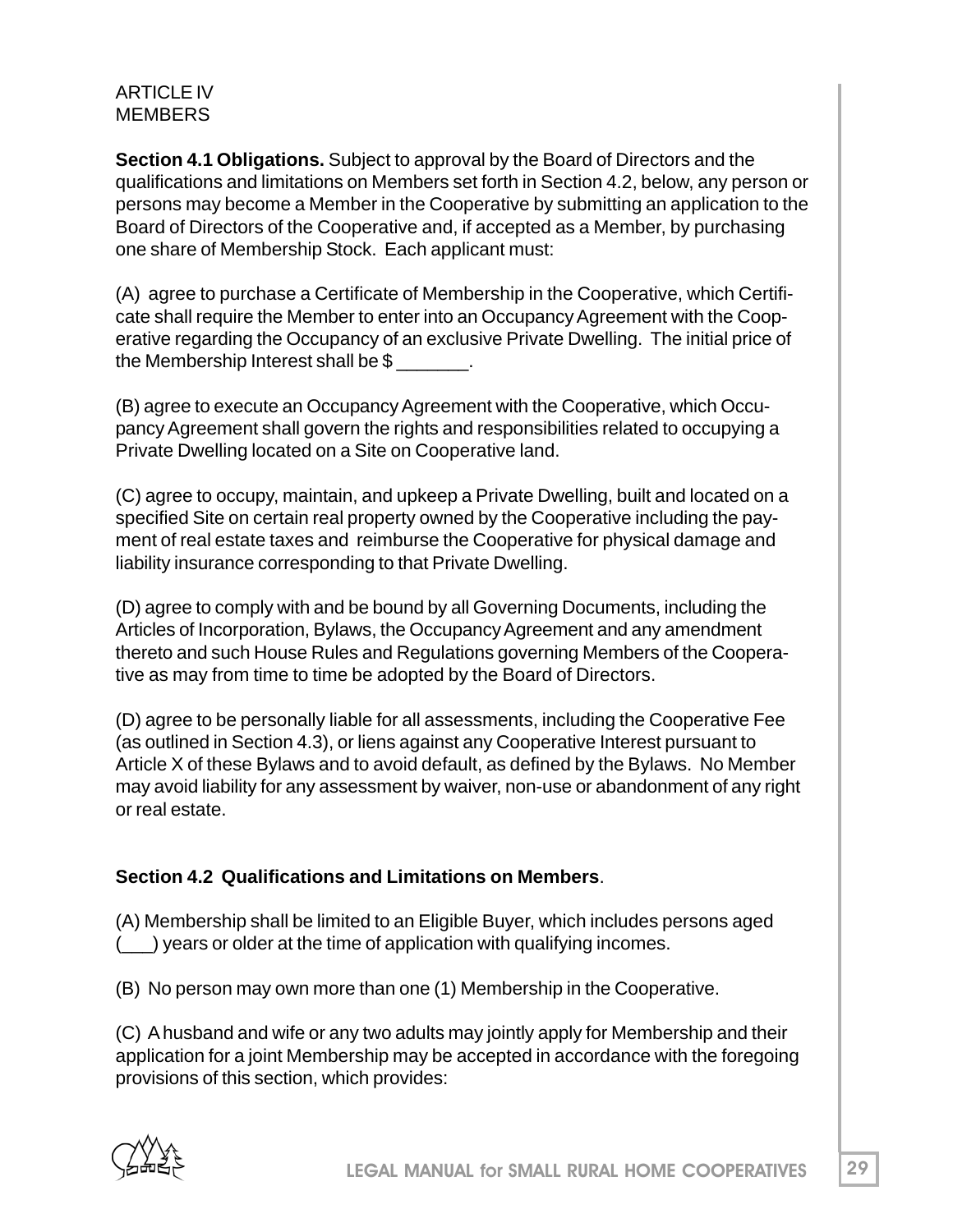ARTICLE IV
MEMBERS

**Section 4.1 Obligations.** Subject to approval by the Board of Directors and the qualifications and limitations on Members set forth in Section 4.2, below, any person or persons may become a Member in the Cooperative by submitting an application to the Board of Directors of the Cooperative and, if accepted as a Member, by purchasing one share of Membership Stock. Each applicant must:

(A) agree to purchase a Certificate of Membership in the Cooperative, which Certificate shall require the Member to enter into an Occupancy Agreement with the Cooperative regarding the Occupancy of an exclusive Private Dwelling. The initial price of the Membership Interest shall be $ _______.

(B) agree to execute an Occupancy Agreement with the Cooperative, which Occupancy Agreement shall govern the rights and responsibilities related to occupying a Private Dwelling located on a Site on Cooperative land.

(C) agree to occupy, maintain, and upkeep a Private Dwelling, built and located on a specified Site on certain real property owned by the Cooperative including the payment of real estate taxes and reimburse the Cooperative for physical damage and liability insurance corresponding to that Private Dwelling.

(D) agree to comply with and be bound by all Governing Documents, including the Articles of Incorporation, Bylaws, the Occupancy Agreement and any amendment thereto and such House Rules and Regulations governing Members of the Cooperative as may from time to time be adopted by the Board of Directors.

(D) agree to be personally liable for all assessments, including the Cooperative Fee (as outlined in Section 4.3), or liens against any Cooperative Interest pursuant to Article X of these Bylaws and to avoid default, as defined by the Bylaws. No Member may avoid liability for any assessment by waiver, non-use or abandonment of any right or real estate.

**Section 4.2 Qualifications and Limitations on Members**.

(A) Membership shall be limited to an Eligible Buyer, which includes persons aged (___) years or older at the time of application with qualifying incomes.

(B) No person may own more than one (1) Membership in the Cooperative.

(C) A husband and wife or any two adults may jointly apply for Membership and their application for a joint Membership may be accepted in accordance with the foregoing provisions of this section, which provides: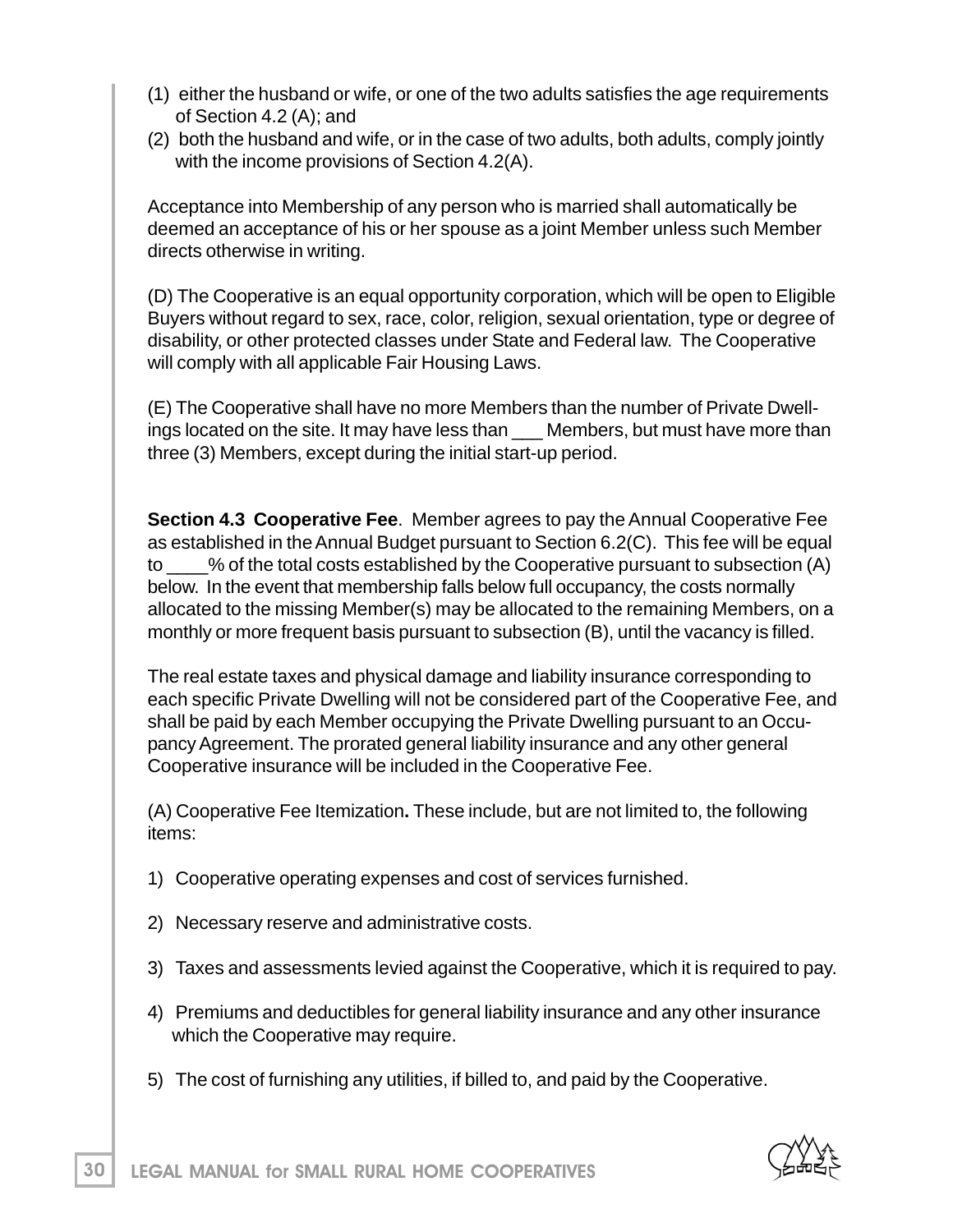(1) either the husband or wife, or one of the two adults satisfies the age requirements of Section 4.2 (A); and
(2) both the husband and wife, or in the case of two adults, both adults, comply jointly with the income provisions of Section 4.2(A).

Acceptance into Membership of any person who is married shall automatically be deemed an acceptance of his or her spouse as a joint Member unless such Member directs otherwise in writing.

(D) The Cooperative is an equal opportunity corporation, which will be open to Eligible Buyers without regard to sex, race, color, religion, sexual orientation, type or degree of disability, or other protected classes under State and Federal law. The Cooperative will comply with all applicable Fair Housing Laws.

(E) The Cooperative shall have no more Members than the number of Private Dwellings located on the site. It may have less than ___ Members, but must have more than three (3) Members, except during the initial start-up period.

**Section 4.3 Cooperative Fee**. Member agrees to pay the Annual Cooperative Fee as established in the Annual Budget pursuant to Section 6.2(C). This fee will be equal to ____% of the total costs established by the Cooperative pursuant to subsection (A) below. In the event that membership falls below full occupancy, the costs normally allocated to the missing Member(s) may be allocated to the remaining Members, on a monthly or more frequent basis pursuant to subsection (B), until the vacancy is filled.

The real estate taxes and physical damage and liability insurance corresponding to each specific Private Dwelling will not be considered part of the Cooperative Fee, and shall be paid by each Member occupying the Private Dwelling pursuant to an Occupancy Agreement. The prorated general liability insurance and any other general Cooperative insurance will be included in the Cooperative Fee.

(A) Cooperative Fee Itemization**.** These include, but are not limited to, the following items:

1) Cooperative operating expenses and cost of services furnished.

2) Necessary reserve and administrative costs.

3) Taxes and assessments levied against the Cooperative, which it is required to pay.

4) Premiums and deductibles for general liability insurance and any other insurance which the Cooperative may require.

5) The cost of furnishing any utilities, if billed to, and paid by the Cooperative.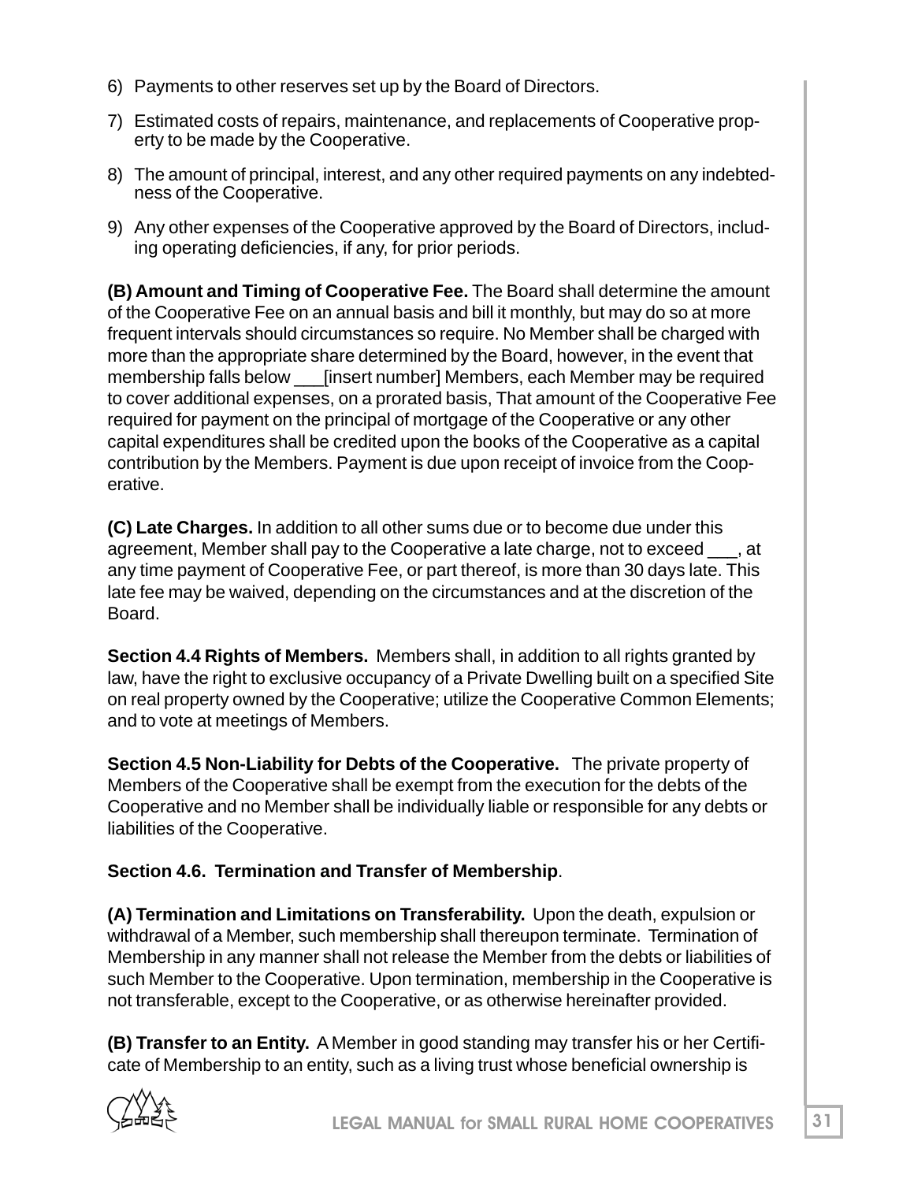6) Payments to other reserves set up by the Board of Directors.

7) Estimated costs of repairs, maintenance, and replacements of Cooperative property to be made by the Cooperative.

8) The amount of principal, interest, and any other required payments on any indebtedness of the Cooperative.

9) Any other expenses of the Cooperative approved by the Board of Directors, including operating deficiencies, if any, for prior periods.

**(B) Amount and Timing of Cooperative Fee.** The Board shall determine the amount of the Cooperative Fee on an annual basis and bill it monthly, but may do so at more frequent intervals should circumstances so require. No Member shall be charged with more than the appropriate share determined by the Board, however, in the event that membership falls below ___[insert number] Members, each Member may be required to cover additional expenses, on a prorated basis, That amount of the Cooperative Fee required for payment on the principal of mortgage of the Cooperative or any other capital expenditures shall be credited upon the books of the Cooperative as a capital contribution by the Members. Payment is due upon receipt of invoice from the Cooperative.

**(C) Late Charges.** In addition to all other sums due or to become due under this agreement, Member shall pay to the Cooperative a late charge, not to exceed ___, at any time payment of Cooperative Fee, or part thereof, is more than 30 days late. This late fee may be waived, depending on the circumstances and at the discretion of the Board.

**Section 4.4 Rights of Members.** Members shall, in addition to all rights granted by law, have the right to exclusive occupancy of a Private Dwelling built on a specified Site on real property owned by the Cooperative; utilize the Cooperative Common Elements; and to vote at meetings of Members.

**Section 4.5 Non-Liability for Debts of the Cooperative.** The private property of Members of the Cooperative shall be exempt from the execution for the debts of the Cooperative and no Member shall be individually liable or responsible for any debts or liabilities of the Cooperative.

**Section 4.6. Termination and Transfer of Membership**.

**(A) Termination and Limitations on Transferability.** Upon the death, expulsion or withdrawal of a Member, such membership shall thereupon terminate. Termination of Membership in any manner shall not release the Member from the debts or liabilities of such Member to the Cooperative. Upon termination, membership in the Cooperative is not transferable, except to the Cooperative, or as otherwise hereinafter provided.

**(B) Transfer to an Entity.** A Member in good standing may transfer his or her Certificate of Membership to an entity, such as a living trust whose beneficial ownership is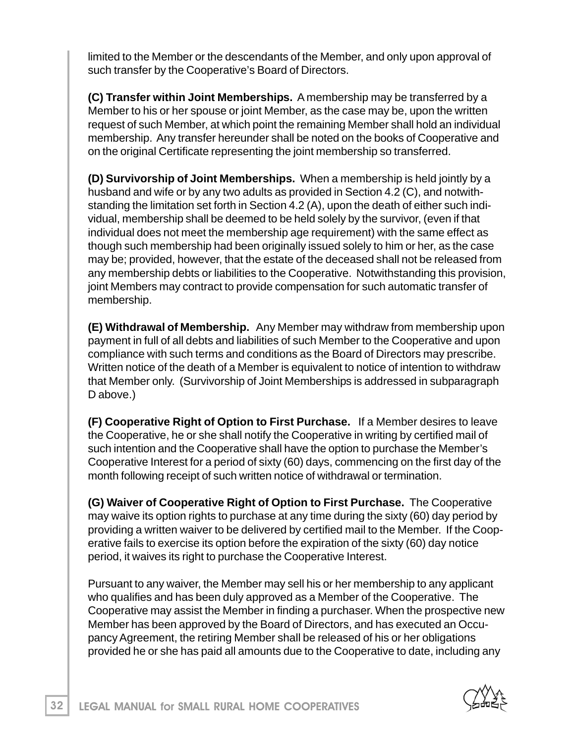limited to the Member or the descendants of the Member, and only upon approval of such transfer by the Cooperative's Board of Directors.

**(C) Transfer within Joint Memberships.** A membership may be transferred by a Member to his or her spouse or joint Member, as the case may be, upon the written request of such Member, at which point the remaining Member shall hold an individual membership. Any transfer hereunder shall be noted on the books of Cooperative and on the original Certificate representing the joint membership so transferred.

**(D) Survivorship of Joint Memberships.** When a membership is held jointly by a husband and wife or by any two adults as provided in Section 4.2 (C), and notwithstanding the limitation set forth in Section 4.2 (A), upon the death of either such individual, membership shall be deemed to be held solely by the survivor, (even if that individual does not meet the membership age requirement) with the same effect as though such membership had been originally issued solely to him or her, as the case may be; provided, however, that the estate of the deceased shall not be released from any membership debts or liabilities to the Cooperative. Notwithstanding this provision, joint Members may contract to provide compensation for such automatic transfer of membership.

**(E) Withdrawal of Membership.** Any Member may withdraw from membership upon payment in full of all debts and liabilities of such Member to the Cooperative and upon compliance with such terms and conditions as the Board of Directors may prescribe. Written notice of the death of a Member is equivalent to notice of intention to withdraw that Member only. (Survivorship of Joint Memberships is addressed in subparagraph D above.)

**(F) Cooperative Right of Option to First Purchase.** If a Member desires to leave the Cooperative, he or she shall notify the Cooperative in writing by certified mail of such intention and the Cooperative shall have the option to purchase the Member's Cooperative Interest for a period of sixty (60) days, commencing on the first day of the month following receipt of such written notice of withdrawal or termination.

**(G) Waiver of Cooperative Right of Option to First Purchase.** The Cooperative may waive its option rights to purchase at any time during the sixty (60) day period by providing a written waiver to be delivered by certified mail to the Member. If the Cooperative fails to exercise its option before the expiration of the sixty (60) day notice period, it waives its right to purchase the Cooperative Interest.

Pursuant to any waiver, the Member may sell his or her membership to any applicant who qualifies and has been duly approved as a Member of the Cooperative. The Cooperative may assist the Member in finding a purchaser. When the prospective new Member has been approved by the Board of Directors, and has executed an Occupancy Agreement, the retiring Member shall be released of his or her obligations provided he or she has paid all amounts due to the Cooperative to date, including any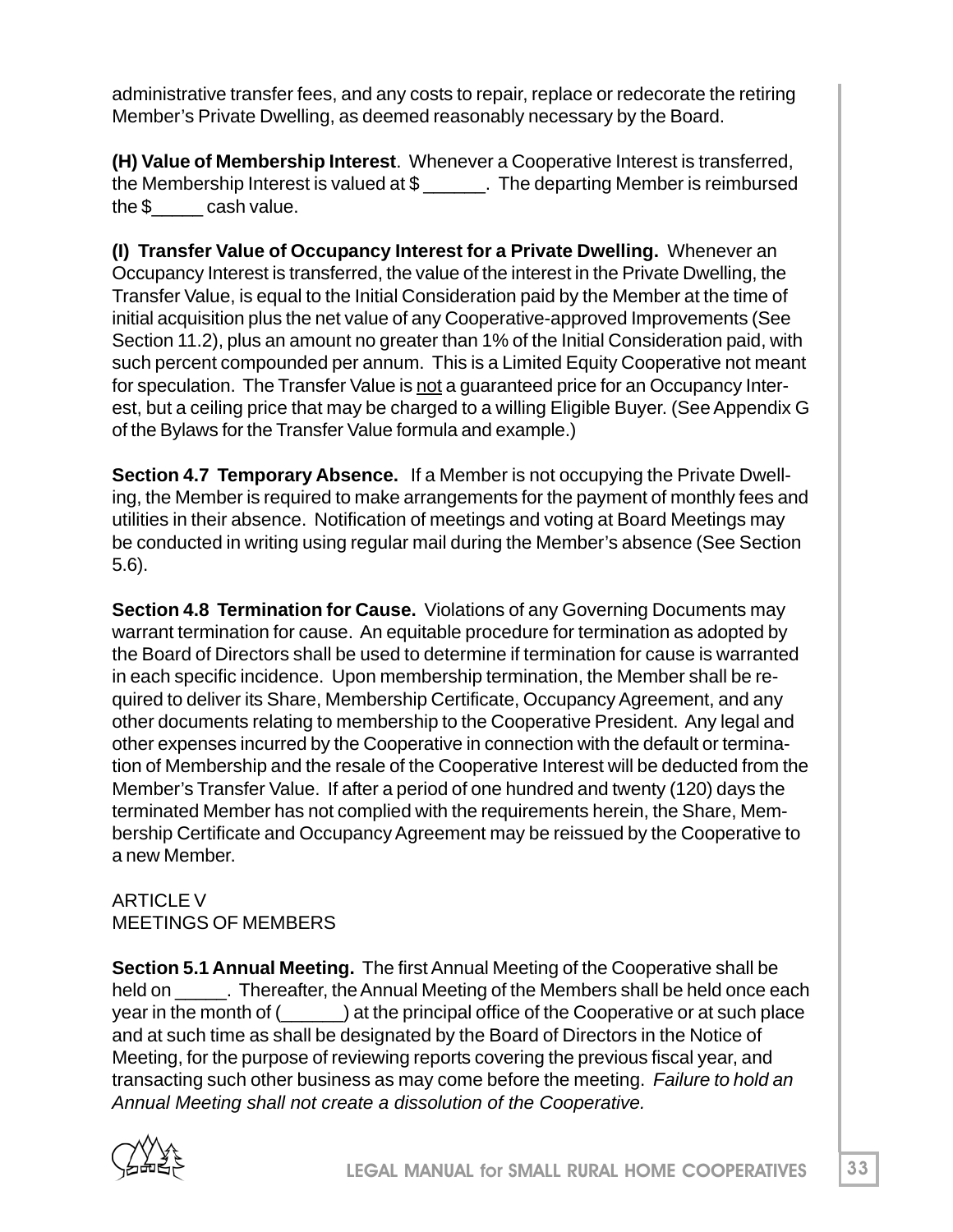administrative transfer fees, and any costs to repair, replace or redecorate the retiring Member's Private Dwelling, as deemed reasonably necessary by the Board.

**(H) Value of Membership Interest**. Whenever a Cooperative Interest is transferred, the Membership Interest is valued at $ ______. The departing Member is reimbursed the $_____ cash value.

**(I) Transfer Value of Occupancy Interest for a Private Dwelling.** Whenever an Occupancy Interest is transferred, the value of the interest in the Private Dwelling, the Transfer Value, is equal to the Initial Consideration paid by the Member at the time of initial acquisition plus the net value of any Cooperative-approved Improvements (See Section 11.2), plus an amount no greater than 1% of the Initial Consideration paid, with such percent compounded per annum. This is a Limited Equity Cooperative not meant for speculation. The Transfer Value is <u>not</u> a guaranteed price for an Occupancy Interest, but a ceiling price that may be charged to a willing Eligible Buyer. (See Appendix G of the Bylaws for the Transfer Value formula and example.)

**Section 4.7 Temporary Absence.** If a Member is not occupying the Private Dwelling, the Member is required to make arrangements for the payment of monthly fees and utilities in their absence. Notification of meetings and voting at Board Meetings may be conducted in writing using regular mail during the Member's absence (See Section 5.6).

**Section 4.8 Termination for Cause.** Violations of any Governing Documents may warrant termination for cause. An equitable procedure for termination as adopted by the Board of Directors shall be used to determine if termination for cause is warranted in each specific incidence. Upon membership termination, the Member shall be required to deliver its Share, Membership Certificate, Occupancy Agreement, and any other documents relating to membership to the Cooperative President. Any legal and other expenses incurred by the Cooperative in connection with the default or termination of Membership and the resale of the Cooperative Interest will be deducted from the Member's Transfer Value. If after a period of one hundred and twenty (120) days the terminated Member has not complied with the requirements herein, the Share, Membership Certificate and Occupancy Agreement may be reissued by the Cooperative to a new Member.

ARTICLE V
MEETINGS OF MEMBERS

**Section 5.1 Annual Meeting.** The first Annual Meeting of the Cooperative shall be held on _____. Thereafter, the Annual Meeting of the Members shall be held once each year in the month of (______) at the principal office of the Cooperative or at such place and at such time as shall be designated by the Board of Directors in the Notice of Meeting, for the purpose of reviewing reports covering the previous fiscal year, and transacting such other business as may come before the meeting. *Failure to hold an Annual Meeting shall not create a dissolution of the Cooperative.*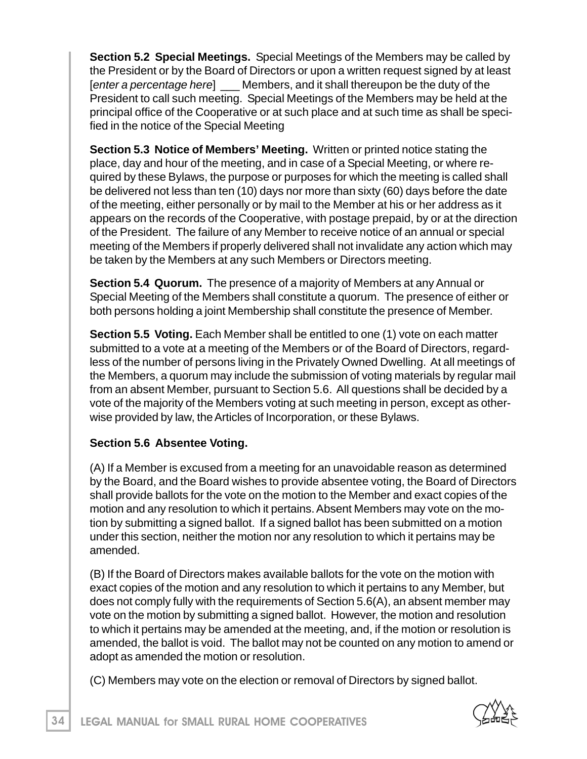**Section 5.2 Special Meetings.** Special Meetings of the Members may be called by the President or by the Board of Directors or upon a written request signed by at least [*enter a percentage here*] ___ Members, and it shall thereupon be the duty of the President to call such meeting. Special Meetings of the Members may be held at the principal office of the Cooperative or at such place and at such time as shall be specified in the notice of the Special Meeting

**Section 5.3 Notice of Members' Meeting.** Written or printed notice stating the place, day and hour of the meeting, and in case of a Special Meeting, or where required by these Bylaws, the purpose or purposes for which the meeting is called shall be delivered not less than ten (10) days nor more than sixty (60) days before the date of the meeting, either personally or by mail to the Member at his or her address as it appears on the records of the Cooperative, with postage prepaid, by or at the direction of the President. The failure of any Member to receive notice of an annual or special meeting of the Members if properly delivered shall not invalidate any action which may be taken by the Members at any such Members or Directors meeting.

**Section 5.4 Quorum.** The presence of a majority of Members at any Annual or Special Meeting of the Members shall constitute a quorum. The presence of either or both persons holding a joint Membership shall constitute the presence of Member.

**Section 5.5 Voting.** Each Member shall be entitled to one (1) vote on each matter submitted to a vote at a meeting of the Members or of the Board of Directors, regardless of the number of persons living in the Privately Owned Dwelling. At all meetings of the Members, a quorum may include the submission of voting materials by regular mail from an absent Member, pursuant to Section 5.6. All questions shall be decided by a vote of the majority of the Members voting at such meeting in person, except as otherwise provided by law, the Articles of Incorporation, or these Bylaws.

**Section 5.6 Absentee Voting.**

(A) If a Member is excused from a meeting for an unavoidable reason as determined by the Board, and the Board wishes to provide absentee voting, the Board of Directors shall provide ballots for the vote on the motion to the Member and exact copies of the motion and any resolution to which it pertains. Absent Members may vote on the motion by submitting a signed ballot. If a signed ballot has been submitted on a motion under this section, neither the motion nor any resolution to which it pertains may be amended.

(B) If the Board of Directors makes available ballots for the vote on the motion with exact copies of the motion and any resolution to which it pertains to any Member, but does not comply fully with the requirements of Section 5.6(A), an absent member may vote on the motion by submitting a signed ballot. However, the motion and resolution to which it pertains may be amended at the meeting, and, if the motion or resolution is amended, the ballot is void. The ballot may not be counted on any motion to amend or adopt as amended the motion or resolution.

(C) Members may vote on the election or removal of Directors by signed ballot.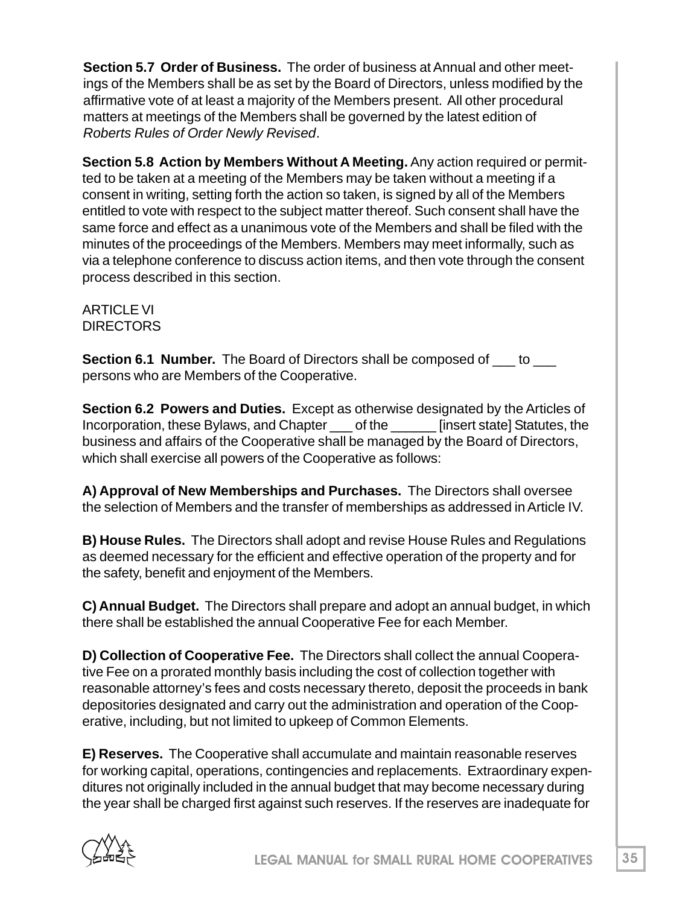**Section 5.7 Order of Business.** The order of business at Annual and other meetings of the Members shall be as set by the Board of Directors, unless modified by the affirmative vote of at least a majority of the Members present. All other procedural matters at meetings of the Members shall be governed by the latest edition of *Roberts Rules of Order Newly Revised*.

**Section 5.8 Action by Members Without A Meeting.** Any action required or permitted to be taken at a meeting of the Members may be taken without a meeting if a consent in writing, setting forth the action so taken, is signed by all of the Members entitled to vote with respect to the subject matter thereof. Such consent shall have the same force and effect as a unanimous vote of the Members and shall be filed with the minutes of the proceedings of the Members. Members may meet informally, such as via a telephone conference to discuss action items, and then vote through the consent process described in this section.

ARTICLE VI
DIRECTORS

**Section 6.1 Number.** The Board of Directors shall be composed of ___ to ___ persons who are Members of the Cooperative.

**Section 6.2 Powers and Duties.** Except as otherwise designated by the Articles of Incorporation, these Bylaws, and Chapter ___ of the ______ [insert state] Statutes, the business and affairs of the Cooperative shall be managed by the Board of Directors, which shall exercise all powers of the Cooperative as follows:

**A) Approval of New Memberships and Purchases.** The Directors shall oversee the selection of Members and the transfer of memberships as addressed in Article IV.

**B) House Rules.** The Directors shall adopt and revise House Rules and Regulations as deemed necessary for the efficient and effective operation of the property and for the safety, benefit and enjoyment of the Members.

**C) Annual Budget.** The Directors shall prepare and adopt an annual budget, in which there shall be established the annual Cooperative Fee for each Member.

**D) Collection of Cooperative Fee.** The Directors shall collect the annual Cooperative Fee on a prorated monthly basis including the cost of collection together with reasonable attorney's fees and costs necessary thereto, deposit the proceeds in bank depositories designated and carry out the administration and operation of the Cooperative, including, but not limited to upkeep of Common Elements.

**E) Reserves.** The Cooperative shall accumulate and maintain reasonable reserves for working capital, operations, contingencies and replacements. Extraordinary expenditures not originally included in the annual budget that may become necessary during the year shall be charged first against such reserves. If the reserves are inadequate for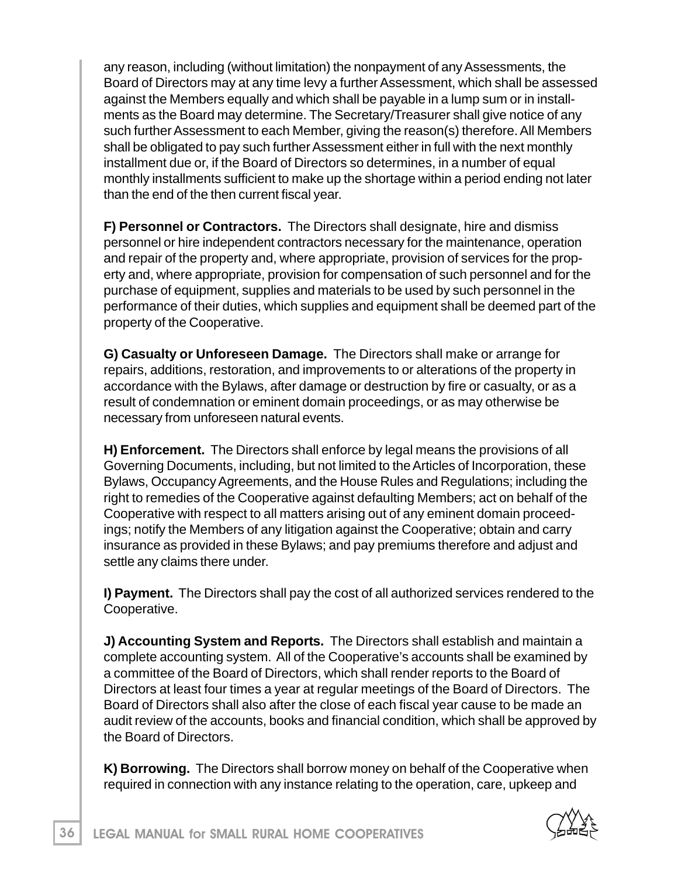any reason, including (without limitation) the nonpayment of any Assessments, the Board of Directors may at any time levy a further Assessment, which shall be assessed against the Members equally and which shall be payable in a lump sum or in installments as the Board may determine. The Secretary/Treasurer shall give notice of any such further Assessment to each Member, giving the reason(s) therefore. All Members shall be obligated to pay such further Assessment either in full with the next monthly installment due or, if the Board of Directors so determines, in a number of equal monthly installments sufficient to make up the shortage within a period ending not later than the end of the then current fiscal year.

**F) Personnel or Contractors.** The Directors shall designate, hire and dismiss personnel or hire independent contractors necessary for the maintenance, operation and repair of the property and, where appropriate, provision of services for the property and, where appropriate, provision for compensation of such personnel and for the purchase of equipment, supplies and materials to be used by such personnel in the performance of their duties, which supplies and equipment shall be deemed part of the property of the Cooperative.

**G) Casualty or Unforeseen Damage.** The Directors shall make or arrange for repairs, additions, restoration, and improvements to or alterations of the property in accordance with the Bylaws, after damage or destruction by fire or casualty, or as a result of condemnation or eminent domain proceedings, or as may otherwise be necessary from unforeseen natural events.

**H) Enforcement.** The Directors shall enforce by legal means the provisions of all Governing Documents, including, but not limited to the Articles of Incorporation, these Bylaws, Occupancy Agreements, and the House Rules and Regulations; including the right to remedies of the Cooperative against defaulting Members; act on behalf of the Cooperative with respect to all matters arising out of any eminent domain proceedings; notify the Members of any litigation against the Cooperative; obtain and carry insurance as provided in these Bylaws; and pay premiums therefore and adjust and settle any claims there under.

**I) Payment.** The Directors shall pay the cost of all authorized services rendered to the Cooperative.

**J) Accounting System and Reports.** The Directors shall establish and maintain a complete accounting system. All of the Cooperative's accounts shall be examined by a committee of the Board of Directors, which shall render reports to the Board of Directors at least four times a year at regular meetings of the Board of Directors. The Board of Directors shall also after the close of each fiscal year cause to be made an audit review of the accounts, books and financial condition, which shall be approved by the Board of Directors.

**K) Borrowing.** The Directors shall borrow money on behalf of the Cooperative when required in connection with any instance relating to the operation, care, upkeep and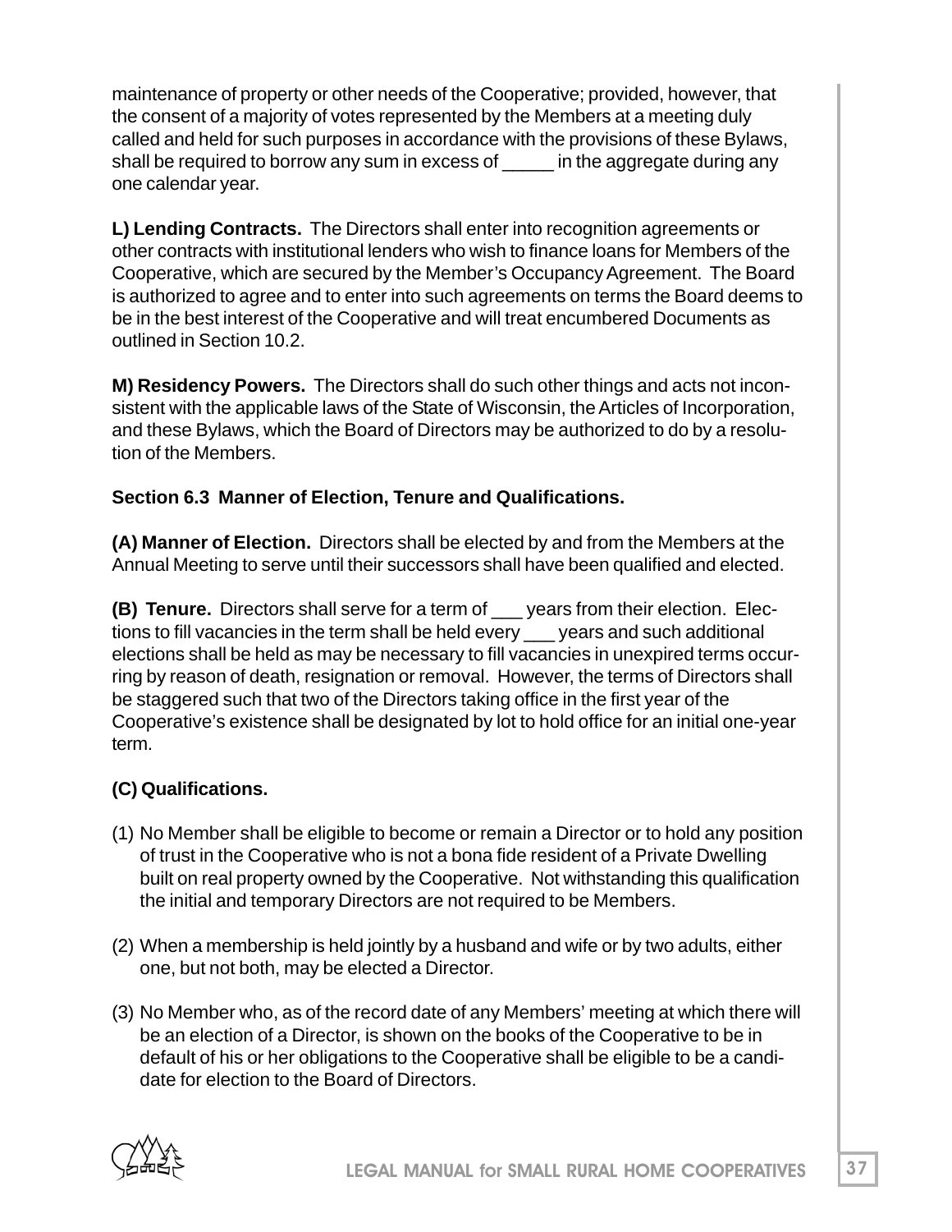maintenance of property or other needs of the Cooperative; provided, however, that the consent of a majority of votes represented by the Members at a meeting duly called and held for such purposes in accordance with the provisions of these Bylaws, shall be required to borrow any sum in excess of _____ in the aggregate during any one calendar year.

**L) Lending Contracts.** The Directors shall enter into recognition agreements or other contracts with institutional lenders who wish to finance loans for Members of the Cooperative, which are secured by the Member's Occupancy Agreement. The Board is authorized to agree and to enter into such agreements on terms the Board deems to be in the best interest of the Cooperative and will treat encumbered Documents as outlined in Section 10.2.

**M) Residency Powers.** The Directors shall do such other things and acts not inconsistent with the applicable laws of the State of Wisconsin, the Articles of Incorporation, and these Bylaws, which the Board of Directors may be authorized to do by a resolution of the Members.

**Section 6.3 Manner of Election, Tenure and Qualifications.**

**(A) Manner of Election.** Directors shall be elected by and from the Members at the Annual Meeting to serve until their successors shall have been qualified and elected.

**(B) Tenure.** Directors shall serve for a term of ___ years from their election. Elections to fill vacancies in the term shall be held every ___ years and such additional elections shall be held as may be necessary to fill vacancies in unexpired terms occurring by reason of death, resignation or removal. However, the terms of Directors shall be staggered such that two of the Directors taking office in the first year of the Cooperative's existence shall be designated by lot to hold office for an initial one-year term.

**(C) Qualifications.**

(1) No Member shall be eligible to become or remain a Director or to hold any position of trust in the Cooperative who is not a bona fide resident of a Private Dwelling built on real property owned by the Cooperative. Not withstanding this qualification the initial and temporary Directors are not required to be Members.

(2) When a membership is held jointly by a husband and wife or by two adults, either one, but not both, may be elected a Director.

(3) No Member who, as of the record date of any Members' meeting at which there will be an election of a Director, is shown on the books of the Cooperative to be in default of his or her obligations to the Cooperative shall be eligible to be a candidate for election to the Board of Directors.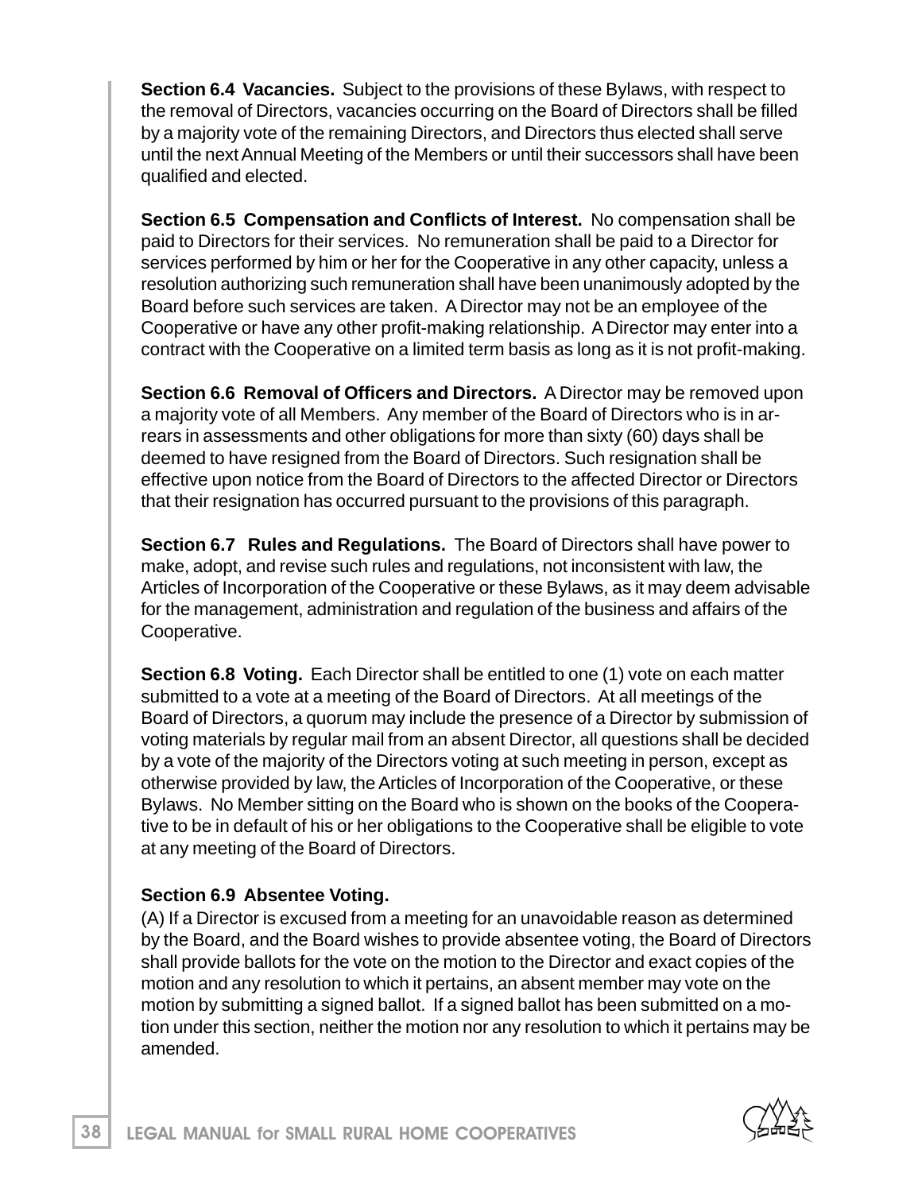**Section 6.4 Vacancies.** Subject to the provisions of these Bylaws, with respect to the removal of Directors, vacancies occurring on the Board of Directors shall be filled by a majority vote of the remaining Directors, and Directors thus elected shall serve until the next Annual Meeting of the Members or until their successors shall have been qualified and elected.

**Section 6.5 Compensation and Conflicts of Interest.** No compensation shall be paid to Directors for their services. No remuneration shall be paid to a Director for services performed by him or her for the Cooperative in any other capacity, unless a resolution authorizing such remuneration shall have been unanimously adopted by the Board before such services are taken. A Director may not be an employee of the Cooperative or have any other profit-making relationship. A Director may enter into a contract with the Cooperative on a limited term basis as long as it is not profit-making.

**Section 6.6 Removal of Officers and Directors.** A Director may be removed upon a majority vote of all Members. Any member of the Board of Directors who is in arrears in assessments and other obligations for more than sixty (60) days shall be deemed to have resigned from the Board of Directors. Such resignation shall be effective upon notice from the Board of Directors to the affected Director or Directors that their resignation has occurred pursuant to the provisions of this paragraph.

**Section 6.7 Rules and Regulations.** The Board of Directors shall have power to make, adopt, and revise such rules and regulations, not inconsistent with law, the Articles of Incorporation of the Cooperative or these Bylaws, as it may deem advisable for the management, administration and regulation of the business and affairs of the Cooperative.

**Section 6.8 Voting.** Each Director shall be entitled to one (1) vote on each matter submitted to a vote at a meeting of the Board of Directors. At all meetings of the Board of Directors, a quorum may include the presence of a Director by submission of voting materials by regular mail from an absent Director, all questions shall be decided by a vote of the majority of the Directors voting at such meeting in person, except as otherwise provided by law, the Articles of Incorporation of the Cooperative, or these Bylaws. No Member sitting on the Board who is shown on the books of the Cooperative to be in default of his or her obligations to the Cooperative shall be eligible to vote at any meeting of the Board of Directors.

**Section 6.9 Absentee Voting.**

(A) If a Director is excused from a meeting for an unavoidable reason as determined by the Board, and the Board wishes to provide absentee voting, the Board of Directors shall provide ballots for the vote on the motion to the Director and exact copies of the motion and any resolution to which it pertains, an absent member may vote on the motion by submitting a signed ballot. If a signed ballot has been submitted on a motion under this section, neither the motion nor any resolution to which it pertains may be amended.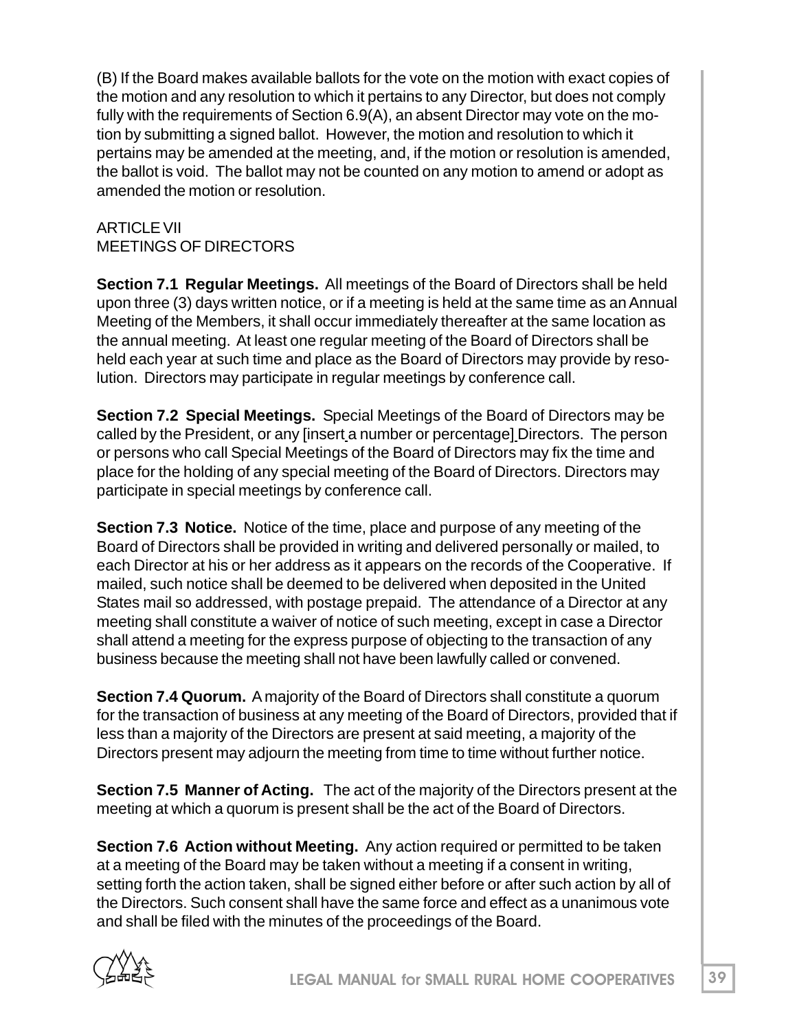(B) If the Board makes available ballots for the vote on the motion with exact copies of the motion and any resolution to which it pertains to any Director, but does not comply fully with the requirements of Section 6.9(A), an absent Director may vote on the motion by submitting a signed ballot. However, the motion and resolution to which it pertains may be amended at the meeting, and, if the motion or resolution is amended, the ballot is void. The ballot may not be counted on any motion to amend or adopt as amended the motion or resolution.

ARTICLE VII
MEETINGS OF DIRECTORS

**Section 7.1 Regular Meetings.** All meetings of the Board of Directors shall be held upon three (3) days written notice, or if a meeting is held at the same time as an Annual Meeting of the Members, it shall occur immediately thereafter at the same location as the annual meeting. At least one regular meeting of the Board of Directors shall be held each year at such time and place as the Board of Directors may provide by resolution. Directors may participate in regular meetings by conference call.

**Section 7.2 Special Meetings.** Special Meetings of the Board of Directors may be called by the President, or any [insert a number or percentage] Directors. The person or persons who call Special Meetings of the Board of Directors may fix the time and place for the holding of any special meeting of the Board of Directors. Directors may participate in special meetings by conference call.

**Section 7.3 Notice.** Notice of the time, place and purpose of any meeting of the Board of Directors shall be provided in writing and delivered personally or mailed, to each Director at his or her address as it appears on the records of the Cooperative. If mailed, such notice shall be deemed to be delivered when deposited in the United States mail so addressed, with postage prepaid. The attendance of a Director at any meeting shall constitute a waiver of notice of such meeting, except in case a Director shall attend a meeting for the express purpose of objecting to the transaction of any business because the meeting shall not have been lawfully called or convened.

**Section 7.4 Quorum.** A majority of the Board of Directors shall constitute a quorum for the transaction of business at any meeting of the Board of Directors, provided that if less than a majority of the Directors are present at said meeting, a majority of the Directors present may adjourn the meeting from time to time without further notice.

**Section 7.5 Manner of Acting.** The act of the majority of the Directors present at the meeting at which a quorum is present shall be the act of the Board of Directors.

**Section 7.6 Action without Meeting.** Any action required or permitted to be taken at a meeting of the Board may be taken without a meeting if a consent in writing, setting forth the action taken, shall be signed either before or after such action by all of the Directors. Such consent shall have the same force and effect as a unanimous vote and shall be filed with the minutes of the proceedings of the Board.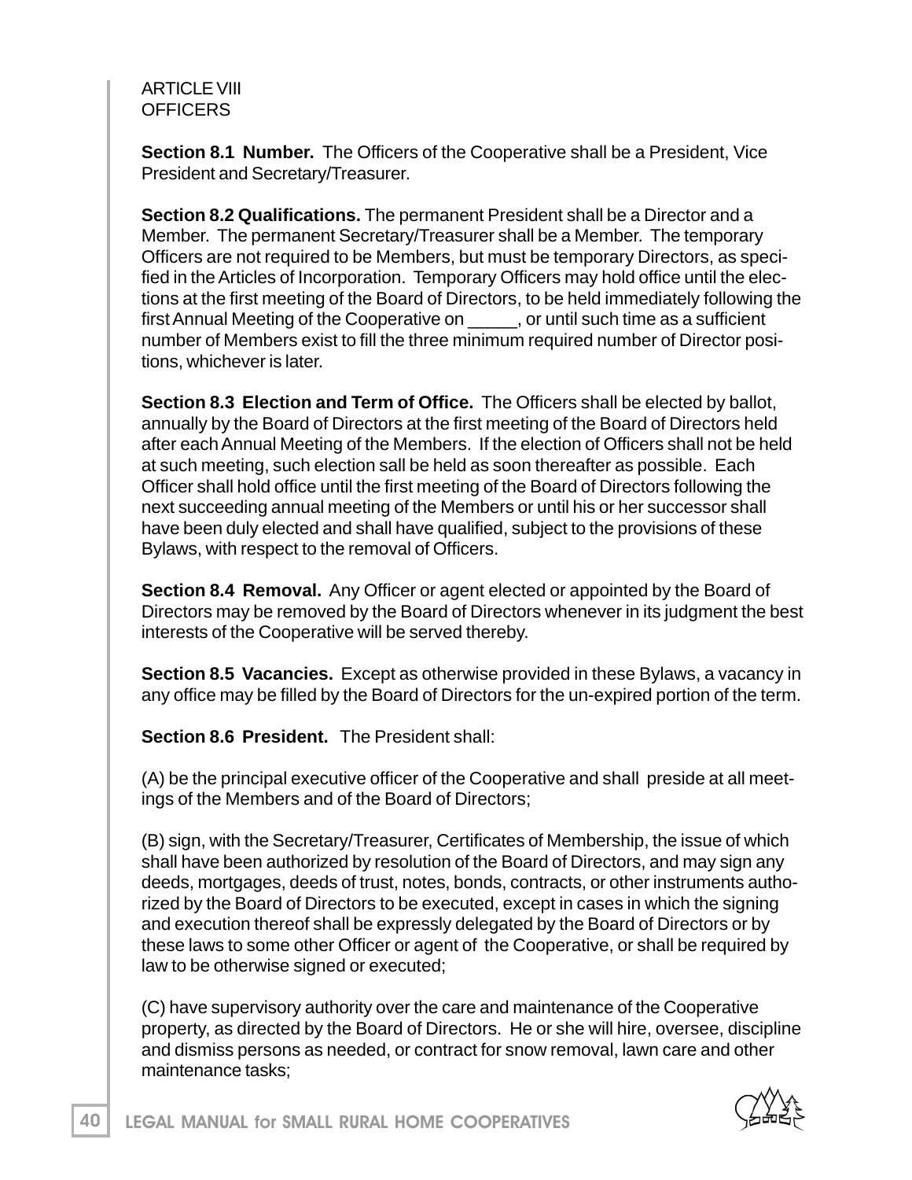ARTICLE VIII
OFFICERS

**Section 8.1 Number.** The Officers of the Cooperative shall be a President, Vice President and Secretary/Treasurer.

**Section 8.2 Qualifications.** The permanent President shall be a Director and a Member. The permanent Secretary/Treasurer shall be a Member. The temporary Officers are not required to be Members, but must be temporary Directors, as specified in the Articles of Incorporation. Temporary Officers may hold office until the elections at the first meeting of the Board of Directors, to be held immediately following the first Annual Meeting of the Cooperative on _____, or until such time as a sufficient number of Members exist to fill the three minimum required number of Director positions, whichever is later.

**Section 8.3 Election and Term of Office.** The Officers shall be elected by ballot, annually by the Board of Directors at the first meeting of the Board of Directors held after each Annual Meeting of the Members. If the election of Officers shall not be held at such meeting, such election sall be held as soon thereafter as possible. Each Officer shall hold office until the first meeting of the Board of Directors following the next succeeding annual meeting of the Members or until his or her successor shall have been duly elected and shall have qualified, subject to the provisions of these Bylaws, with respect to the removal of Officers.

**Section 8.4 Removal.** Any Officer or agent elected or appointed by the Board of Directors may be removed by the Board of Directors whenever in its judgment the best interests of the Cooperative will be served thereby.

**Section 8.5 Vacancies.** Except as otherwise provided in these Bylaws, a vacancy in any office may be filled by the Board of Directors for the un-expired portion of the term.

**Section 8.6 President.** The President shall:

(A) be the principal executive officer of the Cooperative and shall preside at all meetings of the Members and of the Board of Directors;

(B) sign, with the Secretary/Treasurer, Certificates of Membership, the issue of which shall have been authorized by resolution of the Board of Directors, and may sign any deeds, mortgages, deeds of trust, notes, bonds, contracts, or other instruments authorized by the Board of Directors to be executed, except in cases in which the signing and execution thereof shall be expressly delegated by the Board of Directors or by these laws to some other Officer or agent of the Cooperative, or shall be required by law to be otherwise signed or executed;

(C) have supervisory authority over the care and maintenance of the Cooperative property, as directed by the Board of Directors. He or she will hire, oversee, discipline and dismiss persons as needed, or contract for snow removal, lawn care and other maintenance tasks;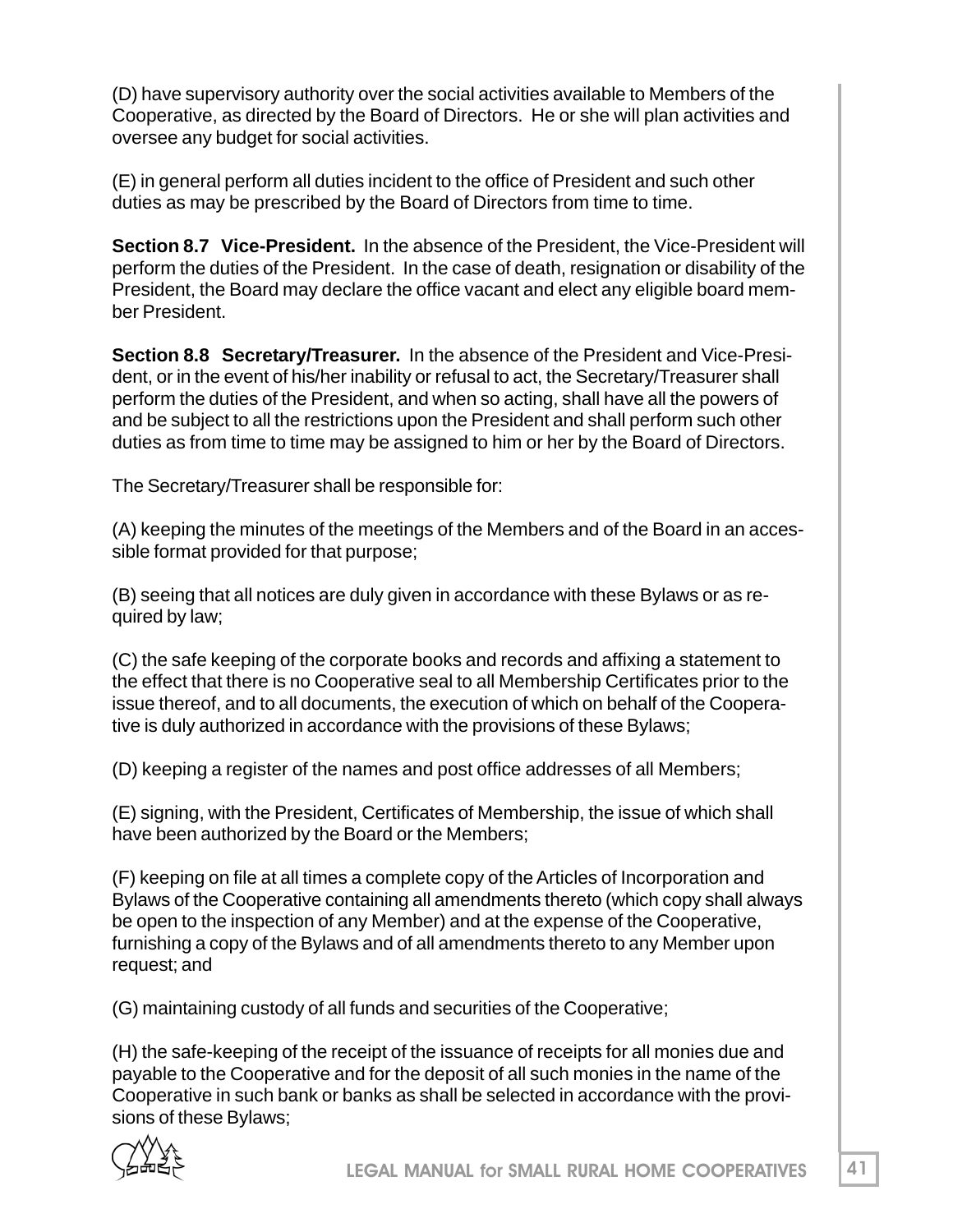(D) have supervisory authority over the social activities available to Members of the Cooperative, as directed by the Board of Directors. He or she will plan activities and oversee any budget for social activities.

(E) in general perform all duties incident to the office of President and such other duties as may be prescribed by the Board of Directors from time to time.

**Section 8.7 Vice-President.** In the absence of the President, the Vice-President will perform the duties of the President. In the case of death, resignation or disability of the President, the Board may declare the office vacant and elect any eligible board member President.

**Section 8.8 Secretary/Treasurer.** In the absence of the President and Vice-President, or in the event of his/her inability or refusal to act, the Secretary/Treasurer shall perform the duties of the President, and when so acting, shall have all the powers of and be subject to all the restrictions upon the President and shall perform such other duties as from time to time may be assigned to him or her by the Board of Directors.

The Secretary/Treasurer shall be responsible for:

(A) keeping the minutes of the meetings of the Members and of the Board in an accessible format provided for that purpose;

(B) seeing that all notices are duly given in accordance with these Bylaws or as required by law;

(C) the safe keeping of the corporate books and records and affixing a statement to the effect that there is no Cooperative seal to all Membership Certificates prior to the issue thereof, and to all documents, the execution of which on behalf of the Cooperative is duly authorized in accordance with the provisions of these Bylaws;

(D) keeping a register of the names and post office addresses of all Members;

(E) signing, with the President, Certificates of Membership, the issue of which shall have been authorized by the Board or the Members;

(F) keeping on file at all times a complete copy of the Articles of Incorporation and Bylaws of the Cooperative containing all amendments thereto (which copy shall always be open to the inspection of any Member) and at the expense of the Cooperative, furnishing a copy of the Bylaws and of all amendments thereto to any Member upon request; and

(G) maintaining custody of all funds and securities of the Cooperative;

(H) the safe-keeping of the receipt of the issuance of receipts for all monies due and payable to the Cooperative and for the deposit of all such monies in the name of the Cooperative in such bank or banks as shall be selected in accordance with the provisions of these Bylaws;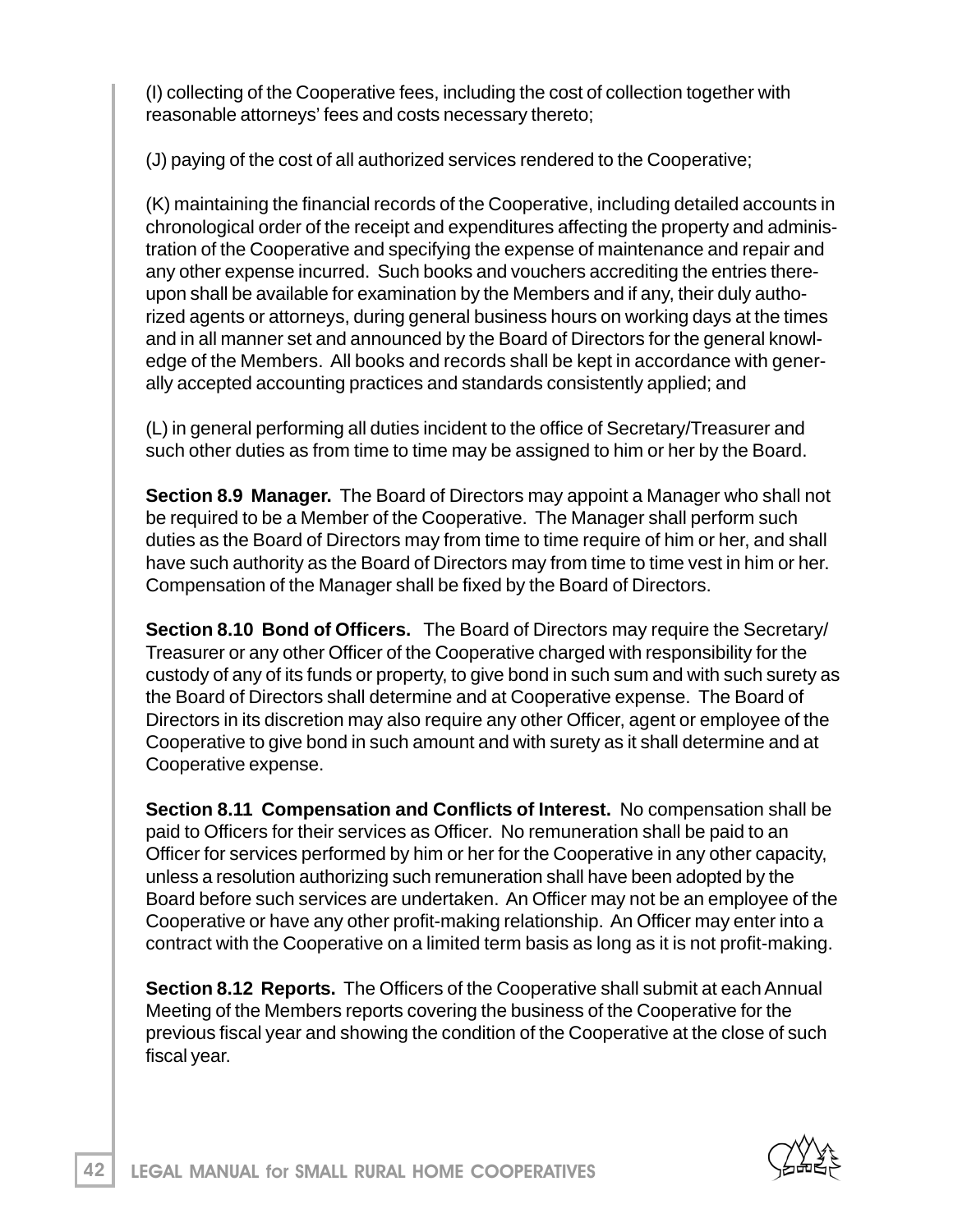(I) collecting of the Cooperative fees, including the cost of collection together with reasonable attorneys' fees and costs necessary thereto;

(J) paying of the cost of all authorized services rendered to the Cooperative;

(K) maintaining the financial records of the Cooperative, including detailed accounts in chronological order of the receipt and expenditures affecting the property and administration of the Cooperative and specifying the expense of maintenance and repair and any other expense incurred. Such books and vouchers accrediting the entries thereupon shall be available for examination by the Members and if any, their duly authorized agents or attorneys, during general business hours on working days at the times and in all manner set and announced by the Board of Directors for the general knowledge of the Members. All books and records shall be kept in accordance with generally accepted accounting practices and standards consistently applied; and

(L) in general performing all duties incident to the office of Secretary/Treasurer and such other duties as from time to time may be assigned to him or her by the Board.

**Section 8.9 Manager.** The Board of Directors may appoint a Manager who shall not be required to be a Member of the Cooperative. The Manager shall perform such duties as the Board of Directors may from time to time require of him or her, and shall have such authority as the Board of Directors may from time to time vest in him or her. Compensation of the Manager shall be fixed by the Board of Directors.

**Section 8.10 Bond of Officers.** The Board of Directors may require the Secretary/Treasurer or any other Officer of the Cooperative charged with responsibility for the custody of any of its funds or property, to give bond in such sum and with such surety as the Board of Directors shall determine and at Cooperative expense. The Board of Directors in its discretion may also require any other Officer, agent or employee of the Cooperative to give bond in such amount and with surety as it shall determine and at Cooperative expense.

**Section 8.11 Compensation and Conflicts of Interest.** No compensation shall be paid to Officers for their services as Officer. No remuneration shall be paid to an Officer for services performed by him or her for the Cooperative in any other capacity, unless a resolution authorizing such remuneration shall have been adopted by the Board before such services are undertaken. An Officer may not be an employee of the Cooperative or have any other profit-making relationship. An Officer may enter into a contract with the Cooperative on a limited term basis as long as it is not profit-making.

**Section 8.12 Reports.** The Officers of the Cooperative shall submit at each Annual Meeting of the Members reports covering the business of the Cooperative for the previous fiscal year and showing the condition of the Cooperative at the close of such fiscal year.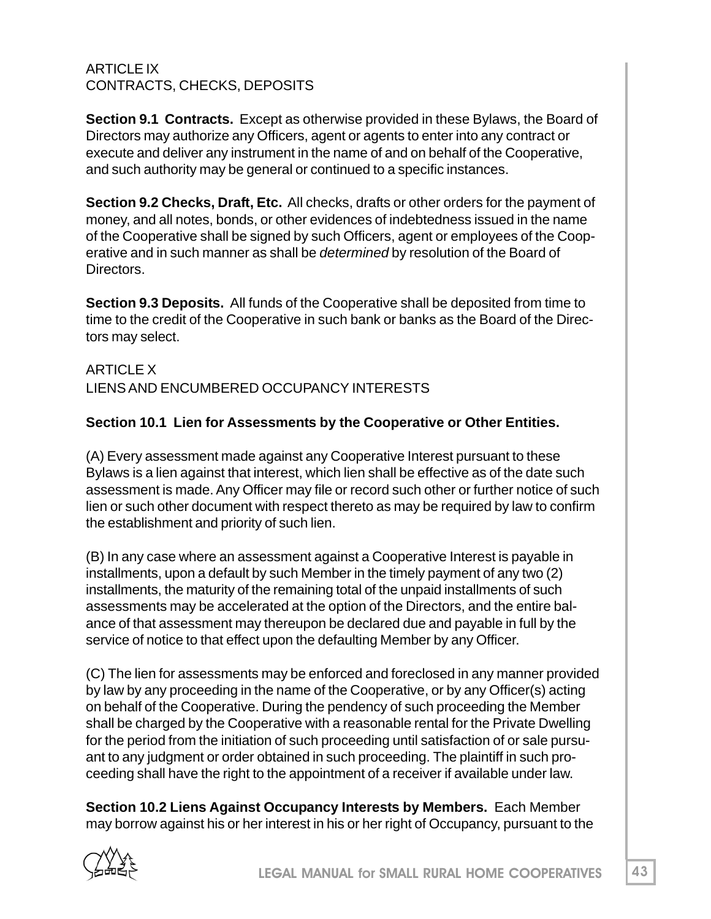ARTICLE IX
CONTRACTS, CHECKS, DEPOSITS

**Section 9.1 Contracts.** Except as otherwise provided in these Bylaws, the Board of Directors may authorize any Officers, agent or agents to enter into any contract or execute and deliver any instrument in the name of and on behalf of the Cooperative, and such authority may be general or continued to a specific instances.

**Section 9.2 Checks, Draft, Etc.** All checks, drafts or other orders for the payment of money, and all notes, bonds, or other evidences of indebtedness issued in the name of the Cooperative shall be signed by such Officers, agent or employees of the Cooperative and in such manner as shall be *determined* by resolution of the Board of Directors.

**Section 9.3 Deposits.** All funds of the Cooperative shall be deposited from time to time to the credit of the Cooperative in such bank or banks as the Board of the Directors may select.

ARTICLE X
LIENS AND ENCUMBERED OCCUPANCY INTERESTS

**Section 10.1 Lien for Assessments by the Cooperative or Other Entities.**

(A) Every assessment made against any Cooperative Interest pursuant to these Bylaws is a lien against that interest, which lien shall be effective as of the date such assessment is made. Any Officer may file or record such other or further notice of such lien or such other document with respect thereto as may be required by law to confirm the establishment and priority of such lien.

(B) In any case where an assessment against a Cooperative Interest is payable in installments, upon a default by such Member in the timely payment of any two (2) installments, the maturity of the remaining total of the unpaid installments of such assessments may be accelerated at the option of the Directors, and the entire balance of that assessment may thereupon be declared due and payable in full by the service of notice to that effect upon the defaulting Member by any Officer.

(C) The lien for assessments may be enforced and foreclosed in any manner provided by law by any proceeding in the name of the Cooperative, or by any Officer(s) acting on behalf of the Cooperative. During the pendency of such proceeding the Member shall be charged by the Cooperative with a reasonable rental for the Private Dwelling for the period from the initiation of such proceeding until satisfaction of or sale pursuant to any judgment or order obtained in such proceeding. The plaintiff in such proceeding shall have the right to the appointment of a receiver if available under law.

**Section 10.2 Liens Against Occupancy Interests by Members.** Each Member may borrow against his or her interest in his or her right of Occupancy, pursuant to the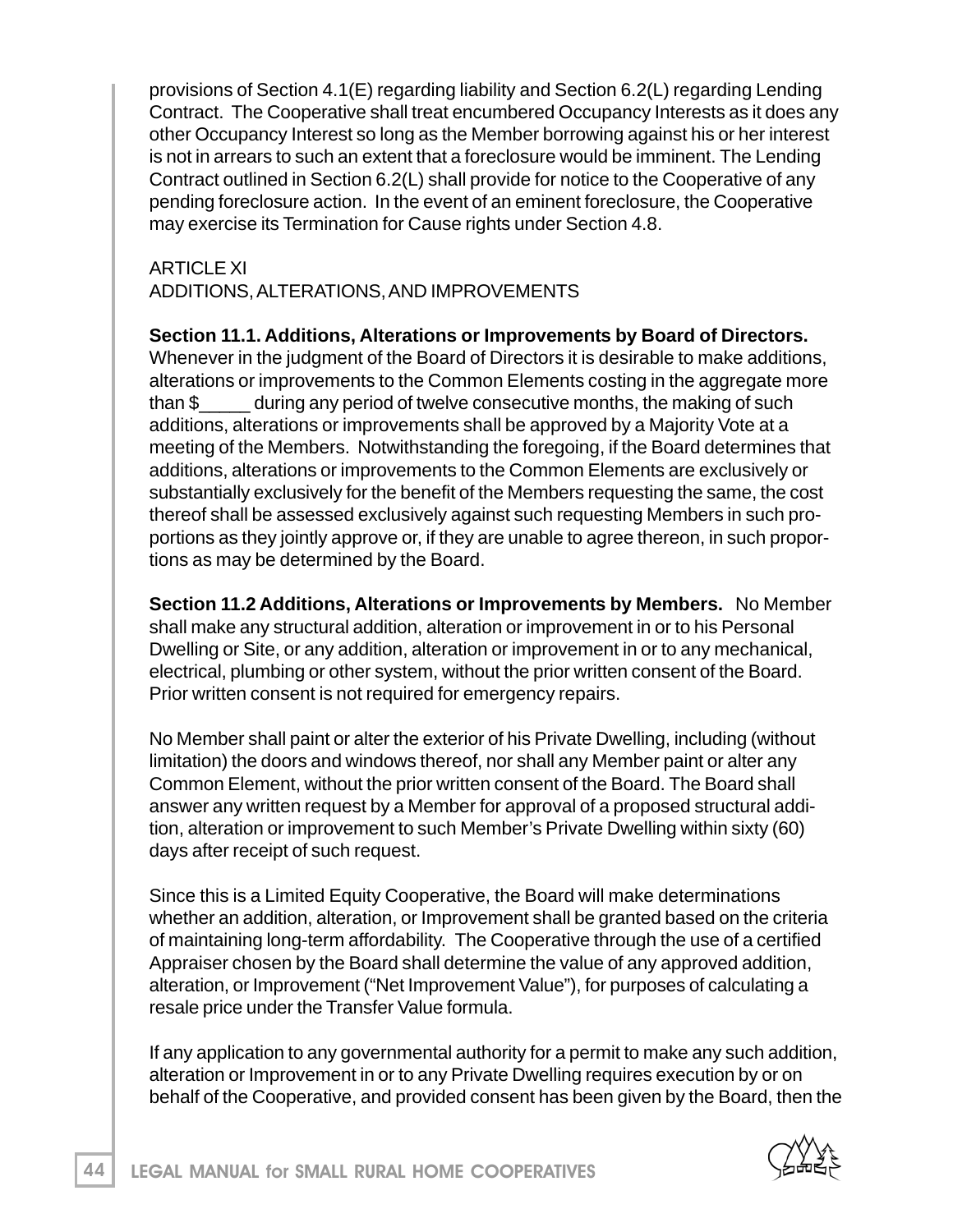provisions of Section 4.1(E) regarding liability and Section 6.2(L) regarding Lending Contract. The Cooperative shall treat encumbered Occupancy Interests as it does any other Occupancy Interest so long as the Member borrowing against his or her interest is not in arrears to such an extent that a foreclosure would be imminent. The Lending Contract outlined in Section 6.2(L) shall provide for notice to the Cooperative of any pending foreclosure action. In the event of an eminent foreclosure, the Cooperative may exercise its Termination for Cause rights under Section 4.8.

## ARTICLE XI
## ADDITIONS, ALTERATIONS, AND IMPROVEMENTS

**Section 11.1. Additions, Alterations or Improvements by Board of Directors.** Whenever in the judgment of the Board of Directors it is desirable to make additions, alterations or improvements to the Common Elements costing in the aggregate more than $_____ during any period of twelve consecutive months, the making of such additions, alterations or improvements shall be approved by a Majority Vote at a meeting of the Members. Notwithstanding the foregoing, if the Board determines that additions, alterations or improvements to the Common Elements are exclusively or substantially exclusively for the benefit of the Members requesting the same, the cost thereof shall be assessed exclusively against such requesting Members in such proportions as they jointly approve or, if they are unable to agree thereon, in such proportions as may be determined by the Board.

**Section 11.2 Additions, Alterations or Improvements by Members.** No Member shall make any structural addition, alteration or improvement in or to his Personal Dwelling or Site, or any addition, alteration or improvement in or to any mechanical, electrical, plumbing or other system, without the prior written consent of the Board. Prior written consent is not required for emergency repairs.

No Member shall paint or alter the exterior of his Private Dwelling, including (without limitation) the doors and windows thereof, nor shall any Member paint or alter any Common Element, without the prior written consent of the Board. The Board shall answer any written request by a Member for approval of a proposed structural addition, alteration or improvement to such Member's Private Dwelling within sixty (60) days after receipt of such request.

Since this is a Limited Equity Cooperative, the Board will make determinations whether an addition, alteration, or Improvement shall be granted based on the criteria of maintaining long-term affordability. The Cooperative through the use of a certified Appraiser chosen by the Board shall determine the value of any approved addition, alteration, or Improvement ("Net Improvement Value"), for purposes of calculating a resale price under the Transfer Value formula.

If any application to any governmental authority for a permit to make any such addition, alteration or Improvement in or to any Private Dwelling requires execution by or on behalf of the Cooperative, and provided consent has been given by the Board, then the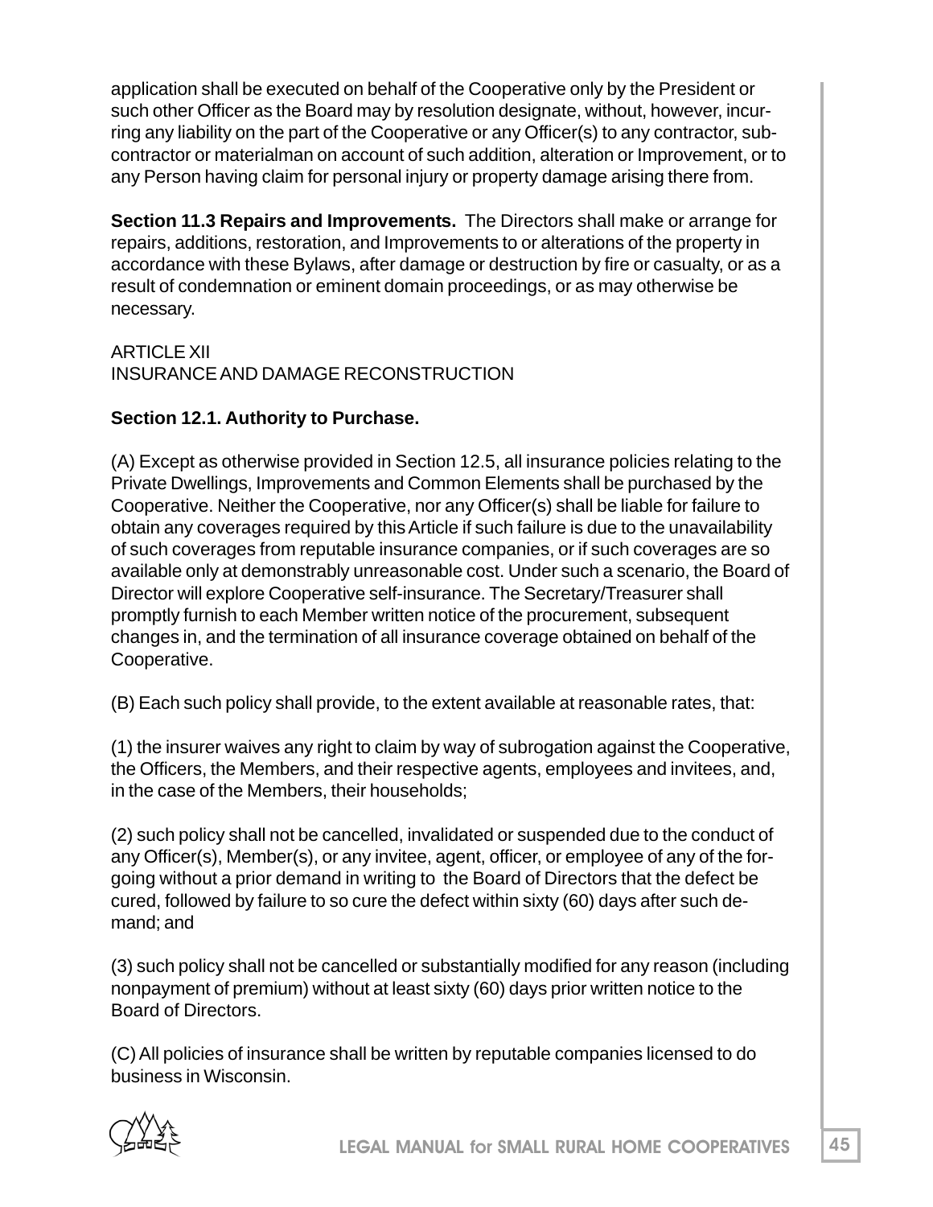application shall be executed on behalf of the Cooperative only by the President or such other Officer as the Board may by resolution designate, without, however, incurring any liability on the part of the Cooperative or any Officer(s) to any contractor, subcontractor or materialman on account of such addition, alteration or Improvement, or to any Person having claim for personal injury or property damage arising there from.

**Section 11.3 Repairs and Improvements.** The Directors shall make or arrange for repairs, additions, restoration, and Improvements to or alterations of the property in accordance with these Bylaws, after damage or destruction by fire or casualty, or as a result of condemnation or eminent domain proceedings, or as may otherwise be necessary.

ARTICLE XII
INSURANCE AND DAMAGE RECONSTRUCTION

**Section 12.1. Authority to Purchase.**

(A) Except as otherwise provided in Section 12.5, all insurance policies relating to the Private Dwellings, Improvements and Common Elements shall be purchased by the Cooperative. Neither the Cooperative, nor any Officer(s) shall be liable for failure to obtain any coverages required by this Article if such failure is due to the unavailability of such coverages from reputable insurance companies, or if such coverages are so available only at demonstrably unreasonable cost. Under such a scenario, the Board of Director will explore Cooperative self-insurance. The Secretary/Treasurer shall promptly furnish to each Member written notice of the procurement, subsequent changes in, and the termination of all insurance coverage obtained on behalf of the Cooperative.

(B) Each such policy shall provide, to the extent available at reasonable rates, that:

(1) the insurer waives any right to claim by way of subrogation against the Cooperative, the Officers, the Members, and their respective agents, employees and invitees, and, in the case of the Members, their households;

(2) such policy shall not be cancelled, invalidated or suspended due to the conduct of any Officer(s), Member(s), or any invitee, agent, officer, or employee of any of the forgoing without a prior demand in writing to the Board of Directors that the defect be cured, followed by failure to so cure the defect within sixty (60) days after such demand; and

(3) such policy shall not be cancelled or substantially modified for any reason (including nonpayment of premium) without at least sixty (60) days prior written notice to the Board of Directors.

(C) All policies of insurance shall be written by reputable companies licensed to do business in Wisconsin.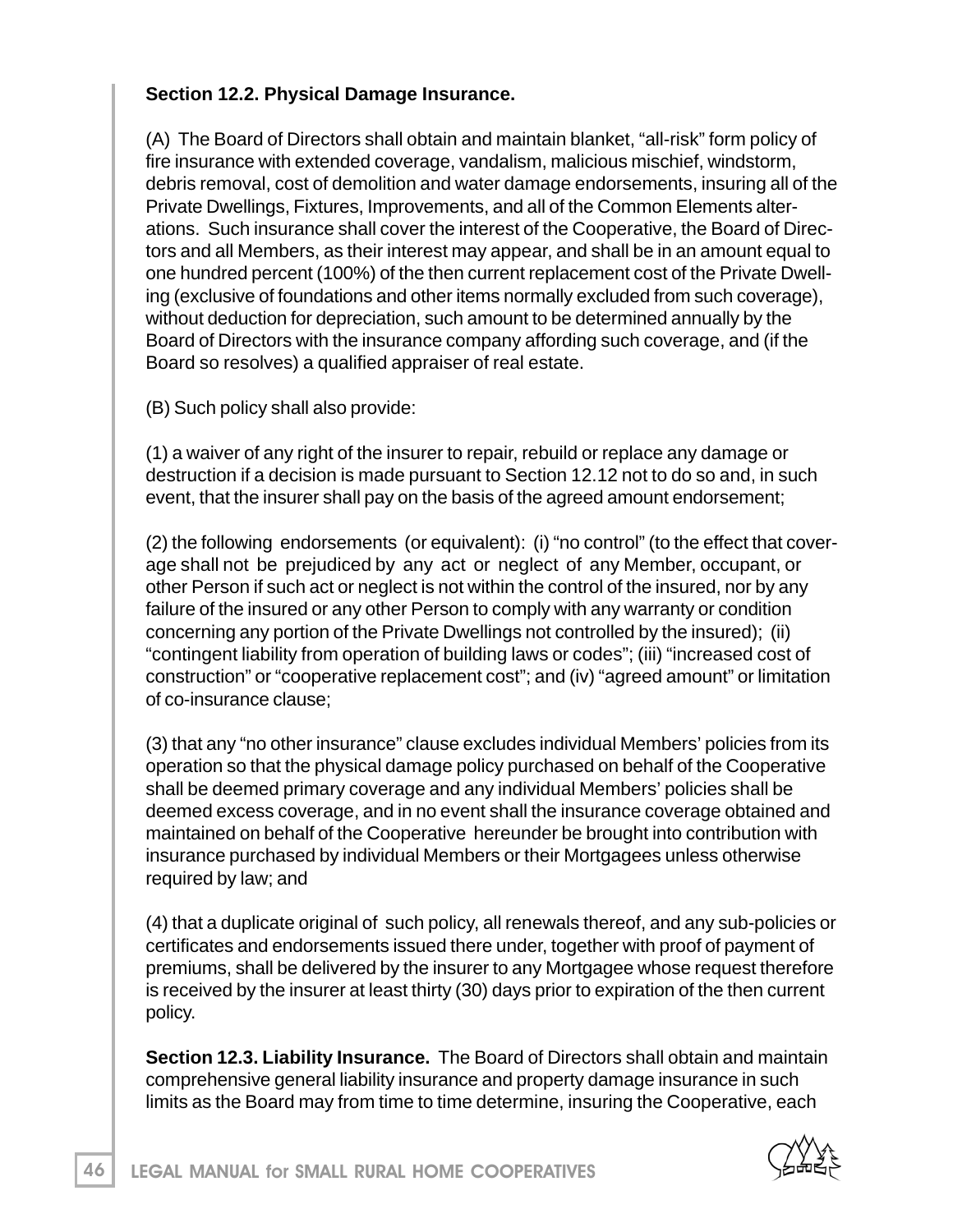**Section 12.2. Physical Damage Insurance.**

(A) The Board of Directors shall obtain and maintain blanket, "all-risk" form policy of fire insurance with extended coverage, vandalism, malicious mischief, windstorm, debris removal, cost of demolition and water damage endorsements, insuring all of the Private Dwellings, Fixtures, Improvements, and all of the Common Elements alterations. Such insurance shall cover the interest of the Cooperative, the Board of Directors and all Members, as their interest may appear, and shall be in an amount equal to one hundred percent (100%) of the then current replacement cost of the Private Dwelling (exclusive of foundations and other items normally excluded from such coverage), without deduction for depreciation, such amount to be determined annually by the Board of Directors with the insurance company affording such coverage, and (if the Board so resolves) a qualified appraiser of real estate.

(B) Such policy shall also provide:

(1) a waiver of any right of the insurer to repair, rebuild or replace any damage or destruction if a decision is made pursuant to Section 12.12 not to do so and, in such event, that the insurer shall pay on the basis of the agreed amount endorsement;

(2) the following endorsements (or equivalent): (i) "no control" (to the effect that coverage shall not be prejudiced by any act or neglect of any Member, occupant, or other Person if such act or neglect is not within the control of the insured, nor by any failure of the insured or any other Person to comply with any warranty or condition concerning any portion of the Private Dwellings not controlled by the insured); (ii) "contingent liability from operation of building laws or codes"; (iii) "increased cost of construction" or "cooperative replacement cost"; and (iv) "agreed amount" or limitation of co-insurance clause;

(3) that any "no other insurance" clause excludes individual Members' policies from its operation so that the physical damage policy purchased on behalf of the Cooperative shall be deemed primary coverage and any individual Members' policies shall be deemed excess coverage, and in no event shall the insurance coverage obtained and maintained on behalf of the Cooperative hereunder be brought into contribution with insurance purchased by individual Members or their Mortgagees unless otherwise required by law; and

(4) that a duplicate original of such policy, all renewals thereof, and any sub-policies or certificates and endorsements issued there under, together with proof of payment of premiums, shall be delivered by the insurer to any Mortgagee whose request therefore is received by the insurer at least thirty (30) days prior to expiration of the then current policy.

**Section 12.3. Liability Insurance.** The Board of Directors shall obtain and maintain comprehensive general liability insurance and property damage insurance in such limits as the Board may from time to time determine, insuring the Cooperative, each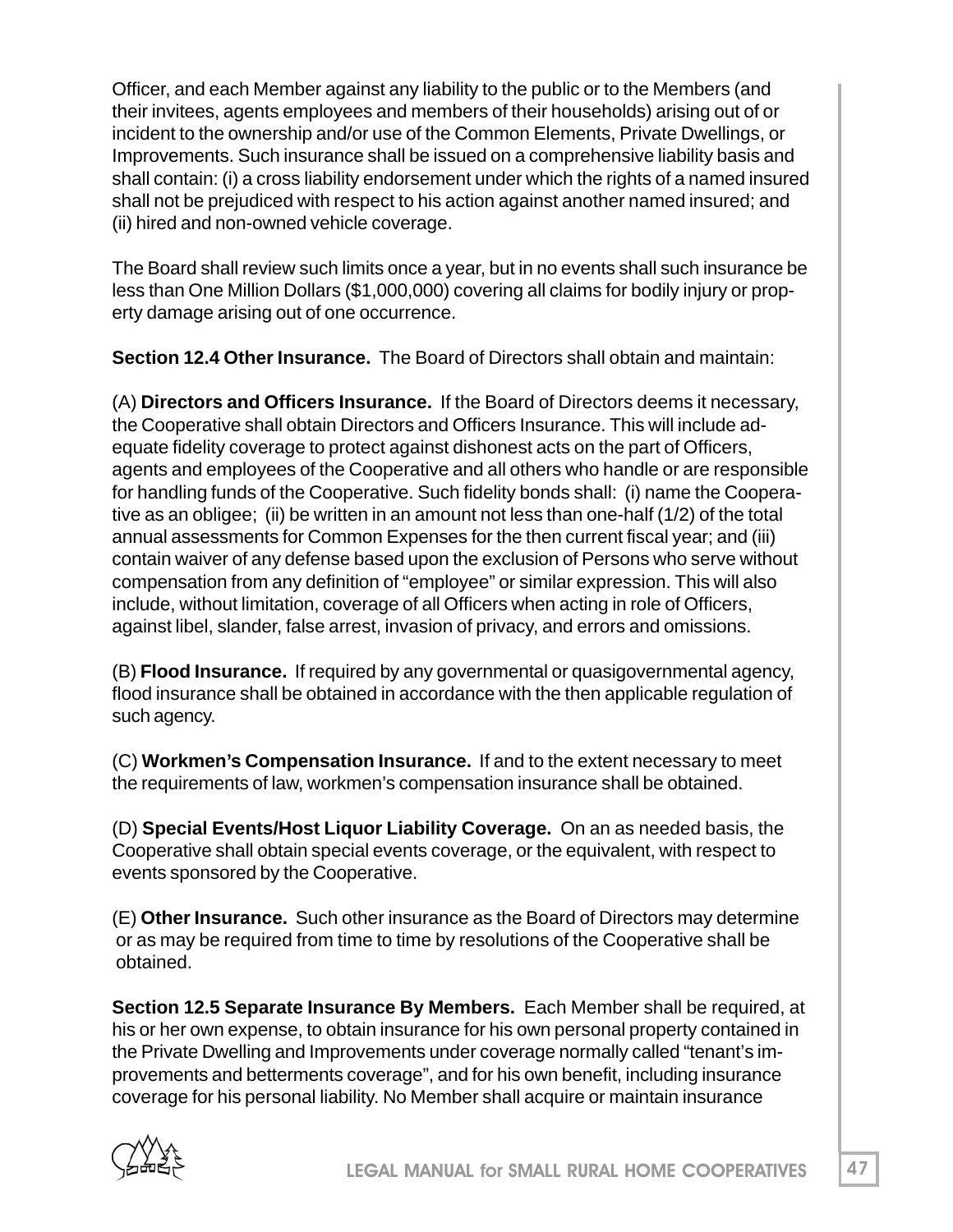Officer, and each Member against any liability to the public or to the Members (and their invitees, agents employees and members of their households) arising out of or incident to the ownership and/or use of the Common Elements, Private Dwellings, or Improvements. Such insurance shall be issued on a comprehensive liability basis and shall contain: (i) a cross liability endorsement under which the rights of a named insured shall not be prejudiced with respect to his action against another named insured; and (ii) hired and non-owned vehicle coverage.

The Board shall review such limits once a year, but in no events shall such insurance be less than One Million Dollars ($1,000,000) covering all claims for bodily injury or property damage arising out of one occurrence.

**Section 12.4 Other Insurance.** The Board of Directors shall obtain and maintain:

(A) **Directors and Officers Insurance.** If the Board of Directors deems it necessary, the Cooperative shall obtain Directors and Officers Insurance. This will include adequate fidelity coverage to protect against dishonest acts on the part of Officers, agents and employees of the Cooperative and all others who handle or are responsible for handling funds of the Cooperative. Such fidelity bonds shall: (i) name the Cooperative as an obligee; (ii) be written in an amount not less than one-half (1/2) of the total annual assessments for Common Expenses for the then current fiscal year; and (iii) contain waiver of any defense based upon the exclusion of Persons who serve without compensation from any definition of "employee" or similar expression. This will also include, without limitation, coverage of all Officers when acting in role of Officers, against libel, slander, false arrest, invasion of privacy, and errors and omissions.

(B) **Flood Insurance.** If required by any governmental or quasigovernmental agency, flood insurance shall be obtained in accordance with the then applicable regulation of such agency.

(C) **Workmen's Compensation Insurance.** If and to the extent necessary to meet the requirements of law, workmen's compensation insurance shall be obtained.

(D) **Special Events/Host Liquor Liability Coverage.** On an as needed basis, the Cooperative shall obtain special events coverage, or the equivalent, with respect to events sponsored by the Cooperative.

(E) **Other Insurance.** Such other insurance as the Board of Directors may determine or as may be required from time to time by resolutions of the Cooperative shall be obtained.

**Section 12.5 Separate Insurance By Members.** Each Member shall be required, at his or her own expense, to obtain insurance for his own personal property contained in the Private Dwelling and Improvements under coverage normally called "tenant's improvements and betterments coverage", and for his own benefit, including insurance coverage for his personal liability. No Member shall acquire or maintain insurance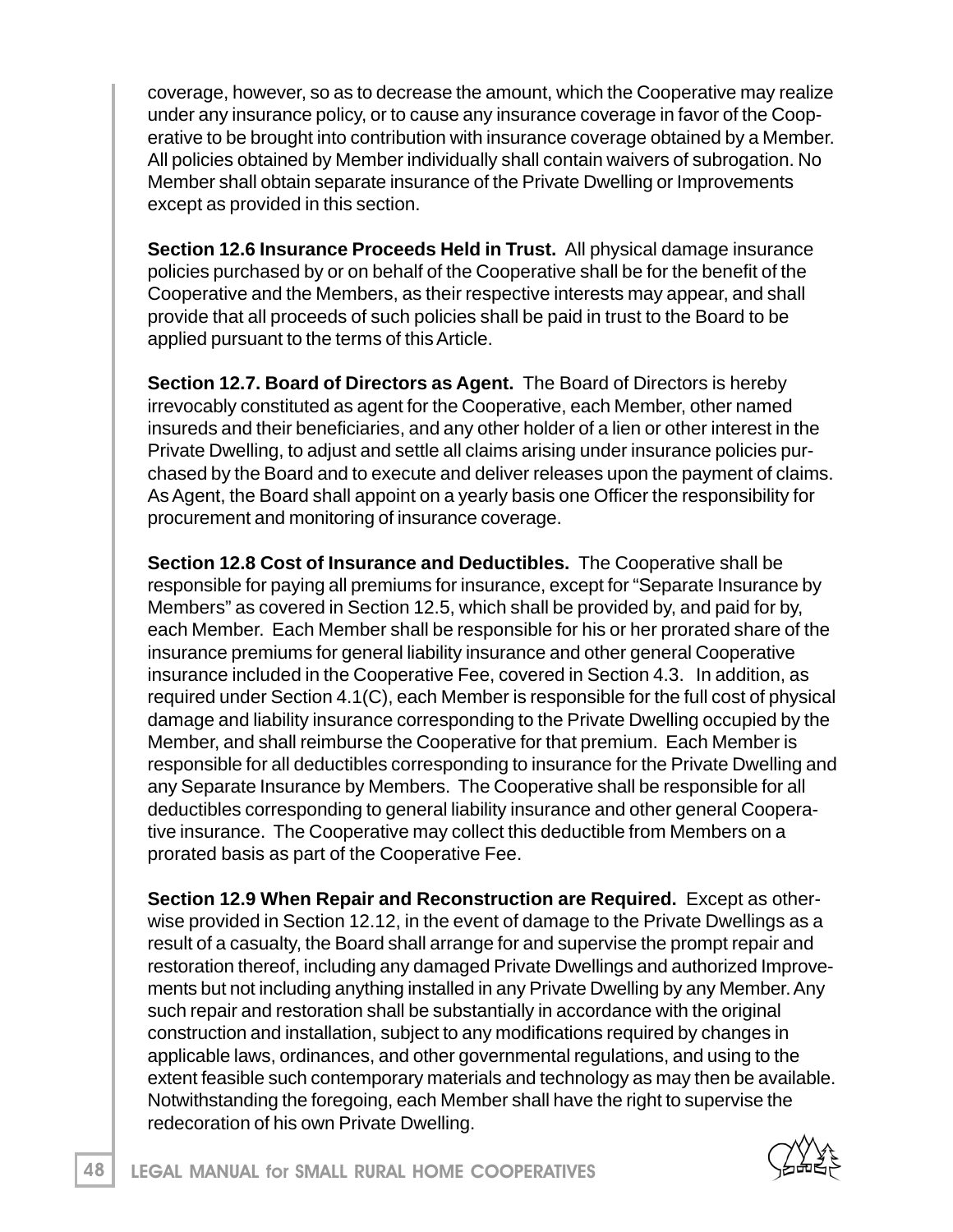coverage, however, so as to decrease the amount, which the Cooperative may realize under any insurance policy, or to cause any insurance coverage in favor of the Cooperative to be brought into contribution with insurance coverage obtained by a Member. All policies obtained by Member individually shall contain waivers of subrogation. No Member shall obtain separate insurance of the Private Dwelling or Improvements except as provided in this section.

**Section 12.6 Insurance Proceeds Held in Trust.** All physical damage insurance policies purchased by or on behalf of the Cooperative shall be for the benefit of the Cooperative and the Members, as their respective interests may appear, and shall provide that all proceeds of such policies shall be paid in trust to the Board to be applied pursuant to the terms of this Article.

**Section 12.7. Board of Directors as Agent.** The Board of Directors is hereby irrevocably constituted as agent for the Cooperative, each Member, other named insureds and their beneficiaries, and any other holder of a lien or other interest in the Private Dwelling, to adjust and settle all claims arising under insurance policies purchased by the Board and to execute and deliver releases upon the payment of claims. As Agent, the Board shall appoint on a yearly basis one Officer the responsibility for procurement and monitoring of insurance coverage.

**Section 12.8 Cost of Insurance and Deductibles.** The Cooperative shall be responsible for paying all premiums for insurance, except for "Separate Insurance by Members" as covered in Section 12.5, which shall be provided by, and paid for by, each Member. Each Member shall be responsible for his or her prorated share of the insurance premiums for general liability insurance and other general Cooperative insurance included in the Cooperative Fee, covered in Section 4.3. In addition, as required under Section 4.1(C), each Member is responsible for the full cost of physical damage and liability insurance corresponding to the Private Dwelling occupied by the Member, and shall reimburse the Cooperative for that premium. Each Member is responsible for all deductibles corresponding to insurance for the Private Dwelling and any Separate Insurance by Members. The Cooperative shall be responsible for all deductibles corresponding to general liability insurance and other general Cooperative insurance. The Cooperative may collect this deductible from Members on a prorated basis as part of the Cooperative Fee.

**Section 12.9 When Repair and Reconstruction are Required.** Except as otherwise provided in Section 12.12, in the event of damage to the Private Dwellings as a result of a casualty, the Board shall arrange for and supervise the prompt repair and restoration thereof, including any damaged Private Dwellings and authorized Improvements but not including anything installed in any Private Dwelling by any Member. Any such repair and restoration shall be substantially in accordance with the original construction and installation, subject to any modifications required by changes in applicable laws, ordinances, and other governmental regulations, and using to the extent feasible such contemporary materials and technology as may then be available. Notwithstanding the foregoing, each Member shall have the right to supervise the redecoration of his own Private Dwelling.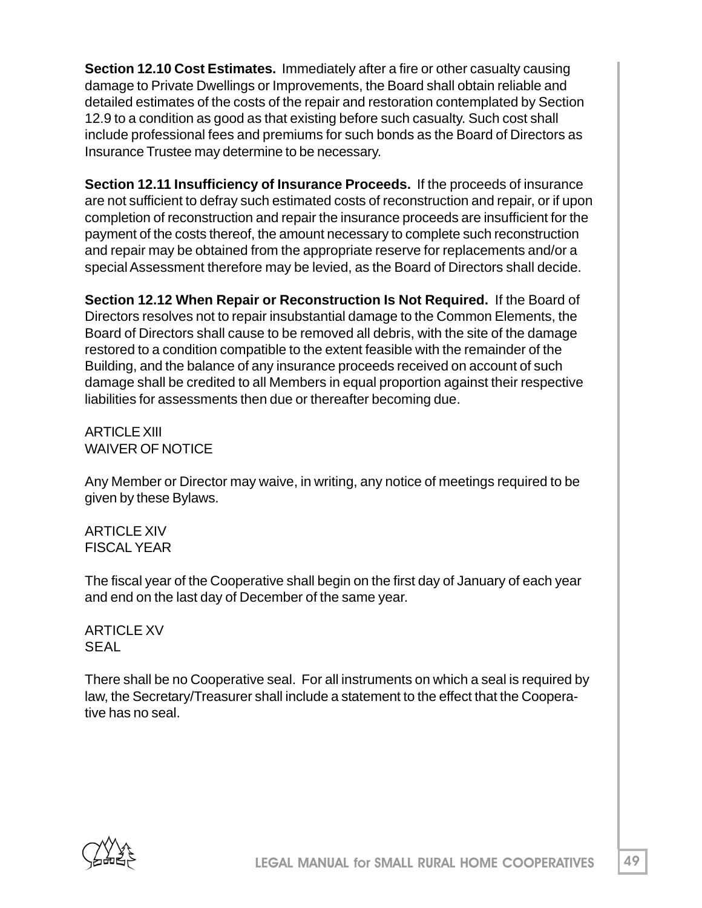**Section 12.10 Cost Estimates.** Immediately after a fire or other casualty causing damage to Private Dwellings or Improvements, the Board shall obtain reliable and detailed estimates of the costs of the repair and restoration contemplated by Section 12.9 to a condition as good as that existing before such casualty. Such cost shall include professional fees and premiums for such bonds as the Board of Directors as Insurance Trustee may determine to be necessary.

**Section 12.11 Insufficiency of Insurance Proceeds.** If the proceeds of insurance are not sufficient to defray such estimated costs of reconstruction and repair, or if upon completion of reconstruction and repair the insurance proceeds are insufficient for the payment of the costs thereof, the amount necessary to complete such reconstruction and repair may be obtained from the appropriate reserve for replacements and/or a special Assessment therefore may be levied, as the Board of Directors shall decide.

**Section 12.12 When Repair or Reconstruction Is Not Required.** If the Board of Directors resolves not to repair insubstantial damage to the Common Elements, the Board of Directors shall cause to be removed all debris, with the site of the damage restored to a condition compatible to the extent feasible with the remainder of the Building, and the balance of any insurance proceeds received on account of such damage shall be credited to all Members in equal proportion against their respective liabilities for assessments then due or thereafter becoming due.

ARTICLE XIII
WAIVER OF NOTICE

Any Member or Director may waive, in writing, any notice of meetings required to be given by these Bylaws.

ARTICLE XIV
FISCAL YEAR

The fiscal year of the Cooperative shall begin on the first day of January of each year and end on the last day of December of the same year.

ARTICLE XV
SEAL

There shall be no Cooperative seal. For all instruments on which a seal is required by law, the Secretary/Treasurer shall include a statement to the effect that the Cooperative has no seal.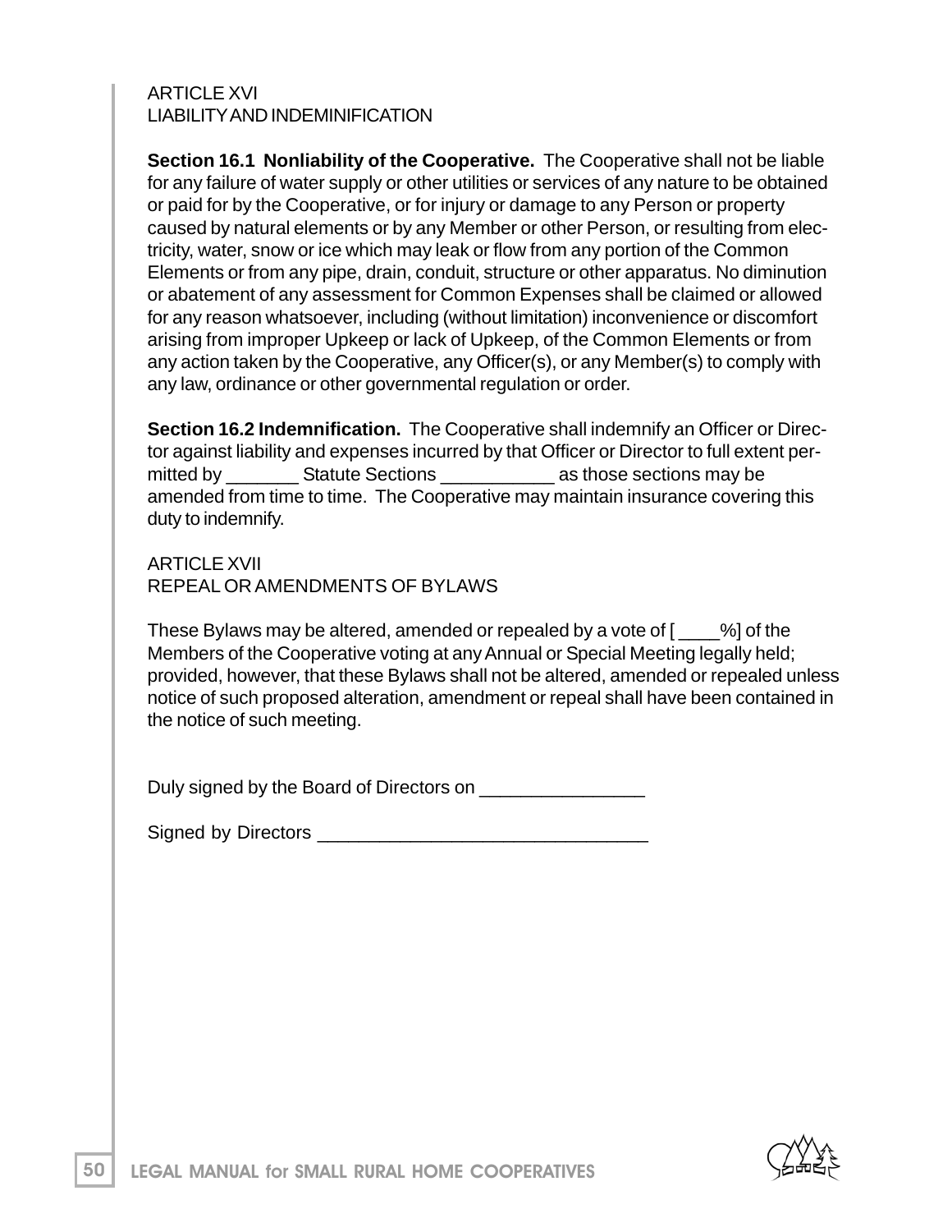ARTICLE XVI
LIABILITY AND INDEMINIFICATION

**Section 16.1 Nonliability of the Cooperative.** The Cooperative shall not be liable for any failure of water supply or other utilities or services of any nature to be obtained or paid for by the Cooperative, or for injury or damage to any Person or property caused by natural elements or by any Member or other Person, or resulting from electricity, water, snow or ice which may leak or flow from any portion of the Common Elements or from any pipe, drain, conduit, structure or other apparatus. No diminution or abatement of any assessment for Common Expenses shall be claimed or allowed for any reason whatsoever, including (without limitation) inconvenience or discomfort arising from improper Upkeep or lack of Upkeep, of the Common Elements or from any action taken by the Cooperative, any Officer(s), or any Member(s) to comply with any law, ordinance or other governmental regulation or order.

**Section 16.2 Indemnification.** The Cooperative shall indemnify an Officer or Director against liability and expenses incurred by that Officer or Director to full extent permitted by _______ Statute Sections ___________ as those sections may be amended from time to time. The Cooperative may maintain insurance covering this duty to indemnify.

ARTICLE XVII
REPEAL OR AMENDMENTS OF BYLAWS

These Bylaws may be altered, amended or repealed by a vote of [ ____%] of the Members of the Cooperative voting at any Annual or Special Meeting legally held; provided, however, that these Bylaws shall not be altered, amended or repealed unless notice of such proposed alteration, amendment or repeal shall have been contained in the notice of such meeting.

Duly signed by the Board of Directors on ________________

Signed by Directors ________________________________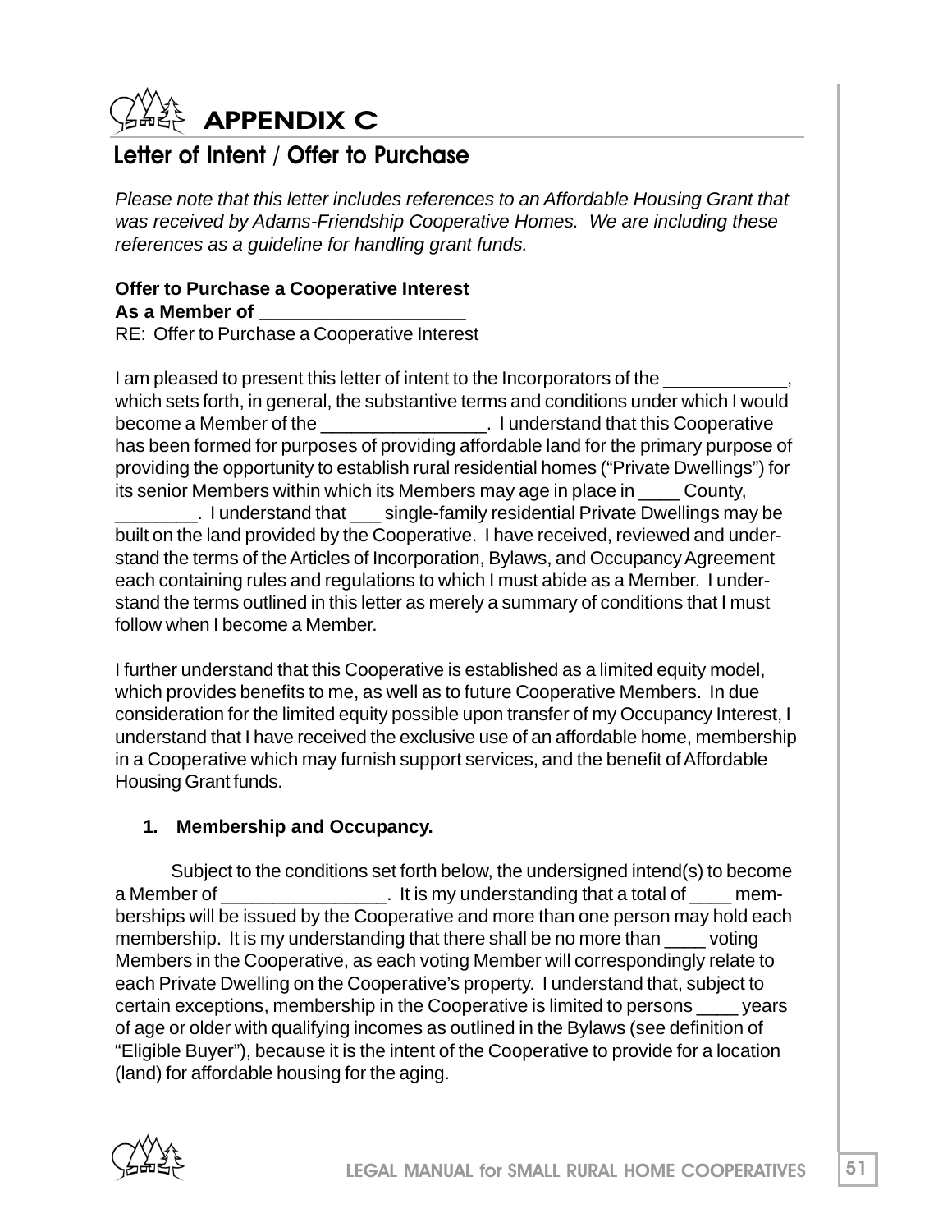# APPENDIX C

## Letter of Intent / Offer to Purchase

*Please note that this letter includes references to an Affordable Housing Grant that was received by Adams-Friendship Cooperative Homes. We are including these references as a guideline for handling grant funds.*

**Offer to Purchase a Cooperative Interest**
**As a Member of ___________________**
RE: Offer to Purchase a Cooperative Interest

I am pleased to present this letter of intent to the Incorporators of the ____________, which sets forth, in general, the substantive terms and conditions under which I would become a Member of the ________________. I understand that this Cooperative has been formed for purposes of providing affordable land for the primary purpose of providing the opportunity to establish rural residential homes ("Private Dwellings") for its senior Members within which its Members may age in place in ____ County, ________. I understand that ___ single-family residential Private Dwellings may be built on the land provided by the Cooperative. I have received, reviewed and understand the terms of the Articles of Incorporation, Bylaws, and Occupancy Agreement each containing rules and regulations to which I must abide as a Member. I understand the terms outlined in this letter as merely a summary of conditions that I must follow when I become a Member.

I further understand that this Cooperative is established as a limited equity model, which provides benefits to me, as well as to future Cooperative Members. In due consideration for the limited equity possible upon transfer of my Occupancy Interest, I understand that I have received the exclusive use of an affordable home, membership in a Cooperative which may furnish support services, and the benefit of Affordable Housing Grant funds.

1. **Membership and Occupancy.**

Subject to the conditions set forth below, the undersigned intend(s) to become a Member of ________________. It is my understanding that a total of ____ memberships will be issued by the Cooperative and more than one person may hold each membership. It is my understanding that there shall be no more than ____ voting Members in the Cooperative, as each voting Member will correspondingly relate to each Private Dwelling on the Cooperative's property. I understand that, subject to certain exceptions, membership in the Cooperative is limited to persons ____ years of age or older with qualifying incomes as outlined in the Bylaws (see definition of "Eligible Buyer"), because it is the intent of the Cooperative to provide for a location (land) for affordable housing for the aging.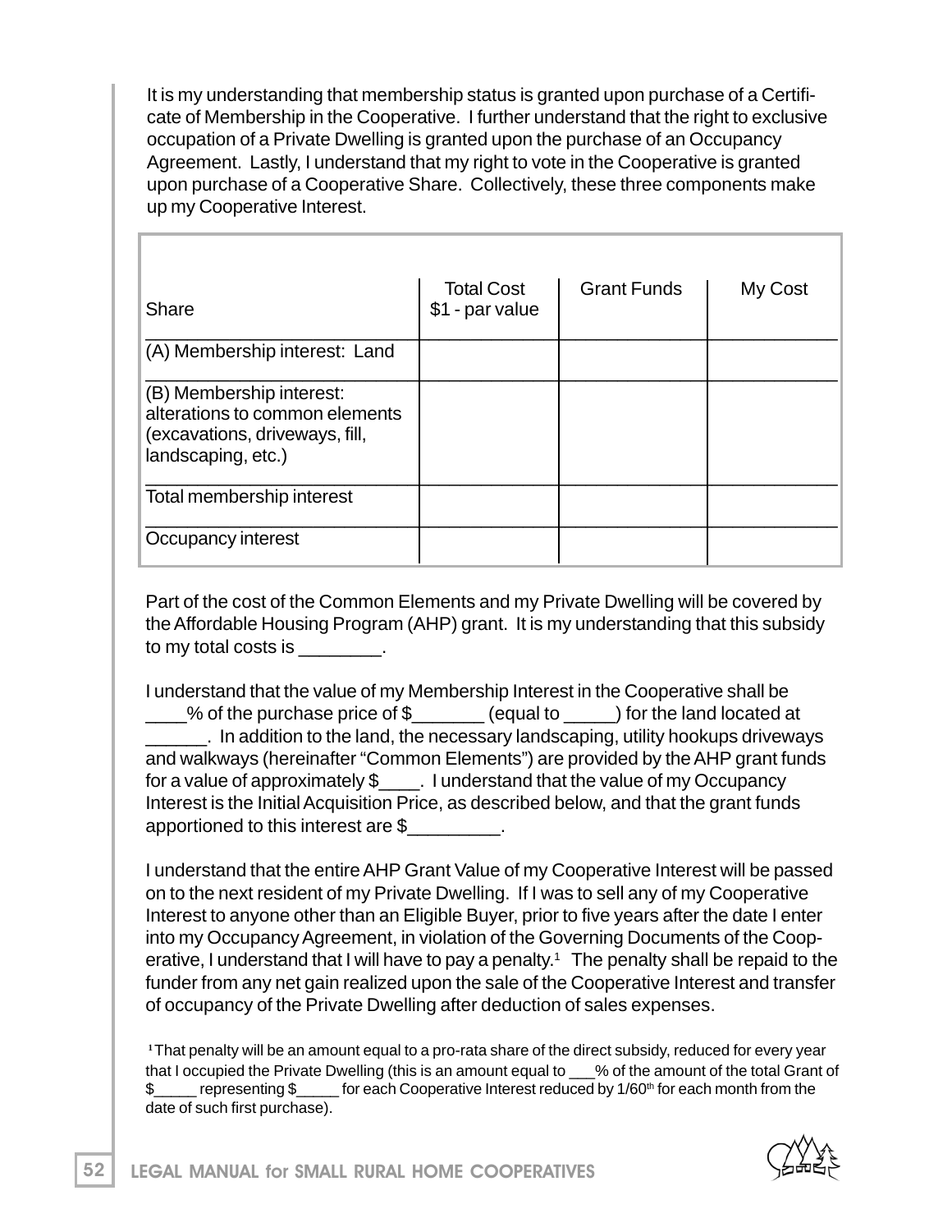It is my understanding that membership status is granted upon purchase of a Certificate of Membership in the Cooperative. I further understand that the right to exclusive occupation of a Private Dwelling is granted upon the purchase of an Occupancy Agreement. Lastly, I understand that my right to vote in the Cooperative is granted upon purchase of a Cooperative Share. Collectively, these three components make up my Cooperative Interest.

| Share | Total Cost $1 - par value | Grant Funds | My Cost |
|---|---|---|---|
| (A) Membership interest: Land | | | |
| (B) Membership interest: alterations to common elements (excavations, driveways, fill, landscaping, etc.) | | | |
| Total membership interest | | | |
| Occupancy interest | | | |

Part of the cost of the Common Elements and my Private Dwelling will be covered by the Affordable Housing Program (AHP) grant. It is my understanding that this subsidy to my total costs is ________.

I understand that the value of my Membership Interest in the Cooperative shall be ____% of the purchase price of $_______ (equal to _____) for the land located at ______. In addition to the land, the necessary landscaping, utility hookups driveways and walkways (hereinafter "Common Elements") are provided by the AHP grant funds for a value of approximately $____. I understand that the value of my Occupancy Interest is the Initial Acquisition Price, as described below, and that the grant funds apportioned to this interest are $_________.

I understand that the entire AHP Grant Value of my Cooperative Interest will be passed on to the next resident of my Private Dwelling. If I was to sell any of my Cooperative Interest to anyone other than an Eligible Buyer, prior to five years after the date I enter into my Occupancy Agreement, in violation of the Governing Documents of the Cooperative, I understand that I will have to pay a penalty.[1] The penalty shall be repaid to the funder from any net gain realized upon the sale of the Cooperative Interest and transfer of occupancy of the Private Dwelling after deduction of sales expenses.

[1] That penalty will be an amount equal to a pro-rata share of the direct subsidy, reduced for every year that I occupied the Private Dwelling (this is an amount equal to ___% of the amount of the total Grant of $_____ representing $_____ for each Cooperative Interest reduced by 1/60th for each month from the date of such first purchase).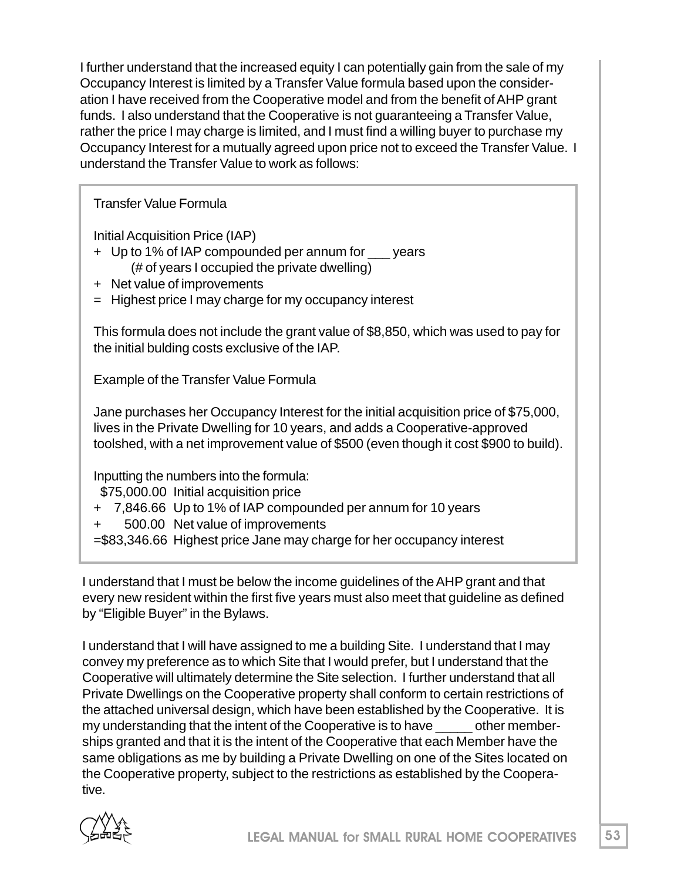I further understand that the increased equity I can potentially gain from the sale of my Occupancy Interest is limited by a Transfer Value formula based upon the consideration I have received from the Cooperative model and from the benefit of AHP grant funds. I also understand that the Cooperative is not guaranteeing a Transfer Value, rather the price I may charge is limited, and I must find a willing buyer to purchase my Occupancy Interest for a mutually agreed upon price not to exceed the Transfer Value. I understand the Transfer Value to work as follows:

Transfer Value Formula

Initial Acquisition Price (IAP)
+ Up to 1% of IAP compounded per annum for ___ years
  (# of years I occupied the private dwelling)
+ Net value of improvements
= Highest price I may charge for my occupancy interest

This formula does not include the grant value of $8,850, which was used to pay for the initial bulding costs exclusive of the IAP.

Example of the Transfer Value Formula

Jane purchases her Occupancy Interest for the initial acquisition price of $75,000, lives in the Private Dwelling for 10 years, and adds a Cooperative-approved toolshed, with a net improvement value of $500 (even though it cost $900 to build).

Inputting the numbers into the formula:

| | |
|---|---|
| $75,000.00 | Initial acquisition price |
| + 7,846.66 | Up to 1% of IAP compounded per annum for 10 years |
| + 500.00 | Net value of improvements |
| =$83,346.66 | Highest price Jane may charge for her occupancy interest |

I understand that I must be below the income guidelines of the AHP grant and that every new resident within the first five years must also meet that guideline as defined by "Eligible Buyer" in the Bylaws.

I understand that I will have assigned to me a building Site. I understand that I may convey my preference as to which Site that I would prefer, but I understand that the Cooperative will ultimately determine the Site selection. I further understand that all Private Dwellings on the Cooperative property shall conform to certain restrictions of the attached universal design, which have been established by the Cooperative. It is my understanding that the intent of the Cooperative is to have _____ other memberships granted and that it is the intent of the Cooperative that each Member have the same obligations as me by building a Private Dwelling on one of the Sites located on the Cooperative property, subject to the restrictions as established by the Cooperative.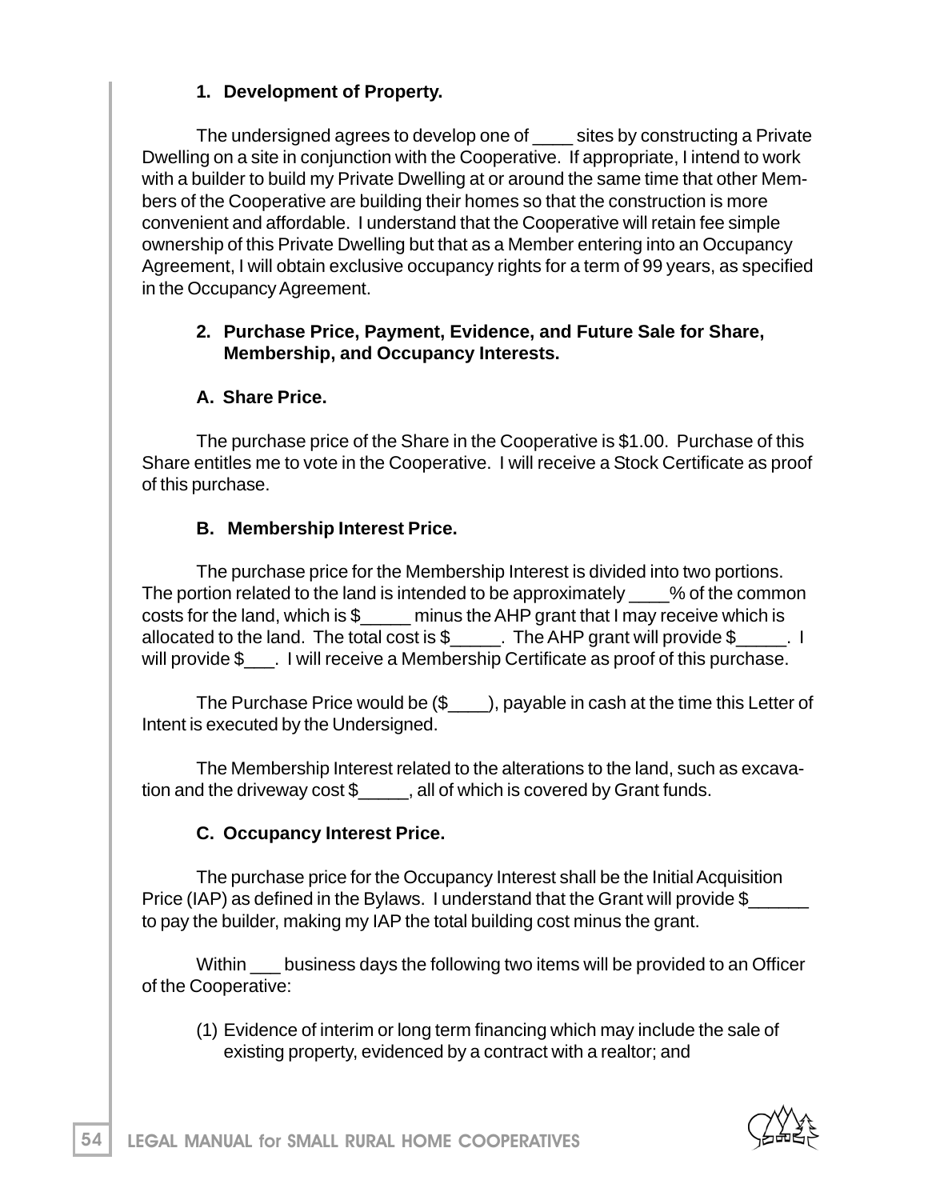**1. Development of Property.**

The undersigned agrees to develop one of ____ sites by constructing a Private Dwelling on a site in conjunction with the Cooperative. If appropriate, I intend to work with a builder to build my Private Dwelling at or around the same time that other Members of the Cooperative are building their homes so that the construction is more convenient and affordable. I understand that the Cooperative will retain fee simple ownership of this Private Dwelling but that as a Member entering into an Occupancy Agreement, I will obtain exclusive occupancy rights for a term of 99 years, as specified in the Occupancy Agreement.

**2. Purchase Price, Payment, Evidence, and Future Sale for Share, Membership, and Occupancy Interests.**

**A. Share Price.**

The purchase price of the Share in the Cooperative is $1.00. Purchase of this Share entitles me to vote in the Cooperative. I will receive a Stock Certificate as proof of this purchase.

**B. Membership Interest Price.**

The purchase price for the Membership Interest is divided into two portions. The portion related to the land is intended to be approximately ____% of the common costs for the land, which is $_____ minus the AHP grant that I may receive which is allocated to the land. The total cost is $_____. The AHP grant will provide $_____. I will provide $___. I will receive a Membership Certificate as proof of this purchase.

The Purchase Price would be ($____), payable in cash at the time this Letter of Intent is executed by the Undersigned.

The Membership Interest related to the alterations to the land, such as excavation and the driveway cost $_____, all of which is covered by Grant funds.

**C. Occupancy Interest Price.**

The purchase price for the Occupancy Interest shall be the Initial Acquisition Price (IAP) as defined in the Bylaws. I understand that the Grant will provide $______ to pay the builder, making my IAP the total building cost minus the grant.

Within ___ business days the following two items will be provided to an Officer of the Cooperative:

(1) Evidence of interim or long term financing which may include the sale of existing property, evidenced by a contract with a realtor; and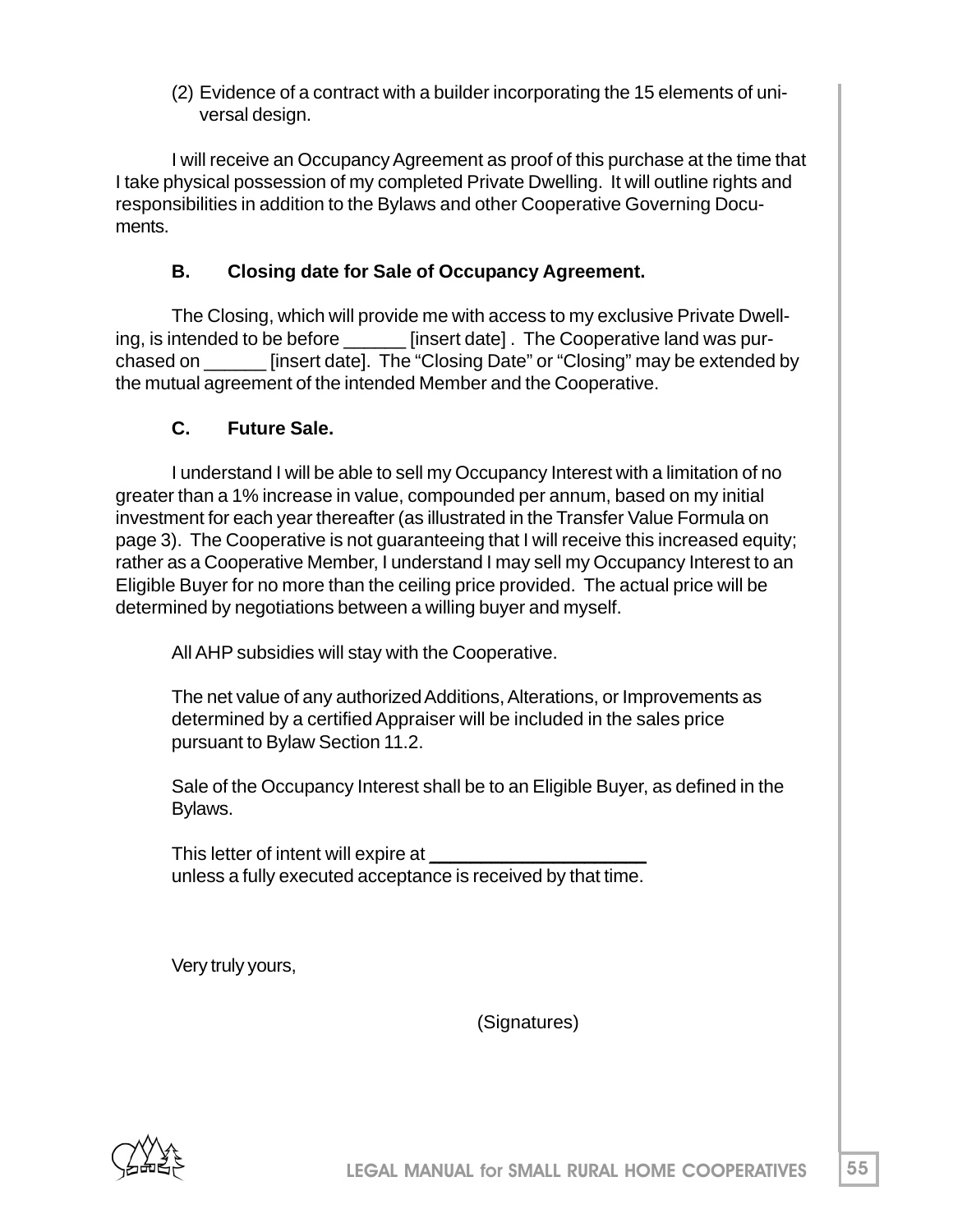(2) Evidence of a contract with a builder incorporating the 15 elements of universal design.

I will receive an Occupancy Agreement as proof of this purchase at the time that I take physical possession of my completed Private Dwelling. It will outline rights and responsibilities in addition to the Bylaws and other Cooperative Governing Documents.

**B. Closing date for Sale of Occupancy Agreement.**

The Closing, which will provide me with access to my exclusive Private Dwelling, is intended to be before ______ [insert date] . The Cooperative land was purchased on ______ [insert date]. The "Closing Date" or "Closing" may be extended by the mutual agreement of the intended Member and the Cooperative.

**C. Future Sale.**

I understand I will be able to sell my Occupancy Interest with a limitation of no greater than a 1% increase in value, compounded per annum, based on my initial investment for each year thereafter (as illustrated in the Transfer Value Formula on page 3). The Cooperative is not guaranteeing that I will receive this increased equity; rather as a Cooperative Member, I understand I may sell my Occupancy Interest to an Eligible Buyer for no more than the ceiling price provided. The actual price will be determined by negotiations between a willing buyer and myself.

All AHP subsidies will stay with the Cooperative.

The net value of any authorized Additions, Alterations, or Improvements as determined by a certified Appraiser will be included in the sales price pursuant to Bylaw Section 11.2.

Sale of the Occupancy Interest shall be to an Eligible Buyer, as defined in the Bylaws.

This letter of intent will expire at ______________________
unless a fully executed acceptance is received by that time.

Very truly yours,

(Signatures)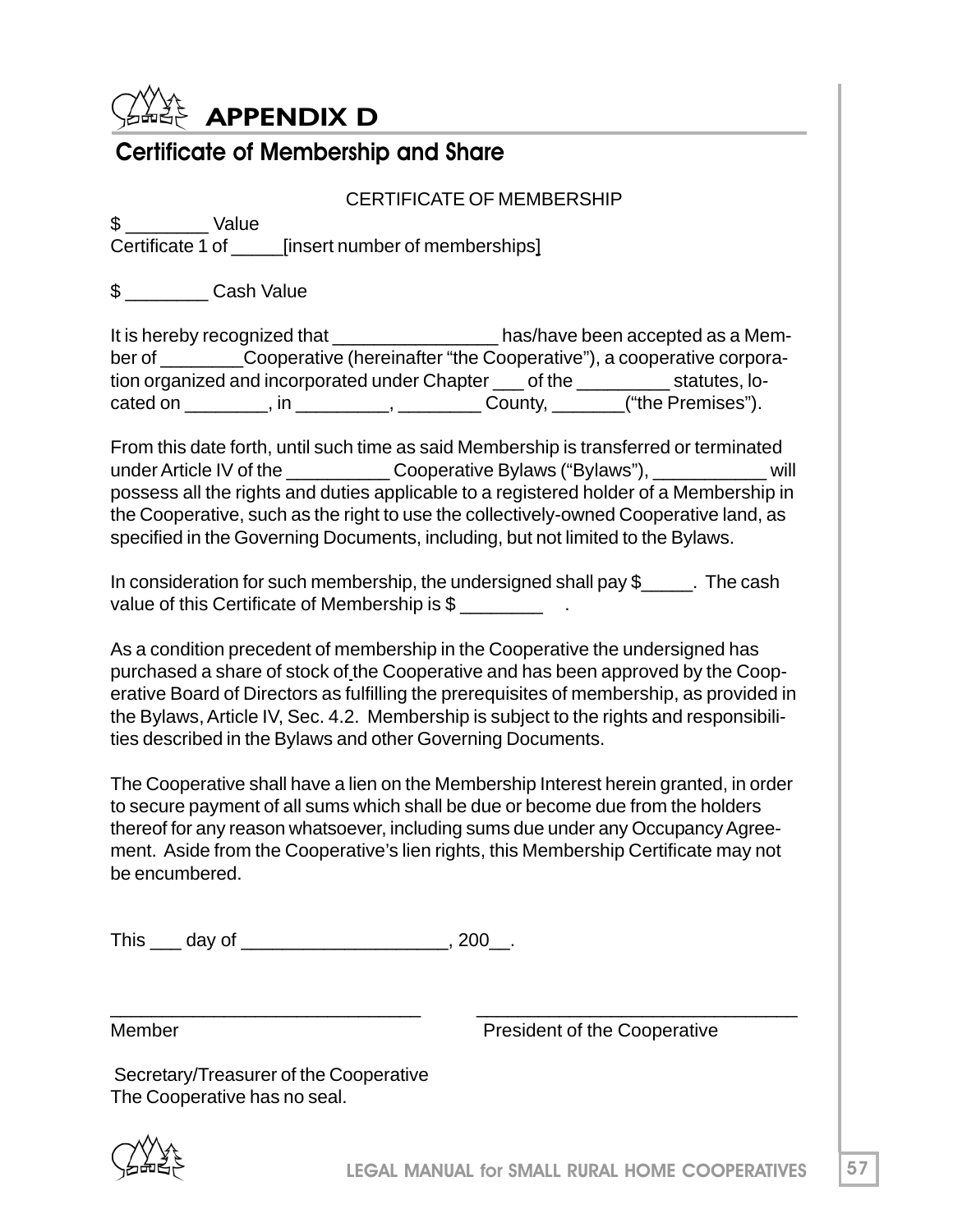# APPENDIX D

## Certificate of Membership and Share

CERTIFICATE OF MEMBERSHIP

$ ________ Value
Certificate 1 of _____[insert number of memberships]

$ ________ Cash Value

It is hereby recognized that ________________ has/have been accepted as a Member of ________Cooperative (hereinafter "the Cooperative"), a cooperative corporation organized and incorporated under Chapter ___ of the _________ statutes, located on ________, in _________, ________ County, _______("the Premises").

From this date forth, until such time as said Membership is transferred or terminated under Article IV of the __________ Cooperative Bylaws ("Bylaws"), ___________ will possess all the rights and duties applicable to a registered holder of a Membership in the Cooperative, such as the right to use the collectively-owned Cooperative land, as specified in the Governing Documents, including, but not limited to the Bylaws.

In consideration for such membership, the undersigned shall pay $_____. The cash value of this Certificate of Membership is $ ________ .

As a condition precedent of membership in the Cooperative the undersigned has purchased a share of stock of the Cooperative and has been approved by the Cooperative Board of Directors as fulfilling the prerequisites of membership, as provided in the Bylaws, Article IV, Sec. 4.2. Membership is subject to the rights and responsibilities described in the Bylaws and other Governing Documents.

The Cooperative shall have a lien on the Membership Interest herein granted, in order to secure payment of all sums which shall be due or become due from the holders thereof for any reason whatsoever, including sums due under any Occupancy Agreement. Aside from the Cooperative's lien rights, this Membership Certificate may not be encumbered.

This ___ day of ____________________, 200__.

______________________________ ______________________________
Member President of the Cooperative

Secretary/Treasurer of the Cooperative
The Cooperative has no seal.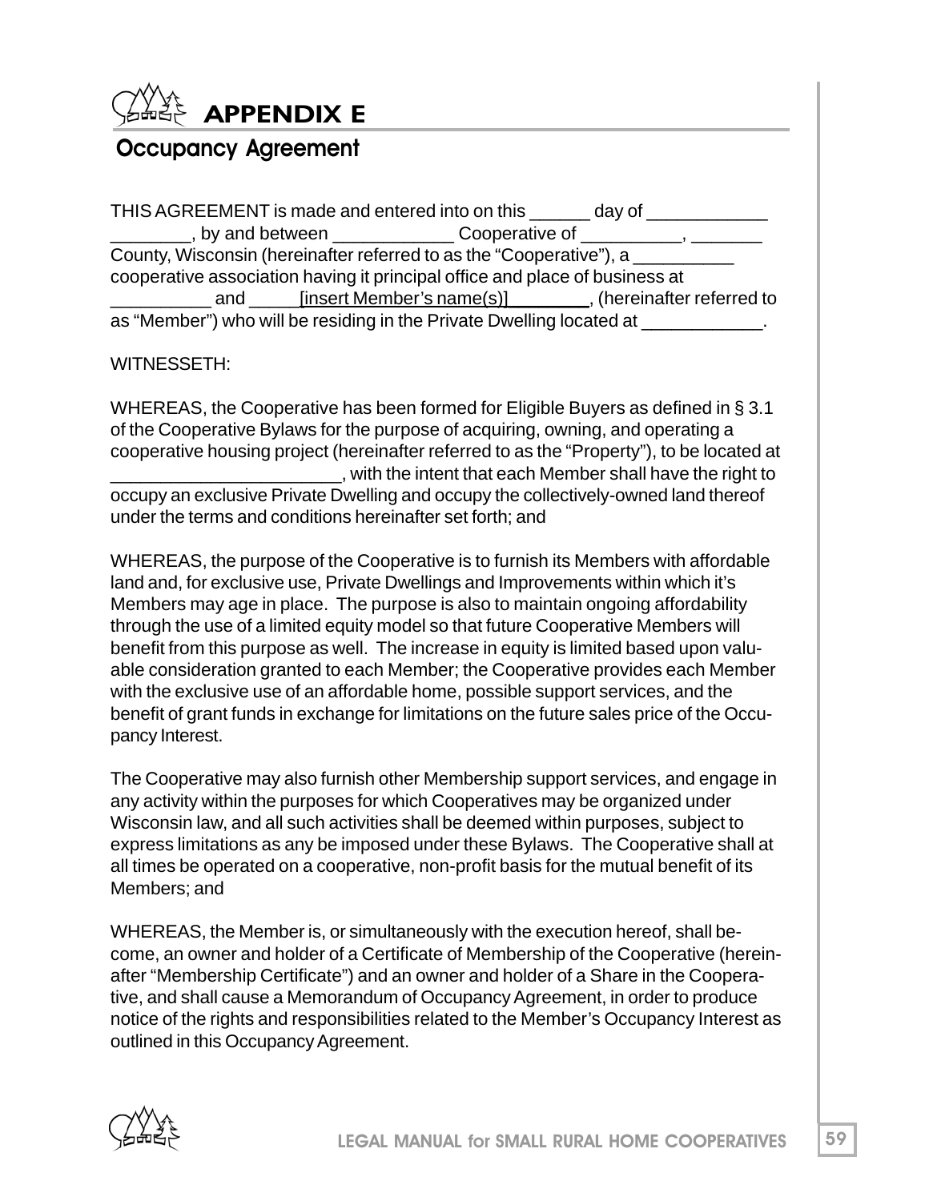# APPENDIX E

## Occupancy Agreement

THIS AGREEMENT is made and entered into on this ______ day of ____________ ________, by and between ____________ Cooperative of __________, _______ County, Wisconsin (hereinafter referred to as the "Cooperative"), a __________ cooperative association having it principal office and place of business at __________ and _____[insert Member's name(s)]________, (hereinafter referred to as "Member") who will be residing in the Private Dwelling located at ____________.

WITNESSETH:

WHEREAS, the Cooperative has been formed for Eligible Buyers as defined in § 3.1 of the Cooperative Bylaws for the purpose of acquiring, owning, and operating a cooperative housing project (hereinafter referred to as the "Property"), to be located at _______________________, with the intent that each Member shall have the right to occupy an exclusive Private Dwelling and occupy the collectively-owned land thereof under the terms and conditions hereinafter set forth; and

WHEREAS, the purpose of the Cooperative is to furnish its Members with affordable land and, for exclusive use, Private Dwellings and Improvements within which it's Members may age in place. The purpose is also to maintain ongoing affordability through the use of a limited equity model so that future Cooperative Members will benefit from this purpose as well. The increase in equity is limited based upon valuable consideration granted to each Member; the Cooperative provides each Member with the exclusive use of an affordable home, possible support services, and the benefit of grant funds in exchange for limitations on the future sales price of the Occupancy Interest.

The Cooperative may also furnish other Membership support services, and engage in any activity within the purposes for which Cooperatives may be organized under Wisconsin law, and all such activities shall be deemed within purposes, subject to express limitations as any be imposed under these Bylaws. The Cooperative shall at all times be operated on a cooperative, non-profit basis for the mutual benefit of its Members; and

WHEREAS, the Member is, or simultaneously with the execution hereof, shall become, an owner and holder of a Certificate of Membership of the Cooperative (hereinafter "Membership Certificate") and an owner and holder of a Share in the Cooperative, and shall cause a Memorandum of Occupancy Agreement, in order to produce notice of the rights and responsibilities related to the Member's Occupancy Interest as outlined in this Occupancy Agreement.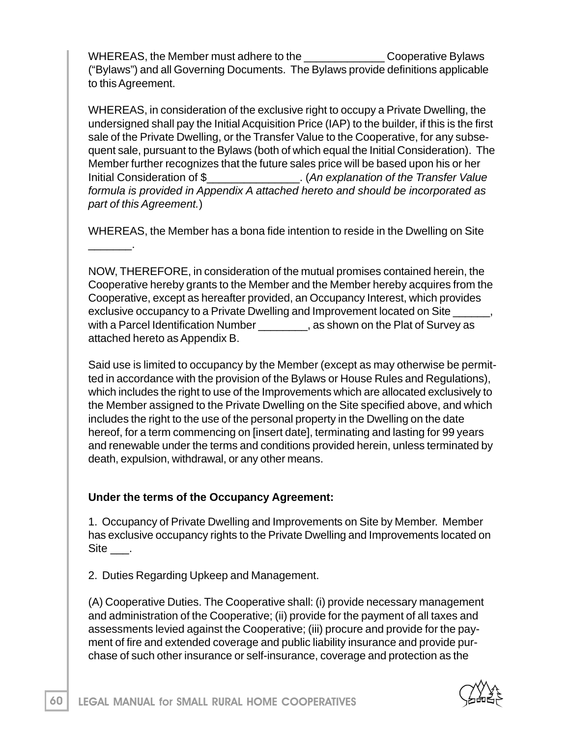WHEREAS, the Member must adhere to the _____________ Cooperative Bylaws ("Bylaws") and all Governing Documents. The Bylaws provide definitions applicable to this Agreement.

WHEREAS, in consideration of the exclusive right to occupy a Private Dwelling, the undersigned shall pay the Initial Acquisition Price (IAP) to the builder, if this is the first sale of the Private Dwelling, or the Transfer Value to the Cooperative, for any subsequent sale, pursuant to the Bylaws (both of which equal the Initial Consideration). The Member further recognizes that the future sales price will be based upon his or her Initial Consideration of $_______________. (*An explanation of the Transfer Value formula is provided in Appendix A attached hereto and should be incorporated as part of this Agreement.*)

WHEREAS, the Member has a bona fide intention to reside in the Dwelling on Site _______.

NOW, THEREFORE, in consideration of the mutual promises contained herein, the Cooperative hereby grants to the Member and the Member hereby acquires from the Cooperative, except as hereafter provided, an Occupancy Interest, which provides exclusive occupancy to a Private Dwelling and Improvement located on Site ______, with a Parcel Identification Number ________, as shown on the Plat of Survey as attached hereto as Appendix B.

Said use is limited to occupancy by the Member (except as may otherwise be permitted in accordance with the provision of the Bylaws or House Rules and Regulations), which includes the right to use of the Improvements which are allocated exclusively to the Member assigned to the Private Dwelling on the Site specified above, and which includes the right to the use of the personal property in the Dwelling on the date hereof, for a term commencing on [insert date], terminating and lasting for 99 years and renewable under the terms and conditions provided herein, unless terminated by death, expulsion, withdrawal, or any other means.

**Under the terms of the Occupancy Agreement:**

1. Occupancy of Private Dwelling and Improvements on Site by Member. Member has exclusive occupancy rights to the Private Dwelling and Improvements located on Site ___.

2. Duties Regarding Upkeep and Management.

(A) Cooperative Duties. The Cooperative shall: (i) provide necessary management and administration of the Cooperative; (ii) provide for the payment of all taxes and assessments levied against the Cooperative; (iii) procure and provide for the payment of fire and extended coverage and public liability insurance and provide purchase of such other insurance or self-insurance, coverage and protection as the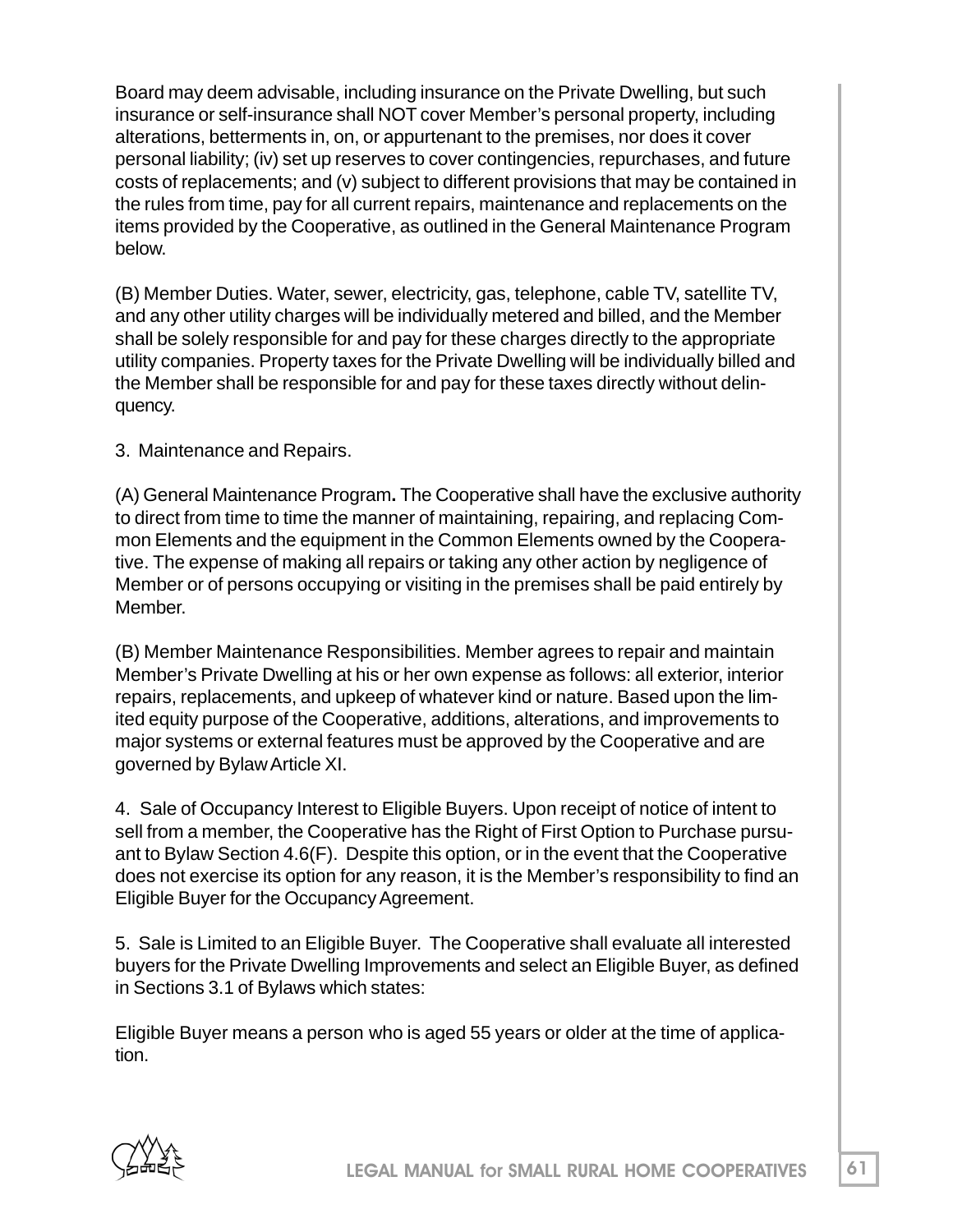Board may deem advisable, including insurance on the Private Dwelling, but such insurance or self-insurance shall NOT cover Member's personal property, including alterations, betterments in, on, or appurtenant to the premises, nor does it cover personal liability; (iv) set up reserves to cover contingencies, repurchases, and future costs of replacements; and (v) subject to different provisions that may be contained in the rules from time, pay for all current repairs, maintenance and replacements on the items provided by the Cooperative, as outlined in the General Maintenance Program below.

(B) Member Duties. Water, sewer, electricity, gas, telephone, cable TV, satellite TV, and any other utility charges will be individually metered and billed, and the Member shall be solely responsible for and pay for these charges directly to the appropriate utility companies. Property taxes for the Private Dwelling will be individually billed and the Member shall be responsible for and pay for these taxes directly without delinquency.

3. Maintenance and Repairs.

(A) General Maintenance Program**.** The Cooperative shall have the exclusive authority to direct from time to time the manner of maintaining, repairing, and replacing Common Elements and the equipment in the Common Elements owned by the Cooperative. The expense of making all repairs or taking any other action by negligence of Member or of persons occupying or visiting in the premises shall be paid entirely by Member.

(B) Member Maintenance Responsibilities. Member agrees to repair and maintain Member's Private Dwelling at his or her own expense as follows: all exterior, interior repairs, replacements, and upkeep of whatever kind or nature. Based upon the limited equity purpose of the Cooperative, additions, alterations, and improvements to major systems or external features must be approved by the Cooperative and are governed by Bylaw Article XI.

4. Sale of Occupancy Interest to Eligible Buyers. Upon receipt of notice of intent to sell from a member, the Cooperative has the Right of First Option to Purchase pursuant to Bylaw Section 4.6(F). Despite this option, or in the event that the Cooperative does not exercise its option for any reason, it is the Member's responsibility to find an Eligible Buyer for the Occupancy Agreement.

5. Sale is Limited to an Eligible Buyer. The Cooperative shall evaluate all interested buyers for the Private Dwelling Improvements and select an Eligible Buyer, as defined in Sections 3.1 of Bylaws which states:

Eligible Buyer means a person who is aged 55 years or older at the time of application.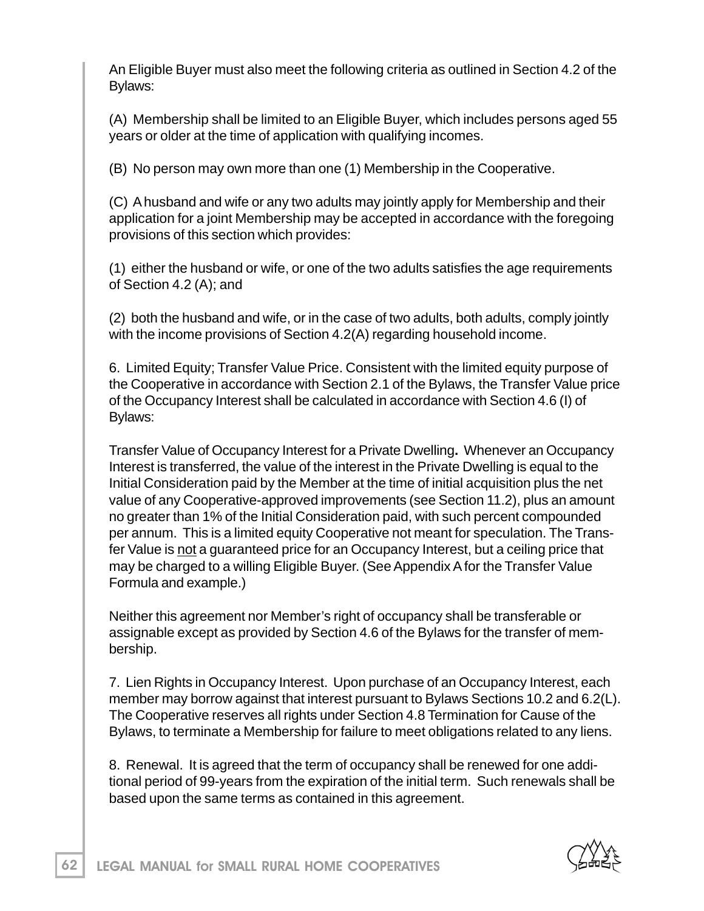An Eligible Buyer must also meet the following criteria as outlined in Section 4.2 of the Bylaws:

(A) Membership shall be limited to an Eligible Buyer, which includes persons aged 55 years or older at the time of application with qualifying incomes.

(B) No person may own more than one (1) Membership in the Cooperative.

(C) A husband and wife or any two adults may jointly apply for Membership and their application for a joint Membership may be accepted in accordance with the foregoing provisions of this section which provides:

(1) either the husband or wife, or one of the two adults satisfies the age requirements of Section 4.2 (A); and

(2) both the husband and wife, or in the case of two adults, both adults, comply jointly with the income provisions of Section 4.2(A) regarding household income.

6. Limited Equity; Transfer Value Price. Consistent with the limited equity purpose of the Cooperative in accordance with Section 2.1 of the Bylaws, the Transfer Value price of the Occupancy Interest shall be calculated in accordance with Section 4.6 (I) of Bylaws:

Transfer Value of Occupancy Interest for a Private Dwelling**.** Whenever an Occupancy Interest is transferred, the value of the interest in the Private Dwelling is equal to the Initial Consideration paid by the Member at the time of initial acquisition plus the net value of any Cooperative-approved improvements (see Section 11.2), plus an amount no greater than 1% of the Initial Consideration paid, with such percent compounded per annum. This is a limited equity Cooperative not meant for speculation. The Transfer Value is <u>not</u> a guaranteed price for an Occupancy Interest, but a ceiling price that may be charged to a willing Eligible Buyer. (See Appendix A for the Transfer Value Formula and example.)

Neither this agreement nor Member's right of occupancy shall be transferable or assignable except as provided by Section 4.6 of the Bylaws for the transfer of membership.

7. Lien Rights in Occupancy Interest. Upon purchase of an Occupancy Interest, each member may borrow against that interest pursuant to Bylaws Sections 10.2 and 6.2(L). The Cooperative reserves all rights under Section 4.8 Termination for Cause of the Bylaws, to terminate a Membership for failure to meet obligations related to any liens.

8. Renewal. It is agreed that the term of occupancy shall be renewed for one additional period of 99-years from the expiration of the initial term. Such renewals shall be based upon the same terms as contained in this agreement.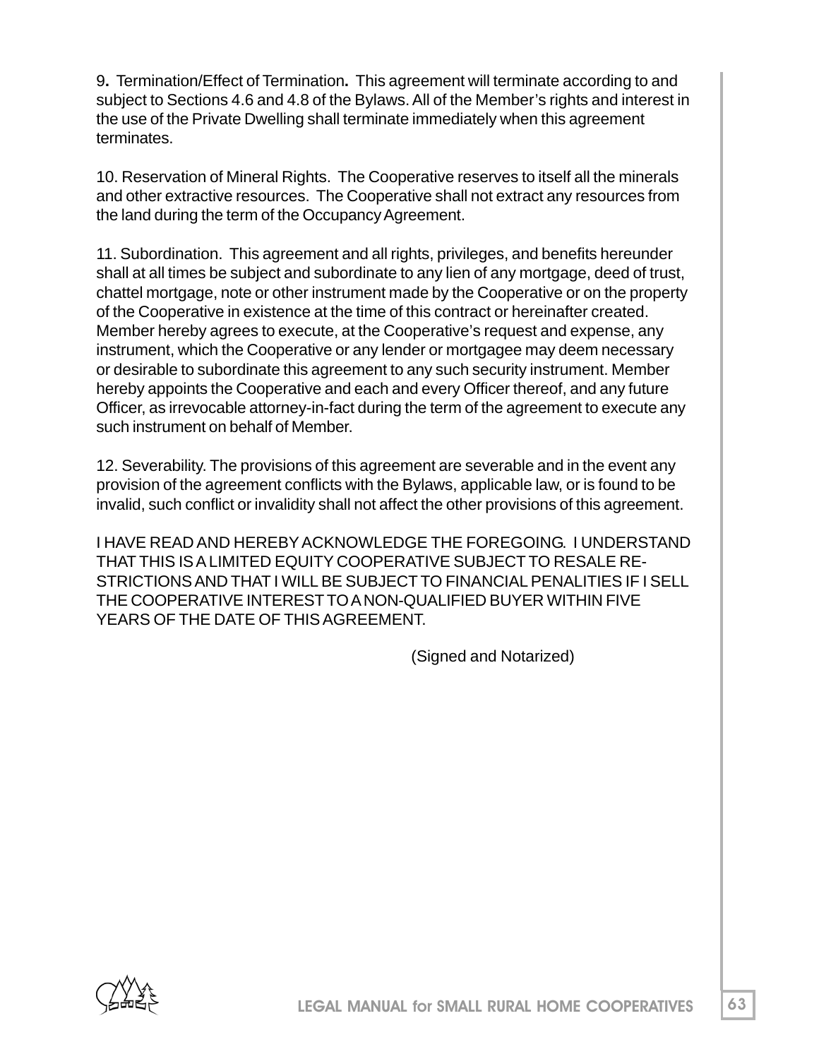9**.** Termination/Effect of Termination**.** This agreement will terminate according to and subject to Sections 4.6 and 4.8 of the Bylaws. All of the Member's rights and interest in the use of the Private Dwelling shall terminate immediately when this agreement terminates.

10. Reservation of Mineral Rights. The Cooperative reserves to itself all the minerals and other extractive resources. The Cooperative shall not extract any resources from the land during the term of the Occupancy Agreement.

11. Subordination. This agreement and all rights, privileges, and benefits hereunder shall at all times be subject and subordinate to any lien of any mortgage, deed of trust, chattel mortgage, note or other instrument made by the Cooperative or on the property of the Cooperative in existence at the time of this contract or hereinafter created. Member hereby agrees to execute, at the Cooperative's request and expense, any instrument, which the Cooperative or any lender or mortgagee may deem necessary or desirable to subordinate this agreement to any such security instrument. Member hereby appoints the Cooperative and each and every Officer thereof, and any future Officer, as irrevocable attorney-in-fact during the term of the agreement to execute any such instrument on behalf of Member.

12. Severability. The provisions of this agreement are severable and in the event any provision of the agreement conflicts with the Bylaws, applicable law, or is found to be invalid, such conflict or invalidity shall not affect the other provisions of this agreement.

I HAVE READ AND HEREBY ACKNOWLEDGE THE FOREGOING. I UNDERSTAND THAT THIS IS A LIMITED EQUITY COOPERATIVE SUBJECT TO RESALE RESTRICTIONS AND THAT I WILL BE SUBJECT TO FINANCIAL PENALITIES IF I SELL THE COOPERATIVE INTEREST TO A NON-QUALIFIED BUYER WITHIN FIVE YEARS OF THE DATE OF THIS AGREEMENT.

(Signed and Notarized)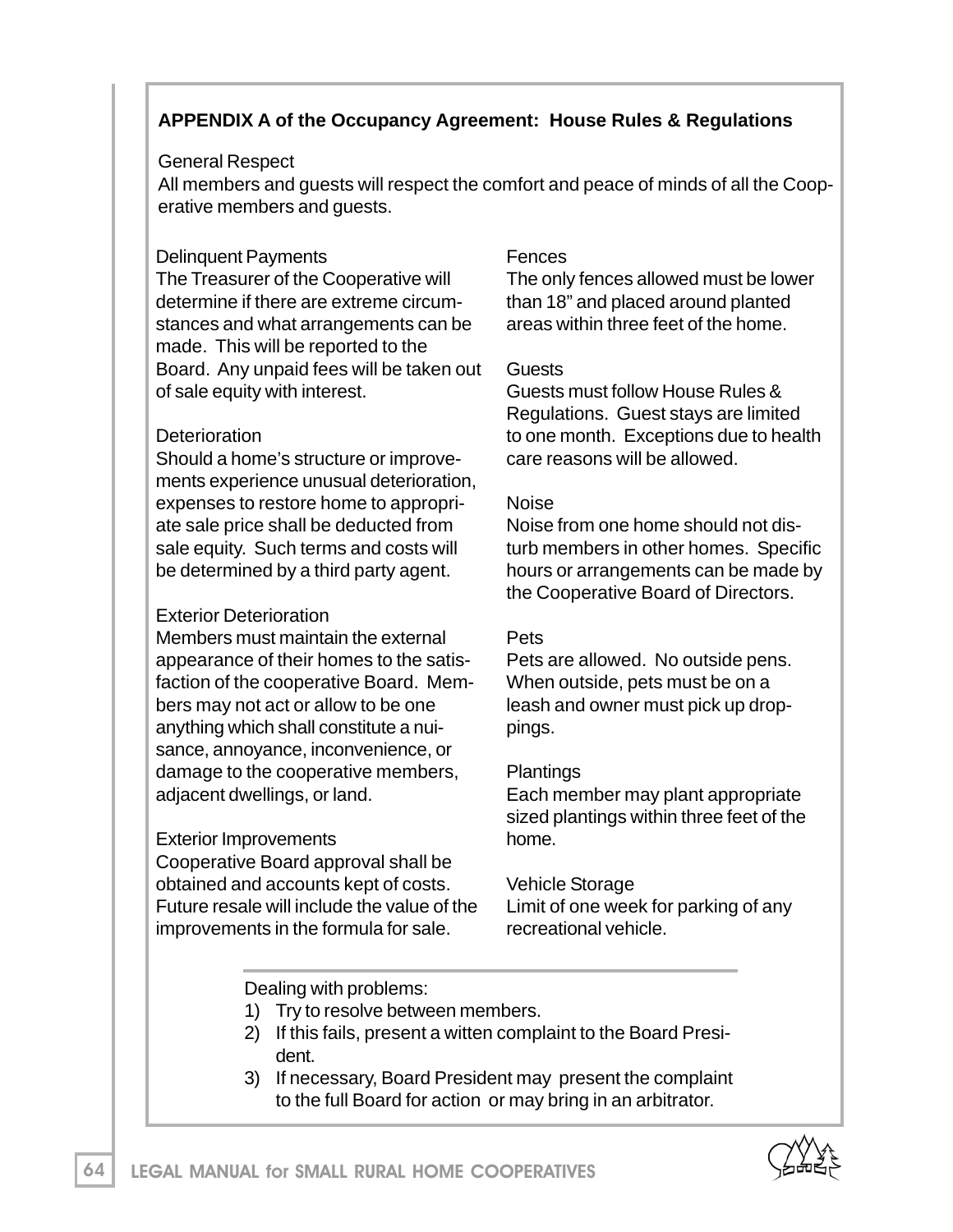## APPENDIX A of the Occupancy Agreement: House Rules & Regulations

General Respect

All members and guests will respect the comfort and peace of minds of all the Cooperative members and guests.

Delinquent Payments

The Treasurer of the Cooperative will determine if there are extreme circumstances and what arrangements can be made. This will be reported to the Board. Any unpaid fees will be taken out of sale equity with interest.

Deterioration

Should a home's structure or improvements experience unusual deterioration, expenses to restore home to appropriate sale price shall be deducted from sale equity. Such terms and costs will be determined by a third party agent.

Exterior Deterioration

Members must maintain the external appearance of their homes to the satisfaction of the cooperative Board. Members may not act or allow to be one anything which shall constitute a nuisance, annoyance, inconvenience, or damage to the cooperative members, adjacent dwellings, or land.

Exterior Improvements

Cooperative Board approval shall be obtained and accounts kept of costs. Future resale will include the value of the improvements in the formula for sale.

Fences

The only fences allowed must be lower than 18" and placed around planted areas within three feet of the home.

Guests

Guests must follow House Rules & Regulations. Guest stays are limited to one month. Exceptions due to health care reasons will be allowed.

Noise

Noise from one home should not disturb members in other homes. Specific hours or arrangements can be made by the Cooperative Board of Directors.

Pets

Pets are allowed. No outside pens. When outside, pets must be on a leash and owner must pick up droppings.

Plantings

Each member may plant appropriate sized plantings within three feet of the home.

Vehicle Storage

Limit of one week for parking of any recreational vehicle.

---

Dealing with problems:

1) Try to resolve between members.
2) If this fails, present a witten complaint to the Board President.
3) If necessary, Board President may present the complaint to the full Board for action or may bring in an arbitrator.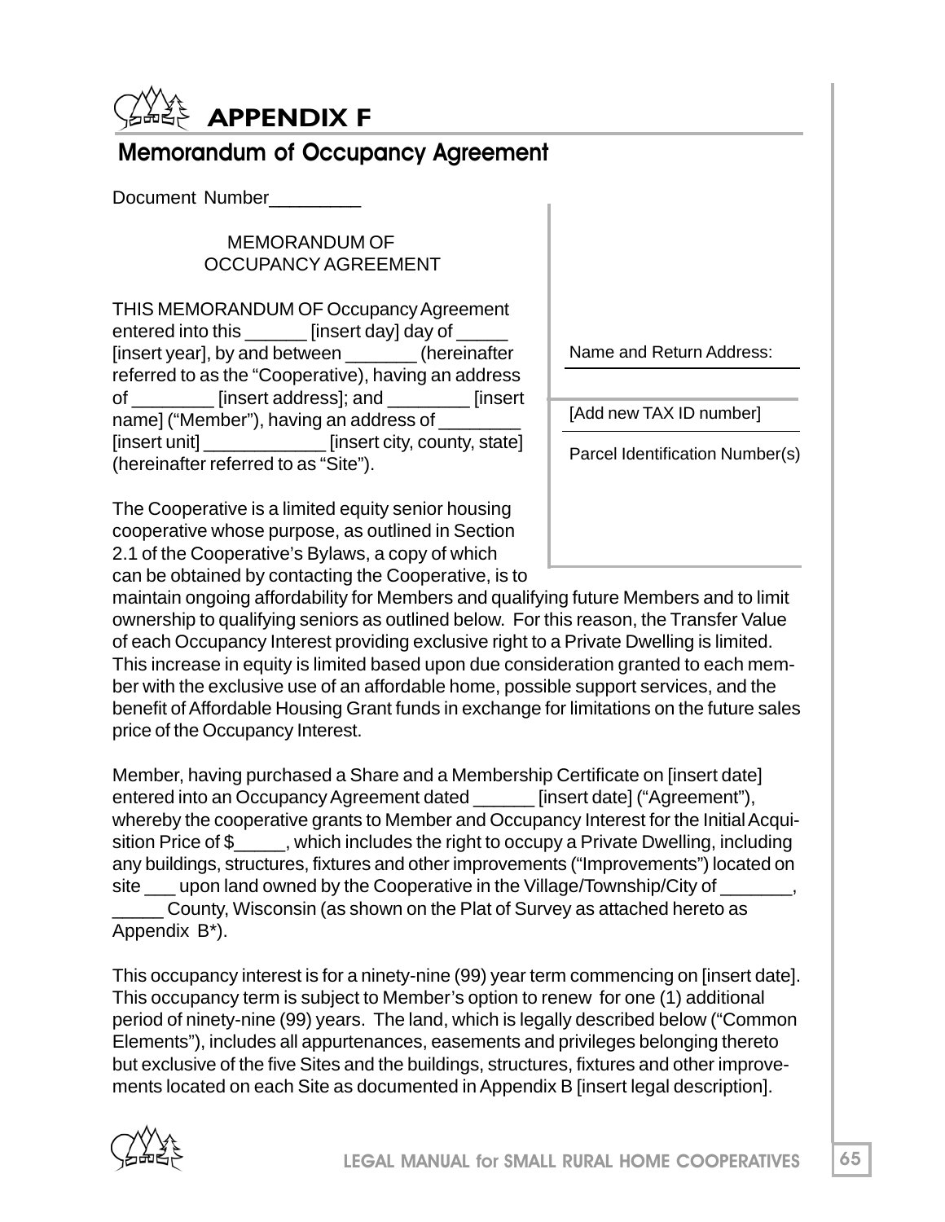# APPENDIX F

## Memorandum of Occupancy Agreement

Document Number_________

MEMORANDUM OF
OCCUPANCY AGREEMENT

THIS MEMORANDUM OF Occupancy Agreement entered into this ______ [insert day] day of _____ [insert year], by and between _______ (hereinafter referred to as the "Cooperative), having an address of ________ [insert address]; and ________ [insert name] ("Member"), having an address of ________ [insert unit] ____________ [insert city, county, state] (hereinafter referred to as "Site").

Name and Return Address:

[Add new TAX ID number]

Parcel Identification Number(s)

The Cooperative is a limited equity senior housing cooperative whose purpose, as outlined in Section 2.1 of the Cooperative's Bylaws, a copy of which can be obtained by contacting the Cooperative, is to maintain ongoing affordability for Members and qualifying future Members and to limit ownership to qualifying seniors as outlined below. For this reason, the Transfer Value of each Occupancy Interest providing exclusive right to a Private Dwelling is limited. This increase in equity is limited based upon due consideration granted to each member with the exclusive use of an affordable home, possible support services, and the benefit of Affordable Housing Grant funds in exchange for limitations on the future sales price of the Occupancy Interest.

Member, having purchased a Share and a Membership Certificate on [insert date] entered into an Occupancy Agreement dated ______ [insert date] ("Agreement"), whereby the cooperative grants to Member and Occupancy Interest for the Initial Acquisition Price of $_____, which includes the right to occupy a Private Dwelling, including any buildings, structures, fixtures and other improvements ("Improvements") located on site ___ upon land owned by the Cooperative in the Village/Township/City of _______, _____ County, Wisconsin (as shown on the Plat of Survey as attached hereto as Appendix B*).

This occupancy interest is for a ninety-nine (99) year term commencing on [insert date]. This occupancy term is subject to Member's option to renew for one (1) additional period of ninety-nine (99) years. The land, which is legally described below ("Common Elements"), includes all appurtenances, easements and privileges belonging thereto but exclusive of the five Sites and the buildings, structures, fixtures and other improvements located on each Site as documented in Appendix B [insert legal description].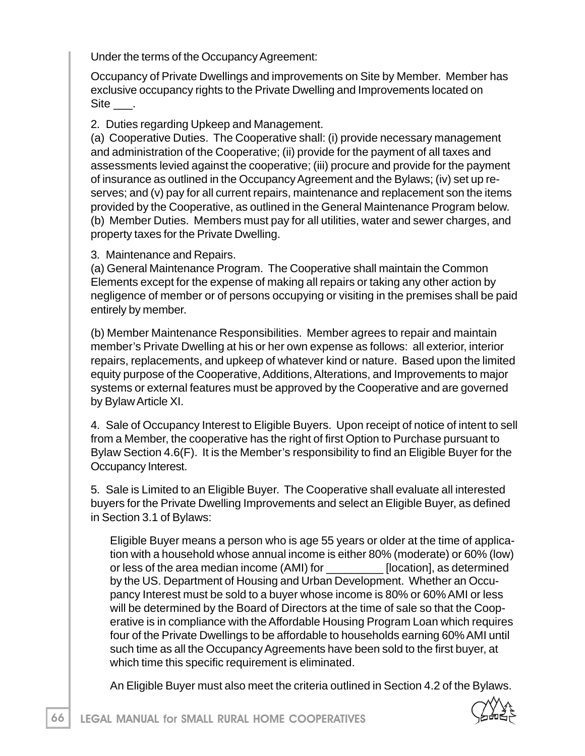Under the terms of the Occupancy Agreement:

Occupancy of Private Dwellings and improvements on Site by Member. Member has exclusive occupancy rights to the Private Dwelling and Improvements located on Site ___.

2. Duties regarding Upkeep and Management.
(a) Cooperative Duties. The Cooperative shall: (i) provide necessary management and administration of the Cooperative; (ii) provide for the payment of all taxes and assessments levied against the cooperative; (iii) procure and provide for the payment of insurance as outlined in the Occupancy Agreement and the Bylaws; (iv) set up reserves; and (v) pay for all current repairs, maintenance and replacement son the items provided by the Cooperative, as outlined in the General Maintenance Program below.
(b) Member Duties. Members must pay for all utilities, water and sewer charges, and property taxes for the Private Dwelling.

3. Maintenance and Repairs.
(a) General Maintenance Program. The Cooperative shall maintain the Common Elements except for the expense of making all repairs or taking any other action by negligence of member or of persons occupying or visiting in the premises shall be paid entirely by member.

(b) Member Maintenance Responsibilities. Member agrees to repair and maintain member's Private Dwelling at his or her own expense as follows: all exterior, interior repairs, replacements, and upkeep of whatever kind or nature. Based upon the limited equity purpose of the Cooperative, Additions, Alterations, and Improvements to major systems or external features must be approved by the Cooperative and are governed by Bylaw Article XI.

4. Sale of Occupancy Interest to Eligible Buyers. Upon receipt of notice of intent to sell from a Member, the cooperative has the right of first Option to Purchase pursuant to Bylaw Section 4.6(F). It is the Member's responsibility to find an Eligible Buyer for the Occupancy Interest.

5. Sale is Limited to an Eligible Buyer. The Cooperative shall evaluate all interested buyers for the Private Dwelling Improvements and select an Eligible Buyer, as defined in Section 3.1 of Bylaws:

> Eligible Buyer means a person who is age 55 years or older at the time of application with a household whose annual income is either 80% (moderate) or 60% (low) or less of the area median income (AMI) for _________ [location], as determined by the US. Department of Housing and Urban Development. Whether an Occupancy Interest must be sold to a buyer whose income is 80% or 60% AMI or less will be determined by the Board of Directors at the time of sale so that the Cooperative is in compliance with the Affordable Housing Program Loan which requires four of the Private Dwellings to be affordable to households earning 60% AMI until such time as all the Occupancy Agreements have been sold to the first buyer, at which time this specific requirement is eliminated.
>
> An Eligible Buyer must also meet the criteria outlined in Section 4.2 of the Bylaws.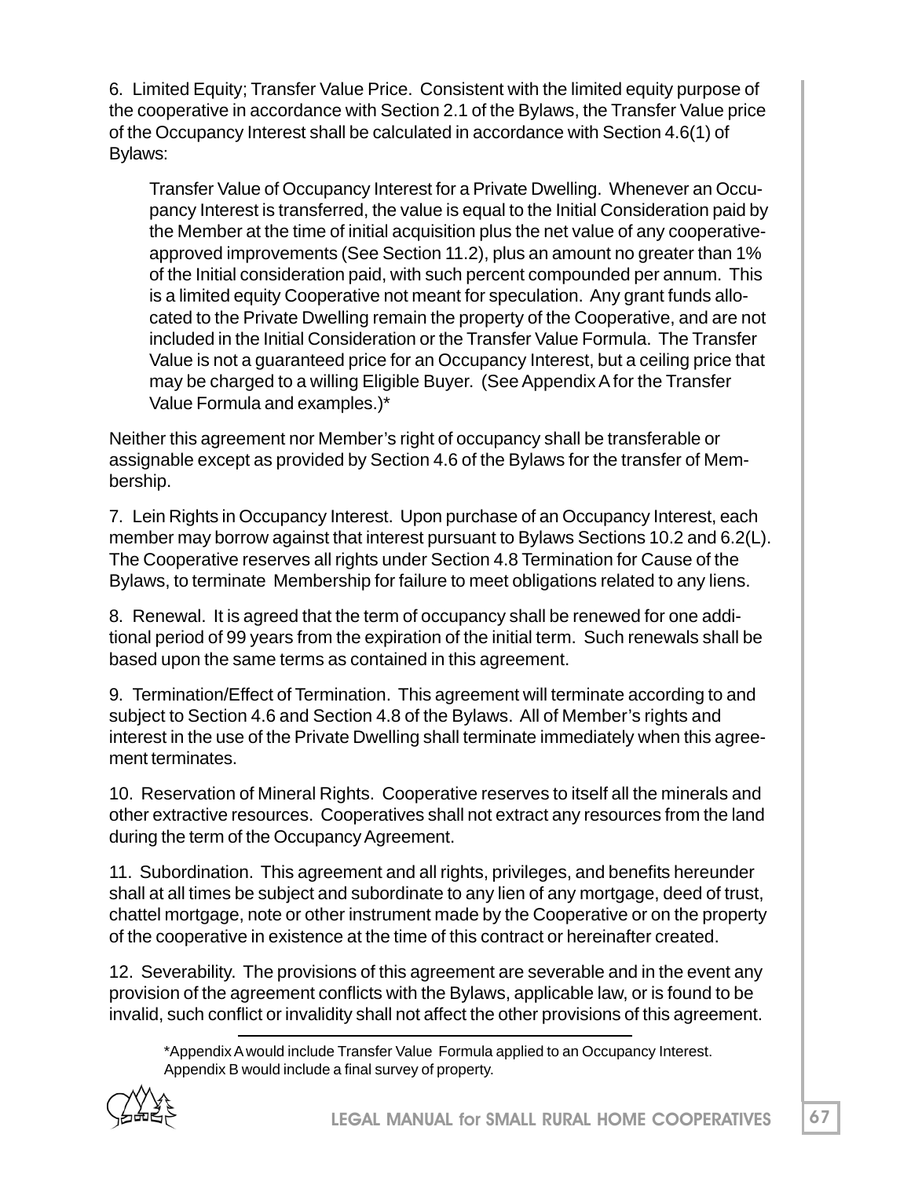6. Limited Equity; Transfer Value Price. Consistent with the limited equity purpose of the cooperative in accordance with Section 2.1 of the Bylaws, the Transfer Value price of the Occupancy Interest shall be calculated in accordance with Section 4.6(1) of Bylaws:

> Transfer Value of Occupancy Interest for a Private Dwelling. Whenever an Occupancy Interest is transferred, the value is equal to the Initial Consideration paid by the Member at the time of initial acquisition plus the net value of any cooperative-approved improvements (See Section 11.2), plus an amount no greater than 1% of the Initial consideration paid, with such percent compounded per annum. This is a limited equity Cooperative not meant for speculation. Any grant funds allocated to the Private Dwelling remain the property of the Cooperative, and are not included in the Initial Consideration or the Transfer Value Formula. The Transfer Value is not a guaranteed price for an Occupancy Interest, but a ceiling price that may be charged to a willing Eligible Buyer. (See Appendix A for the Transfer Value Formula and examples.)*

Neither this agreement nor Member's right of occupancy shall be transferable or assignable except as provided by Section 4.6 of the Bylaws for the transfer of Membership.

7. Lein Rights in Occupancy Interest. Upon purchase of an Occupancy Interest, each member may borrow against that interest pursuant to Bylaws Sections 10.2 and 6.2(L). The Cooperative reserves all rights under Section 4.8 Termination for Cause of the Bylaws, to terminate Membership for failure to meet obligations related to any liens.

8. Renewal. It is agreed that the term of occupancy shall be renewed for one additional period of 99 years from the expiration of the initial term. Such renewals shall be based upon the same terms as contained in this agreement.

9. Termination/Effect of Termination. This agreement will terminate according to and subject to Section 4.6 and Section 4.8 of the Bylaws. All of Member's rights and interest in the use of the Private Dwelling shall terminate immediately when this agreement terminates.

10. Reservation of Mineral Rights. Cooperative reserves to itself all the minerals and other extractive resources. Cooperatives shall not extract any resources from the land during the term of the Occupancy Agreement.

11. Subordination. This agreement and all rights, privileges, and benefits hereunder shall at all times be subject and subordinate to any lien of any mortgage, deed of trust, chattel mortgage, note or other instrument made by the Cooperative or on the property of the cooperative in existence at the time of this contract or hereinafter created.

12. Severability. The provisions of this agreement are severable and in the event any provision of the agreement conflicts with the Bylaws, applicable law, or is found to be invalid, such conflict or invalidity shall not affect the other provisions of this agreement.

---

*Appendix A would include Transfer Value Formula applied to an Occupancy Interest. Appendix B would include a final survey of property.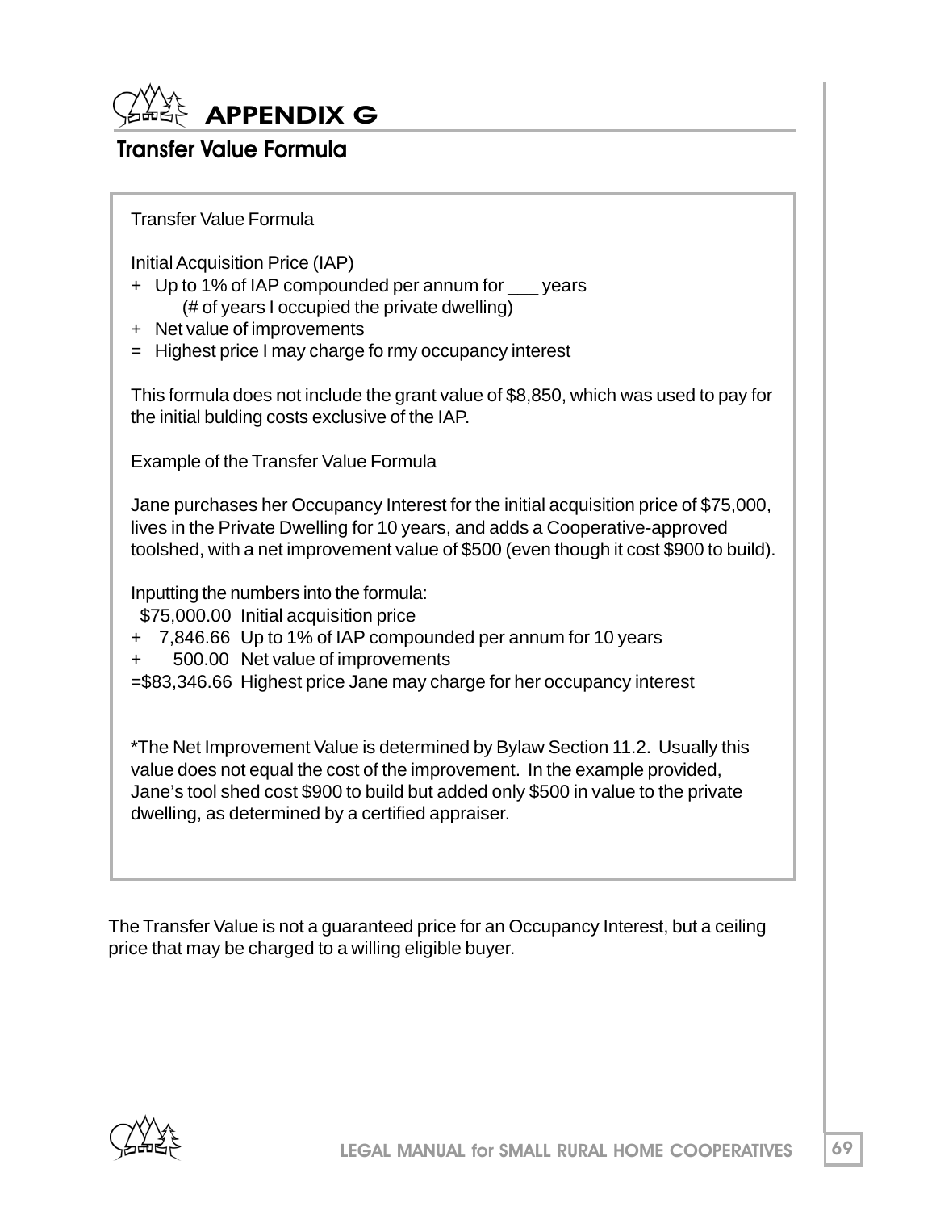# APPENDIX G

## Transfer Value Formula

Transfer Value Formula

Initial Acquisition Price (IAP)
+ Up to 1% of IAP compounded per annum for ___ years
  (# of years I occupied the private dwelling)
+ Net value of improvements
= Highest price I may charge fo rmy occupancy interest

This formula does not include the grant value of $8,850, which was used to pay for the initial bulding costs exclusive of the IAP.

Example of the Transfer Value Formula

Jane purchases her Occupancy Interest for the initial acquisition price of $75,000, lives in the Private Dwelling for 10 years, and adds a Cooperative-approved toolshed, with a net improvement value of $500 (even though it cost $900 to build).

Inputting the numbers into the formula:

  $75,000.00 Initial acquisition price
+ 7,846.66 Up to 1% of IAP compounded per annum for 10 years
+ 500.00 Net value of improvements
=$83,346.66 Highest price Jane may charge for her occupancy interest

*The Net Improvement Value is determined by Bylaw Section 11.2. Usually this value does not equal the cost of the improvement. In the example provided, Jane's tool shed cost $900 to build but added only $500 in value to the private dwelling, as determined by a certified appraiser.

The Transfer Value is not a guaranteed price for an Occupancy Interest, but a ceiling price that may be charged to a willing eligible buyer.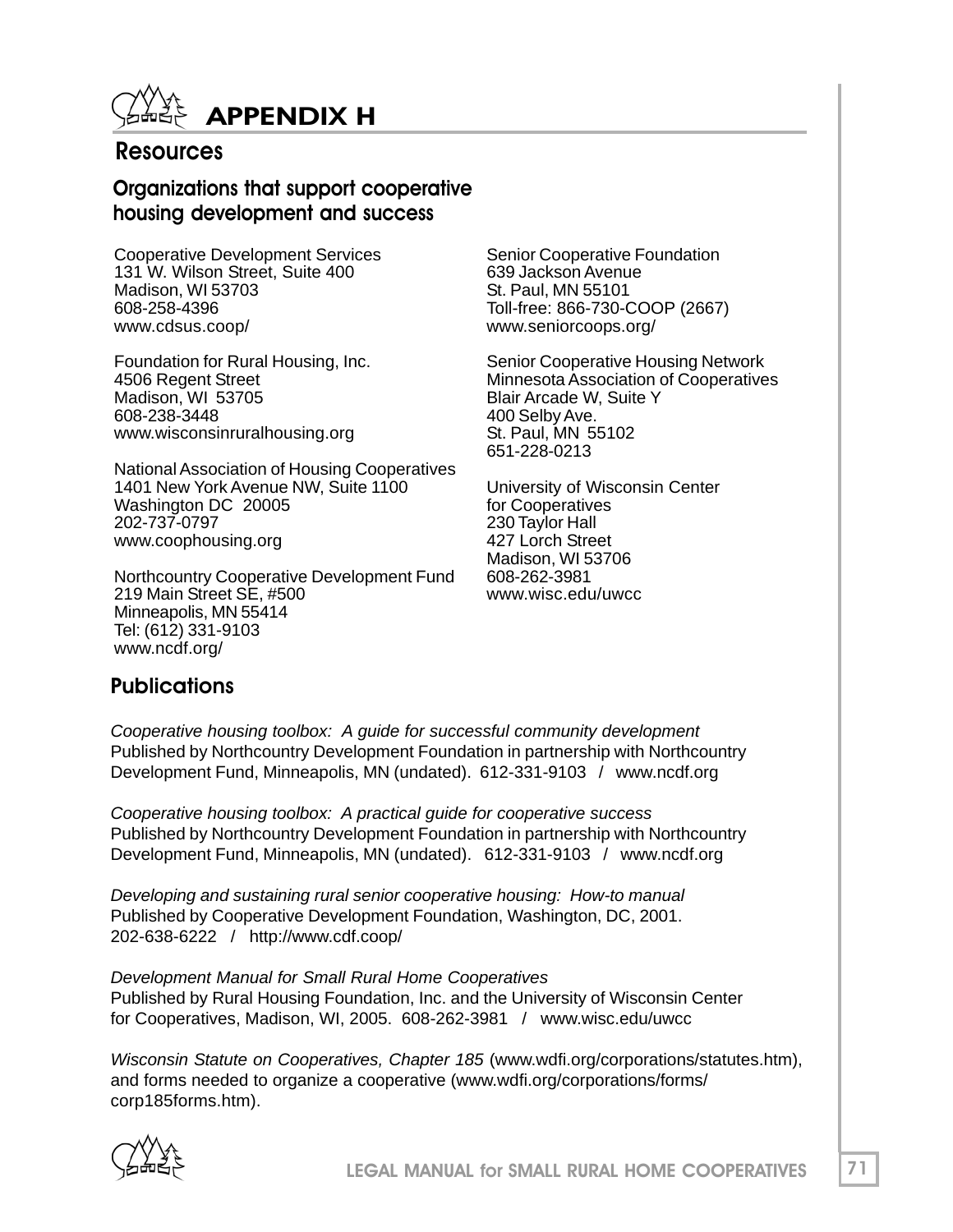# APPENDIX H

## Resources

### Organizations that support cooperative housing development and success

Cooperative Development Services
131 W. Wilson Street, Suite 400
Madison, WI 53703
608-258-4396
www.cdsus.coop/

Foundation for Rural Housing, Inc.
4506 Regent Street
Madison, WI 53705
608-238-3448
www.wisconsinruralhousing.org

National Association of Housing Cooperatives
1401 New York Avenue NW, Suite 1100
Washington DC 20005
202-737-0797
www.coophousing.org

Northcountry Cooperative Development Fund
219 Main Street SE, #500
Minneapolis, MN 55414
Tel: (612) 331-9103
www.ncdf.org/

Senior Cooperative Foundation
639 Jackson Avenue
St. Paul, MN 55101
Toll-free: 866-730-COOP (2667)
www.seniorcoops.org/

Senior Cooperative Housing Network
Minnesota Association of Cooperatives
Blair Arcade W, Suite Y
400 Selby Ave.
St. Paul, MN 55102
651-228-0213

University of Wisconsin Center for Cooperatives
230 Taylor Hall
427 Lorch Street
Madison, WI 53706
608-262-3981
www.wisc.edu/uwcc

### Publications

*Cooperative housing toolbox: A guide for successful community development*
Published by Northcountry Development Foundation in partnership with Northcountry Development Fund, Minneapolis, MN (undated). 612-331-9103 / www.ncdf.org

*Cooperative housing toolbox: A practical guide for cooperative success*
Published by Northcountry Development Foundation in partnership with Northcountry Development Fund, Minneapolis, MN (undated). 612-331-9103 / www.ncdf.org

*Developing and sustaining rural senior cooperative housing: How-to manual*
Published by Cooperative Development Foundation, Washington, DC, 2001.
202-638-6222 / http://www.cdf.coop/

*Development Manual for Small Rural Home Cooperatives*
Published by Rural Housing Foundation, Inc. and the University of Wisconsin Center for Cooperatives, Madison, WI, 2005. 608-262-3981 / www.wisc.edu/uwcc

*Wisconsin Statute on Cooperatives, Chapter 185* (www.wdfi.org/corporations/statutes.htm), and forms needed to organize a cooperative (www.wdfi.org/corporations/forms/corp185forms.htm).